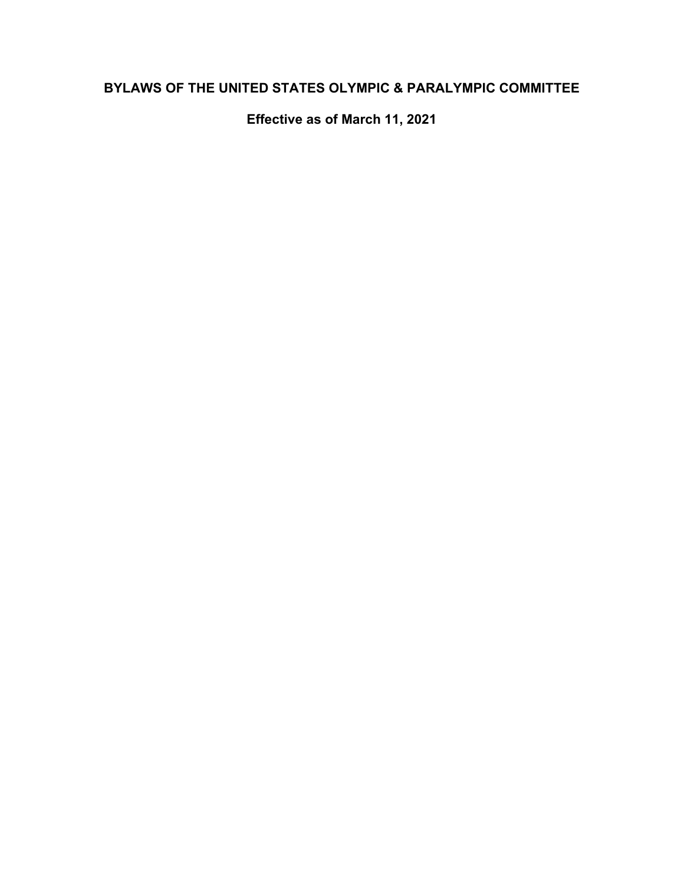# BYLAWS OF THE UNITED STATES OLYMPIC & PARALYMPIC COMMITTEE

**Effective as of March 11, 2021**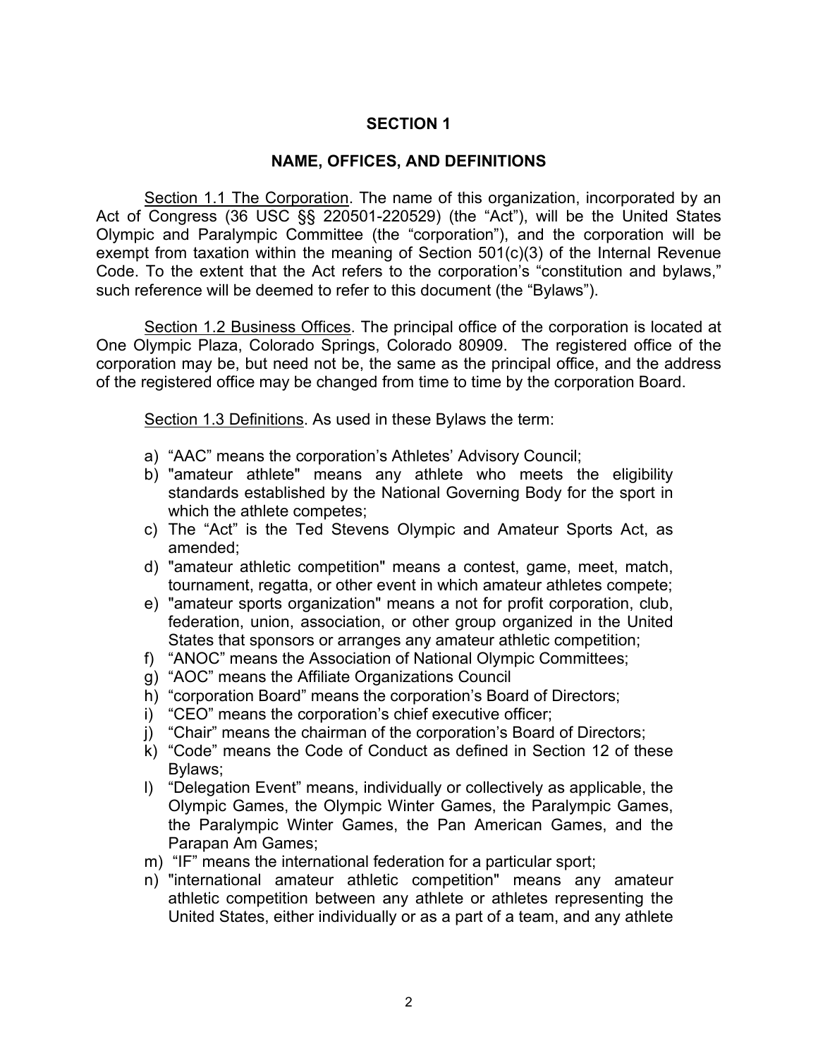# SECTION 1

## NAME, OFFICES, AND DEFINITIONS

Section 1.1 The Corporation. The name of this organization, incorporated by an Act of Congress (36 USC §§ 220501-220529) (the "Act"), will be the United States Olympic and Paralympic Committee (the "corporation"), and the corporation will be exempt from taxation within the meaning of Section 501(c)(3) of the Internal Revenue Code. To the extent that the Act refers to the corporation's "constitution and bylaws," such reference will be deemed to refer to this document (the "Bylaws").

Section 1.2 Business Offices. The principal office of the corporation is located at One Olympic Plaza, Colorado Springs, Colorado 80909. The registered office of the corporation may be, but need not be, the same as the principal office, and the address of the registered office may be changed from time to time by the corporation Board.

Section 1.3 Definitions. As used in these Bylaws the term:

a) "AAC" means the corporation's Athletes' Advisory Council;
b) "amateur athlete" means any athlete who meets the eligibility standards established by the National Governing Body for the sport in which the athlete competes;
c) The "Act" is the Ted Stevens Olympic and Amateur Sports Act, as amended;
d) "amateur athletic competition" means a contest, game, meet, match, tournament, regatta, or other event in which amateur athletes compete;
e) "amateur sports organization" means a not for profit corporation, club, federation, union, association, or other group organized in the United States that sponsors or arranges any amateur athletic competition;
f) "ANOC" means the Association of National Olympic Committees;
g) "AOC" means the Affiliate Organizations Council
h) "corporation Board" means the corporation's Board of Directors;
i) "CEO" means the corporation's chief executive officer;
j) "Chair" means the chairman of the corporation's Board of Directors;
k) "Code" means the Code of Conduct as defined in Section 12 of these Bylaws;
l) "Delegation Event" means, individually or collectively as applicable, the Olympic Games, the Olympic Winter Games, the Paralympic Games, the Paralympic Winter Games, the Pan American Games, and the Parapan Am Games;
m) "IF" means the international federation for a particular sport;
n) "international amateur athletic competition" means any amateur athletic competition between any athlete or athletes representing the United States, either individually or as a part of a team, and any athlete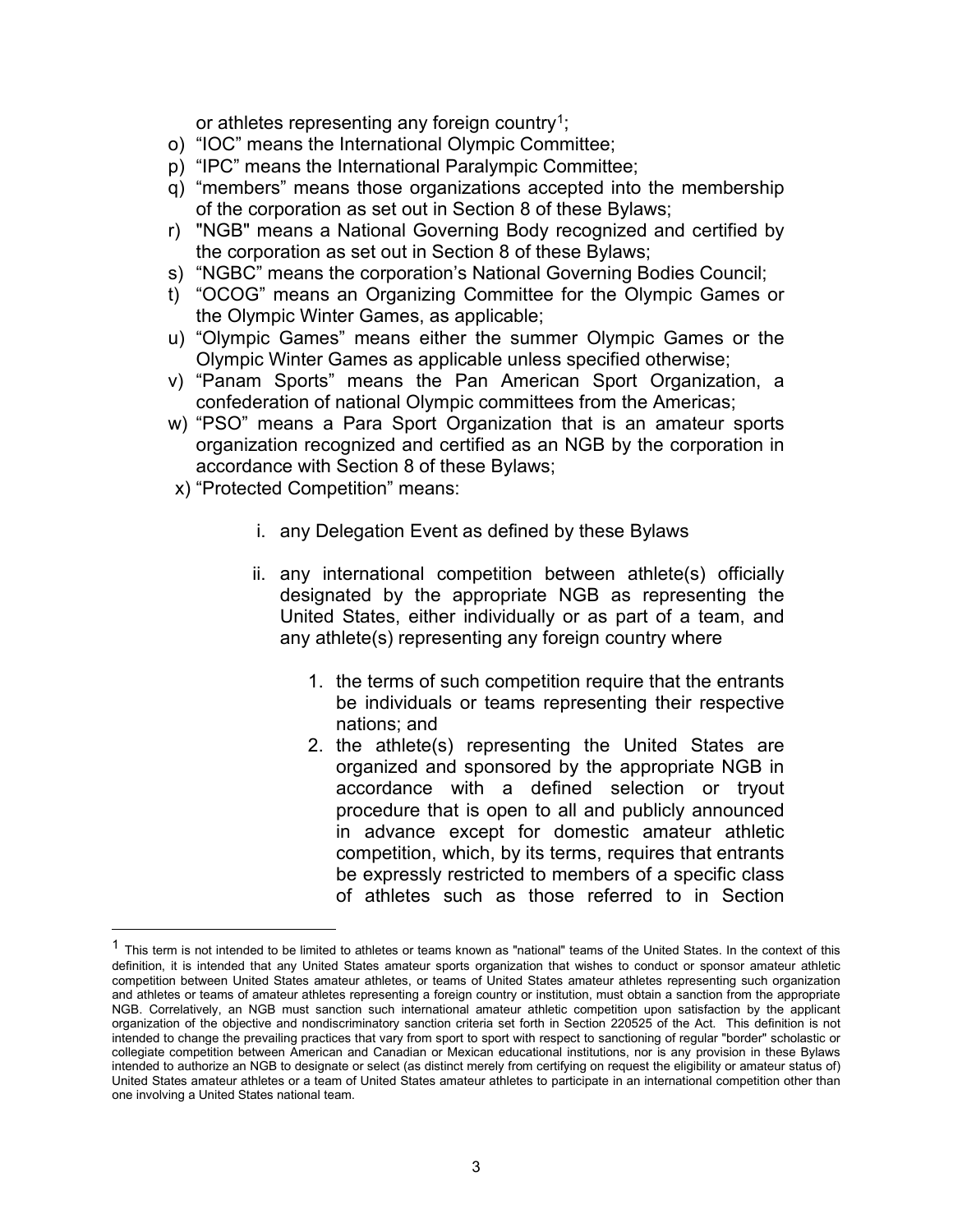or athletes representing any foreign country[1];

o) “IOC” means the International Olympic Committee;
p) “IPC” means the International Paralympic Committee;
q) “members” means those organizations accepted into the membership of the corporation as set out in Section 8 of these Bylaws;
r) "NGB" means a National Governing Body recognized and certified by the corporation as set out in Section 8 of these Bylaws;
s) “NGBC” means the corporation’s National Governing Bodies Council;
t) “OCOG” means an Organizing Committee for the Olympic Games or the Olympic Winter Games, as applicable;
u) “Olympic Games” means either the summer Olympic Games or the Olympic Winter Games as applicable unless specified otherwise;
v) “Panam Sports” means the Pan American Sport Organization, a confederation of national Olympic committees from the Americas;
w) “PSO” means a Para Sport Organization that is an amateur sports organization recognized and certified as an NGB by the corporation in accordance with Section 8 of these Bylaws;
x) “Protected Competition” means:

    i. any Delegation Event as defined by these Bylaws

    ii. any international competition between athlete(s) officially designated by the appropriate NGB as representing the United States, either individually or as part of a team, and any athlete(s) representing any foreign country where

        1. the terms of such competition require that the entrants be individuals or teams representing their respective nations; and
        2. the athlete(s) representing the United States are organized and sponsored by the appropriate NGB in accordance with a defined selection or tryout procedure that is open to all and publicly announced in advance except for domestic amateur athletic competition, which, by its terms, requires that entrants be expressly restricted to members of a specific class of athletes such as those referred to in Section

---

[1] This term is not intended to be limited to athletes or teams known as "national" teams of the United States. In the context of this definition, it is intended that any United States amateur sports organization that wishes to conduct or sponsor amateur athletic competition between United States amateur athletes, or teams of United States amateur athletes representing such organization and athletes or teams of amateur athletes representing a foreign country or institution, must obtain a sanction from the appropriate NGB. Correlatively, an NGB must sanction such international amateur athletic competition upon satisfaction by the applicant organization of the objective and nondiscriminatory sanction criteria set forth in Section 220525 of the Act. This definition is not intended to change the prevailing practices that vary from sport to sport with respect to sanctioning of regular "border" scholastic or collegiate competition between American and Canadian or Mexican educational institutions, nor is any provision in these Bylaws intended to authorize an NGB to designate or select (as distinct merely from certifying on request the eligibility or amateur status of) United States amateur athletes or a team of United States amateur athletes to participate in an international competition other than one involving a United States national team.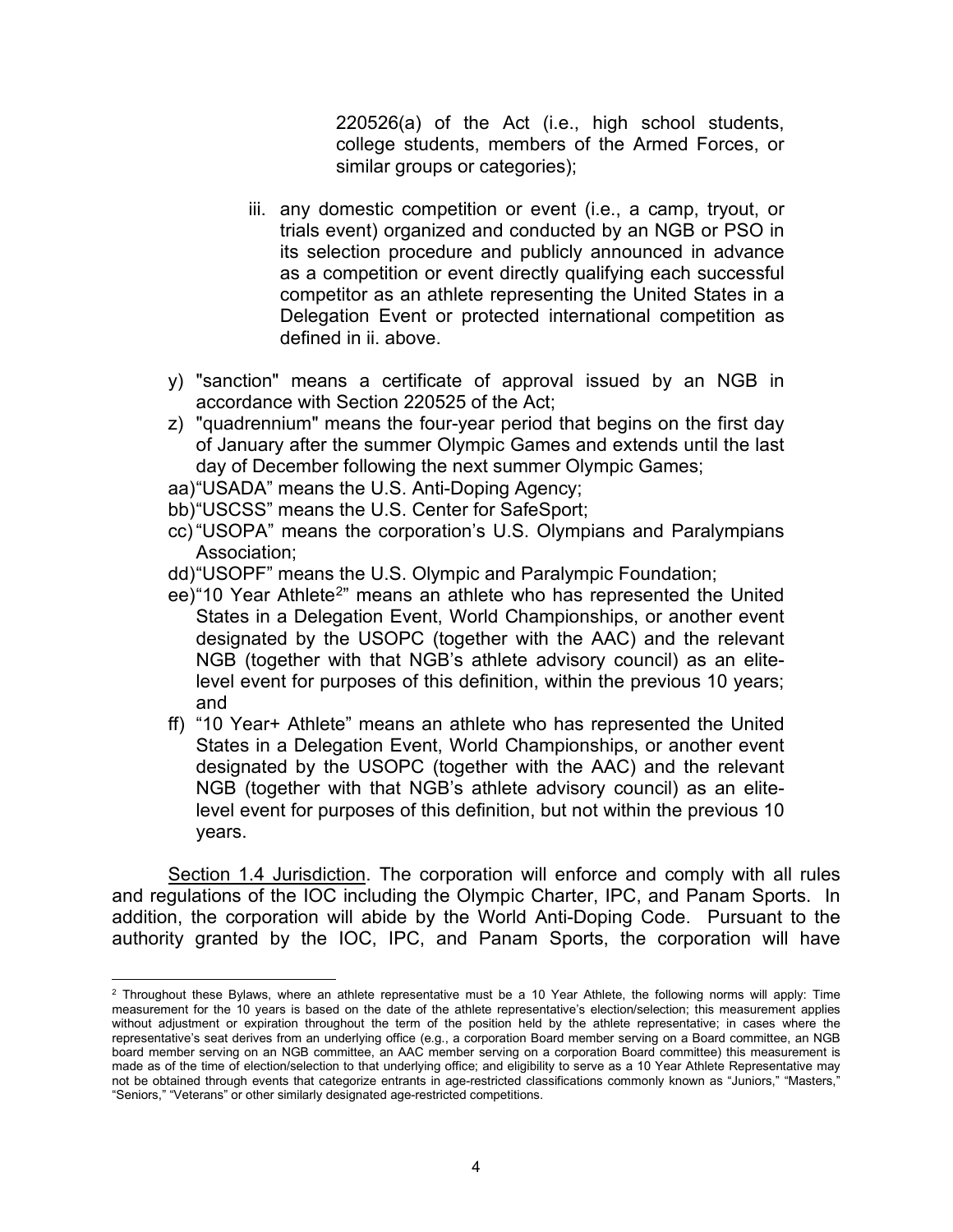220526(a) of the Act (i.e., high school students, college students, members of the Armed Forces, or similar groups or categories);

iii. any domestic competition or event (i.e., a camp, tryout, or trials event) organized and conducted by an NGB or PSO in its selection procedure and publicly announced in advance as a competition or event directly qualifying each successful competitor as an athlete representing the United States in a Delegation Event or protected international competition as defined in ii. above.

y) "sanction" means a certificate of approval issued by an NGB in accordance with Section 220525 of the Act;

z) "quadrennium" means the four-year period that begins on the first day of January after the summer Olympic Games and extends until the last day of December following the next summer Olympic Games;

aa) "USADA" means the U.S. Anti-Doping Agency;

bb) "USCSS" means the U.S. Center for SafeSport;

cc) "USOPA" means the corporation's U.S. Olympians and Paralympians Association;

dd) "USOPF" means the U.S. Olympic and Paralympic Foundation;

ee) "10 Year Athlete[2]" means an athlete who has represented the United States in a Delegation Event, World Championships, or another event designated by the USOPC (together with the AAC) and the relevant NGB (together with that NGB's athlete advisory council) as an elite-level event for purposes of this definition, within the previous 10 years; and

ff) "10 Year+ Athlete" means an athlete who has represented the United States in a Delegation Event, World Championships, or another event designated by the USOPC (together with the AAC) and the relevant NGB (together with that NGB's athlete advisory council) as an elite-level event for purposes of this definition, but not within the previous 10 years.

Section 1.4 Jurisdiction. The corporation will enforce and comply with all rules and regulations of the IOC including the Olympic Charter, IPC, and Panam Sports. In addition, the corporation will abide by the World Anti-Doping Code. Pursuant to the authority granted by the IOC, IPC, and Panam Sports, the corporation will have

[2] Throughout these Bylaws, where an athlete representative must be a 10 Year Athlete, the following norms will apply: Time measurement for the 10 years is based on the date of the athlete representative's election/selection; this measurement applies without adjustment or expiration throughout the term of the position held by the athlete representative; in cases where the representative's seat derives from an underlying office (e.g., a corporation Board member serving on a Board committee, an NGB board member serving on an NGB committee, an AAC member serving on a corporation Board committee) this measurement is made as of the time of election/selection to that underlying office; and eligibility to serve as a 10 Year Athlete Representative may not be obtained through events that categorize entrants in age-restricted classifications commonly known as "Juniors," "Masters," "Seniors," "Veterans" or other similarly designated age-restricted competitions.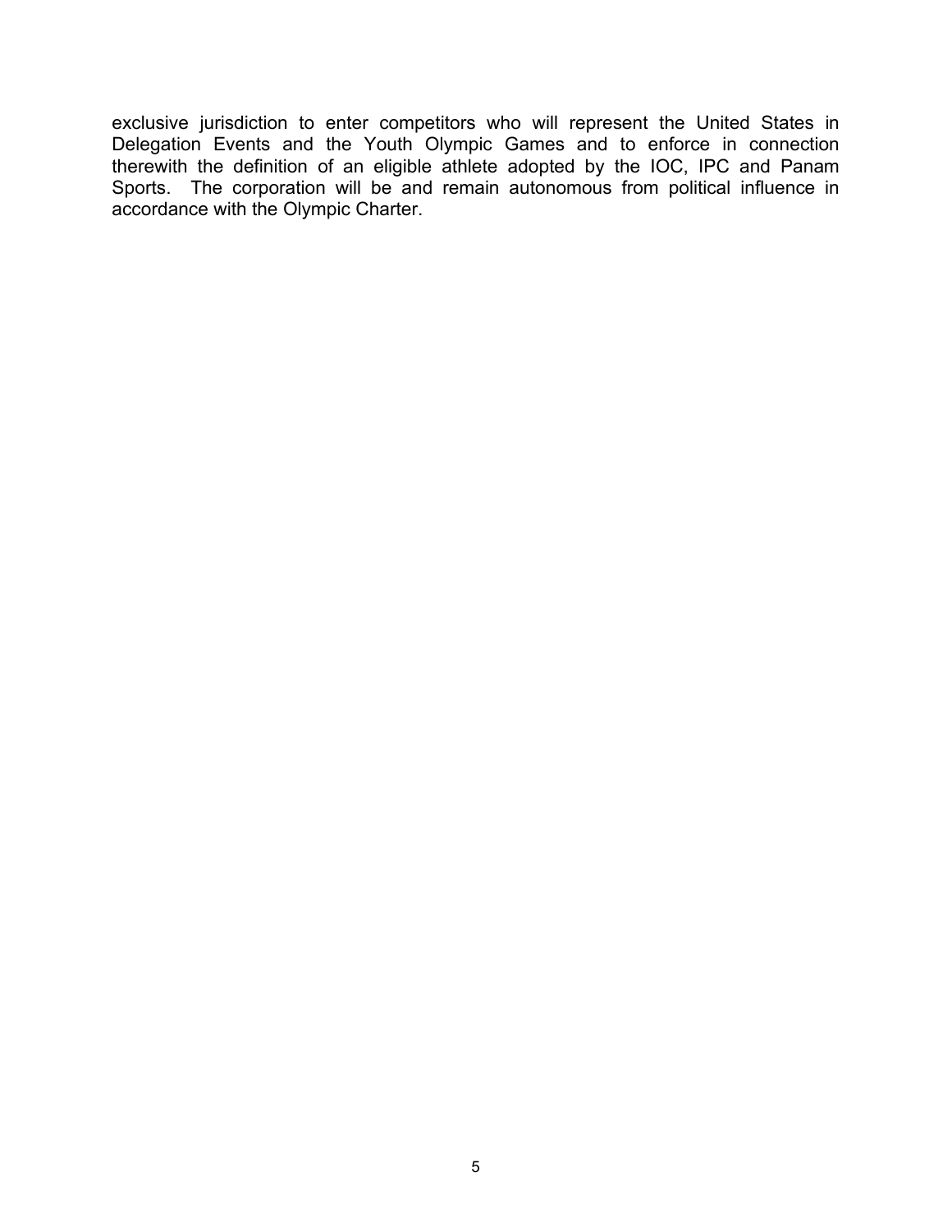exclusive jurisdiction to enter competitors who will represent the United States in Delegation Events and the Youth Olympic Games and to enforce in connection therewith the definition of an eligible athlete adopted by the IOC, IPC and Panam Sports. The corporation will be and remain autonomous from political influence in accordance with the Olympic Charter.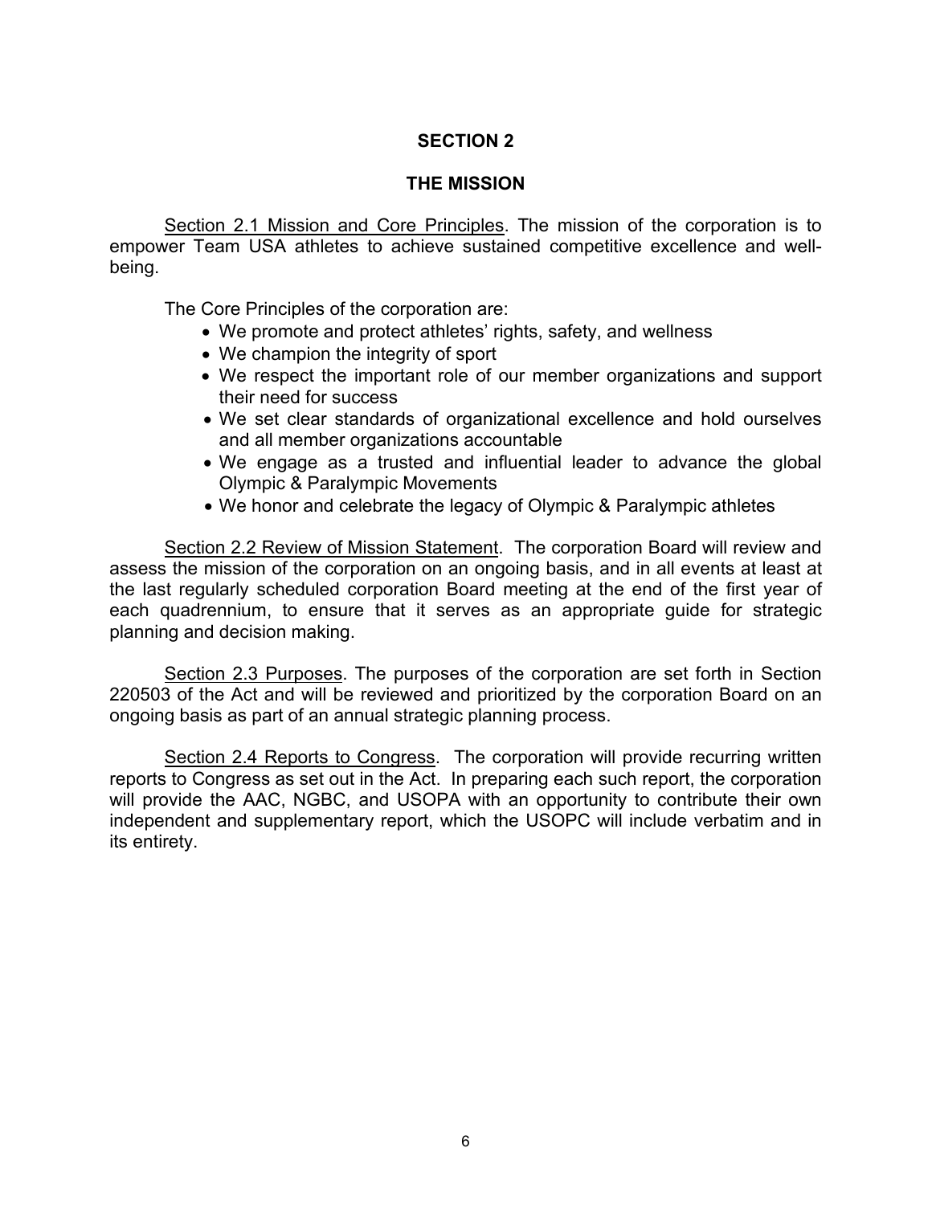# SECTION 2

## THE MISSION

Section 2.1 Mission and Core Principles. The mission of the corporation is to empower Team USA athletes to achieve sustained competitive excellence and well-being.

The Core Principles of the corporation are:

- We promote and protect athletes' rights, safety, and wellness
- We champion the integrity of sport
- We respect the important role of our member organizations and support their need for success
- We set clear standards of organizational excellence and hold ourselves and all member organizations accountable
- We engage as a trusted and influential leader to advance the global Olympic & Paralympic Movements
- We honor and celebrate the legacy of Olympic & Paralympic athletes

Section 2.2 Review of Mission Statement. The corporation Board will review and assess the mission of the corporation on an ongoing basis, and in all events at least at the last regularly scheduled corporation Board meeting at the end of the first year of each quadrennium, to ensure that it serves as an appropriate guide for strategic planning and decision making.

Section 2.3 Purposes. The purposes of the corporation are set forth in Section 220503 of the Act and will be reviewed and prioritized by the corporation Board on an ongoing basis as part of an annual strategic planning process.

Section 2.4 Reports to Congress. The corporation will provide recurring written reports to Congress as set out in the Act. In preparing each such report, the corporation will provide the AAC, NGBC, and USOPA with an opportunity to contribute their own independent and supplementary report, which the USOPC will include verbatim and in its entirety.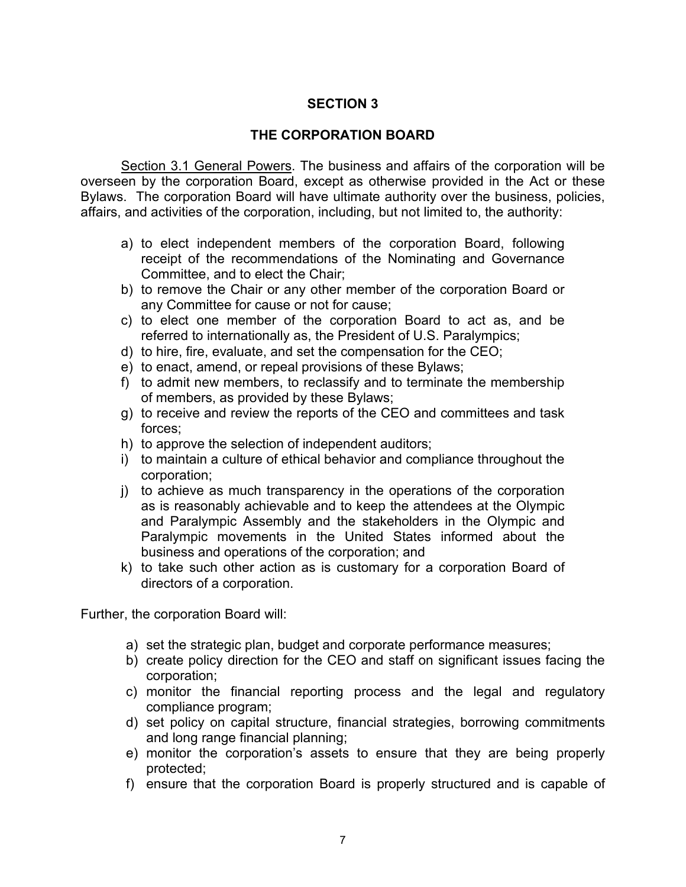## SECTION 3

## THE CORPORATION BOARD

Section 3.1 General Powers. The business and affairs of the corporation will be overseen by the corporation Board, except as otherwise provided in the Act or these Bylaws. The corporation Board will have ultimate authority over the business, policies, affairs, and activities of the corporation, including, but not limited to, the authority:

a) to elect independent members of the corporation Board, following receipt of the recommendations of the Nominating and Governance Committee, and to elect the Chair;
b) to remove the Chair or any other member of the corporation Board or any Committee for cause or not for cause;
c) to elect one member of the corporation Board to act as, and be referred to internationally as, the President of U.S. Paralympics;
d) to hire, fire, evaluate, and set the compensation for the CEO;
e) to enact, amend, or repeal provisions of these Bylaws;
f) to admit new members, to reclassify and to terminate the membership of members, as provided by these Bylaws;
g) to receive and review the reports of the CEO and committees and task forces;
h) to approve the selection of independent auditors;
i) to maintain a culture of ethical behavior and compliance throughout the corporation;
j) to achieve as much transparency in the operations of the corporation as is reasonably achievable and to keep the attendees at the Olympic and Paralympic Assembly and the stakeholders in the Olympic and Paralympic movements in the United States informed about the business and operations of the corporation; and
k) to take such other action as is customary for a corporation Board of directors of a corporation.

Further, the corporation Board will:

a) set the strategic plan, budget and corporate performance measures;
b) create policy direction for the CEO and staff on significant issues facing the corporation;
c) monitor the financial reporting process and the legal and regulatory compliance program;
d) set policy on capital structure, financial strategies, borrowing commitments and long range financial planning;
e) monitor the corporation's assets to ensure that they are being properly protected;
f) ensure that the corporation Board is properly structured and is capable of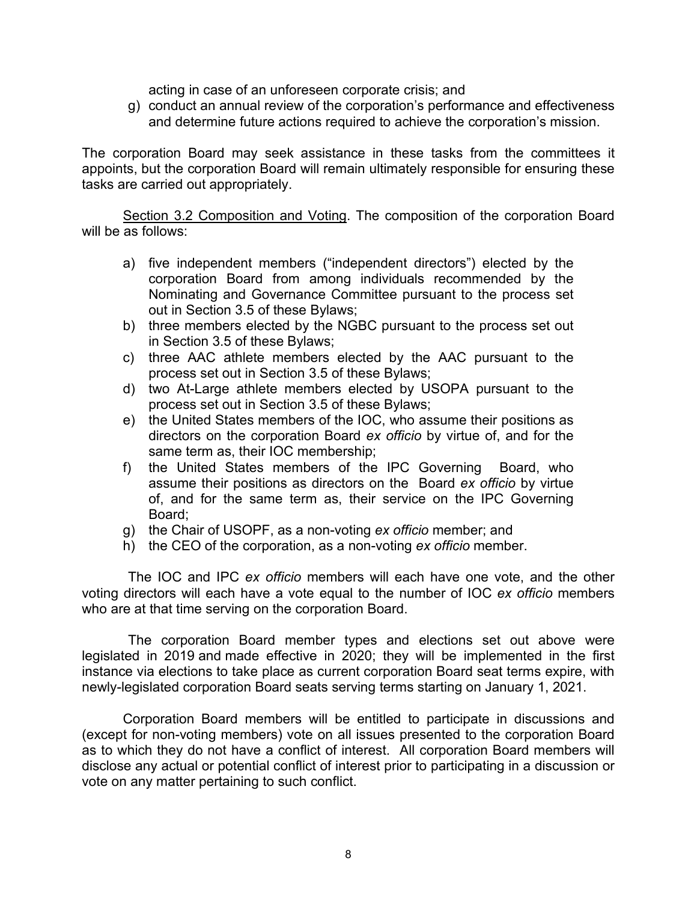acting in case of an unforeseen corporate crisis; and

g) conduct an annual review of the corporation's performance and effectiveness and determine future actions required to achieve the corporation's mission.

The corporation Board may seek assistance in these tasks from the committees it appoints, but the corporation Board will remain ultimately responsible for ensuring these tasks are carried out appropriately.

Section 3.2 Composition and Voting. The composition of the corporation Board will be as follows:

a) five independent members ("independent directors") elected by the corporation Board from among individuals recommended by the Nominating and Governance Committee pursuant to the process set out in Section 3.5 of these Bylaws;
b) three members elected by the NGBC pursuant to the process set out in Section 3.5 of these Bylaws;
c) three AAC athlete members elected by the AAC pursuant to the process set out in Section 3.5 of these Bylaws;
d) two At-Large athlete members elected by USOPA pursuant to the process set out in Section 3.5 of these Bylaws;
e) the United States members of the IOC, who assume their positions as directors on the corporation Board *ex officio* by virtue of, and for the same term as, their IOC membership;
f) the United States members of the IPC Governing Board, who assume their positions as directors on the Board *ex officio* by virtue of, and for the same term as, their service on the IPC Governing Board;
g) the Chair of USOPF, as a non-voting *ex officio* member; and
h) the CEO of the corporation, as a non-voting *ex officio* member.

The IOC and IPC *ex officio* members will each have one vote, and the other voting directors will each have a vote equal to the number of IOC *ex officio* members who are at that time serving on the corporation Board.

The corporation Board member types and elections set out above were legislated in 2019 and made effective in 2020; they will be implemented in the first instance via elections to take place as current corporation Board seat terms expire, with newly-legislated corporation Board seats serving terms starting on January 1, 2021.

Corporation Board members will be entitled to participate in discussions and (except for non-voting members) vote on all issues presented to the corporation Board as to which they do not have a conflict of interest. All corporation Board members will disclose any actual or potential conflict of interest prior to participating in a discussion or vote on any matter pertaining to such conflict.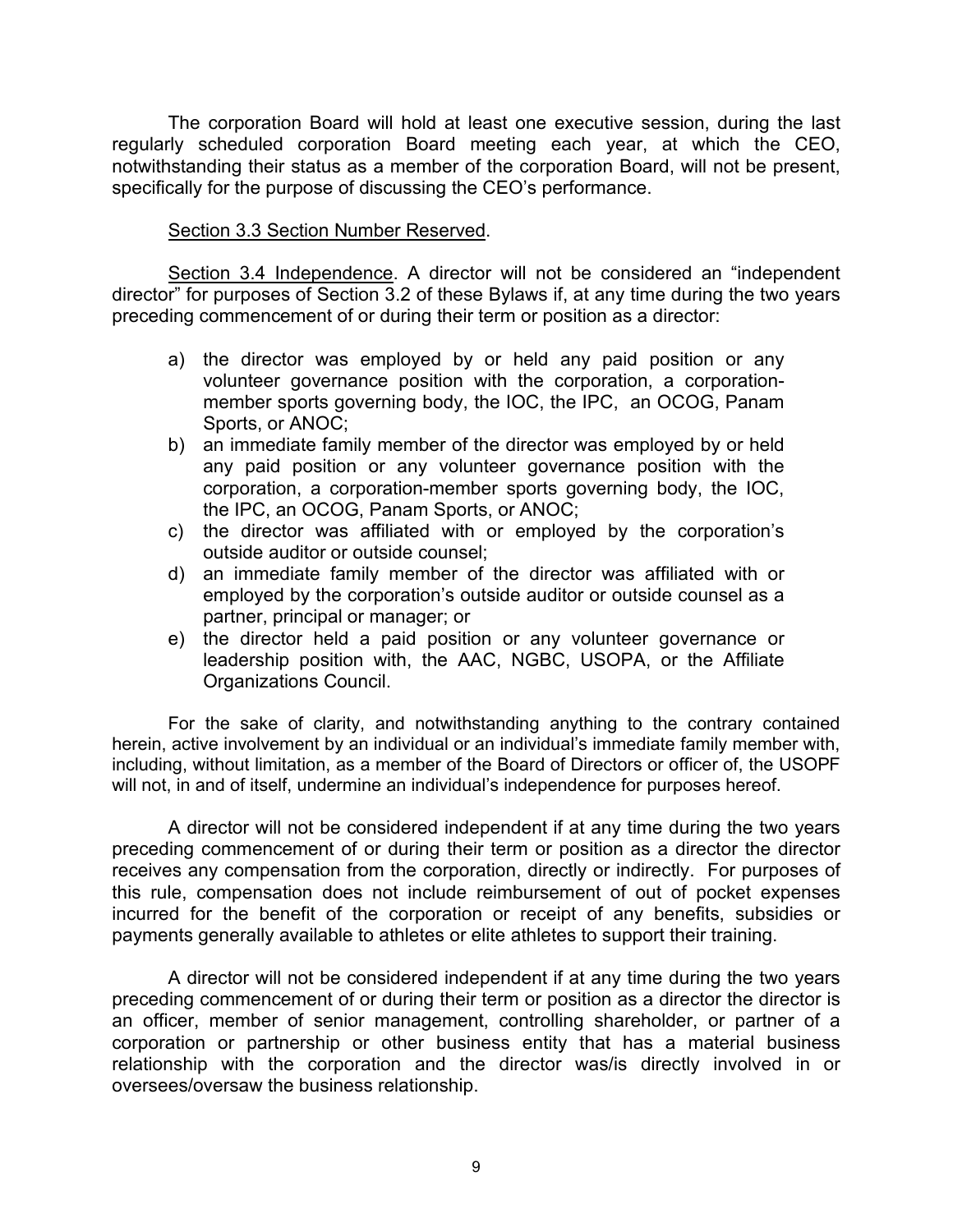The corporation Board will hold at least one executive session, during the last regularly scheduled corporation Board meeting each year, at which the CEO, notwithstanding their status as a member of the corporation Board, will not be present, specifically for the purpose of discussing the CEO's performance.

Section 3.3 Section Number Reserved.

Section 3.4 Independence. A director will not be considered an "independent director" for purposes of Section 3.2 of these Bylaws if, at any time during the two years preceding commencement of or during their term or position as a director:

a) the director was employed by or held any paid position or any volunteer governance position with the corporation, a corporation-member sports governing body, the IOC, the IPC, an OCOG, Panam Sports, or ANOC;
b) an immediate family member of the director was employed by or held any paid position or any volunteer governance position with the corporation, a corporation-member sports governing body, the IOC, the IPC, an OCOG, Panam Sports, or ANOC;
c) the director was affiliated with or employed by the corporation's outside auditor or outside counsel;
d) an immediate family member of the director was affiliated with or employed by the corporation's outside auditor or outside counsel as a partner, principal or manager; or
e) the director held a paid position or any volunteer governance or leadership position with, the AAC, NGBC, USOPA, or the Affiliate Organizations Council.

For the sake of clarity, and notwithstanding anything to the contrary contained herein, active involvement by an individual or an individual's immediate family member with, including, without limitation, as a member of the Board of Directors or officer of, the USOPF will not, in and of itself, undermine an individual's independence for purposes hereof.

A director will not be considered independent if at any time during the two years preceding commencement of or during their term or position as a director the director receives any compensation from the corporation, directly or indirectly. For purposes of this rule, compensation does not include reimbursement of out of pocket expenses incurred for the benefit of the corporation or receipt of any benefits, subsidies or payments generally available to athletes or elite athletes to support their training.

A director will not be considered independent if at any time during the two years preceding commencement of or during their term or position as a director the director is an officer, member of senior management, controlling shareholder, or partner of a corporation or partnership or other business entity that has a material business relationship with the corporation and the director was/is directly involved in or oversees/oversaw the business relationship.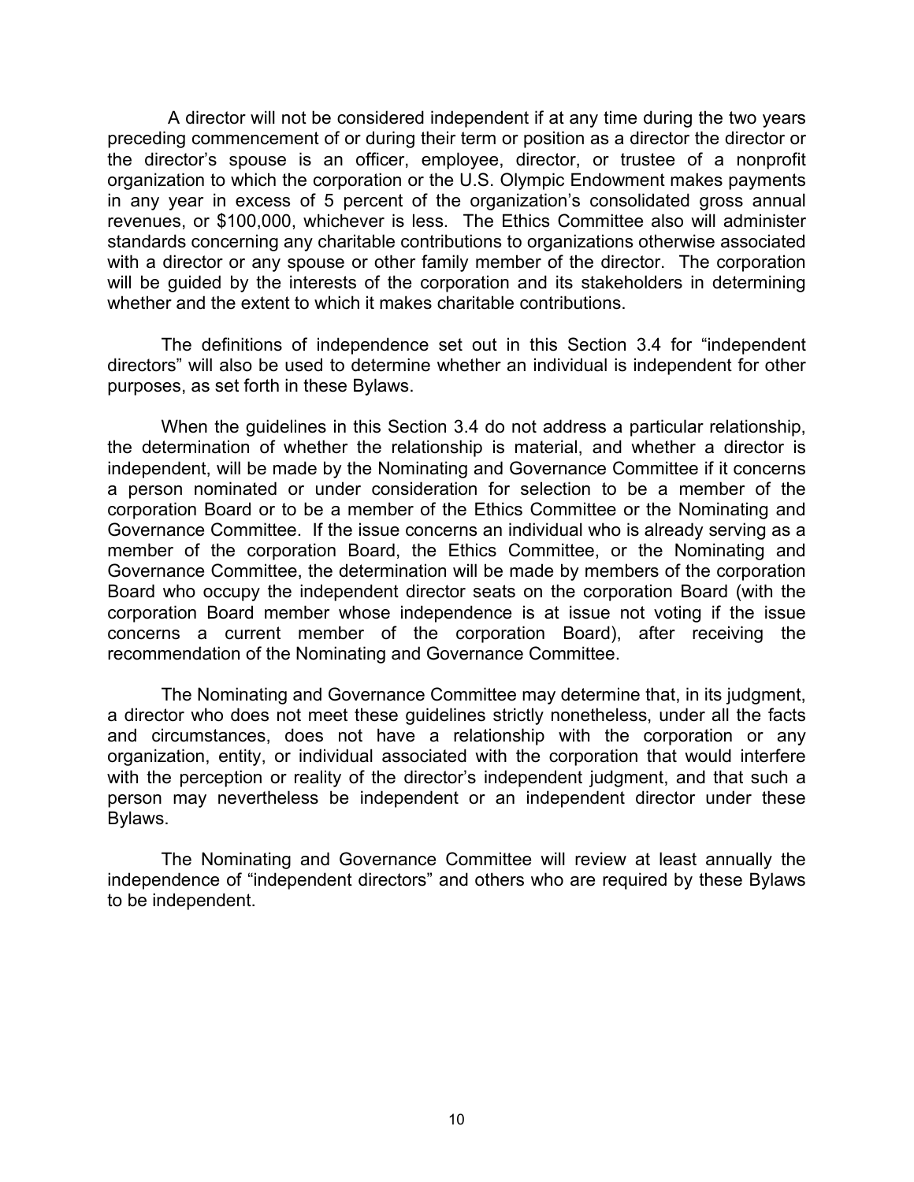A director will not be considered independent if at any time during the two years preceding commencement of or during their term or position as a director the director or the director's spouse is an officer, employee, director, or trustee of a nonprofit organization to which the corporation or the U.S. Olympic Endowment makes payments in any year in excess of 5 percent of the organization's consolidated gross annual revenues, or $100,000, whichever is less. The Ethics Committee also will administer standards concerning any charitable contributions to organizations otherwise associated with a director or any spouse or other family member of the director. The corporation will be guided by the interests of the corporation and its stakeholders in determining whether and the extent to which it makes charitable contributions.

The definitions of independence set out in this Section 3.4 for "independent directors" will also be used to determine whether an individual is independent for other purposes, as set forth in these Bylaws.

When the guidelines in this Section 3.4 do not address a particular relationship, the determination of whether the relationship is material, and whether a director is independent, will be made by the Nominating and Governance Committee if it concerns a person nominated or under consideration for selection to be a member of the corporation Board or to be a member of the Ethics Committee or the Nominating and Governance Committee. If the issue concerns an individual who is already serving as a member of the corporation Board, the Ethics Committee, or the Nominating and Governance Committee, the determination will be made by members of the corporation Board who occupy the independent director seats on the corporation Board (with the corporation Board member whose independence is at issue not voting if the issue concerns a current member of the corporation Board), after receiving the recommendation of the Nominating and Governance Committee.

The Nominating and Governance Committee may determine that, in its judgment, a director who does not meet these guidelines strictly nonetheless, under all the facts and circumstances, does not have a relationship with the corporation or any organization, entity, or individual associated with the corporation that would interfere with the perception or reality of the director's independent judgment, and that such a person may nevertheless be independent or an independent director under these Bylaws.

The Nominating and Governance Committee will review at least annually the independence of "independent directors" and others who are required by these Bylaws to be independent.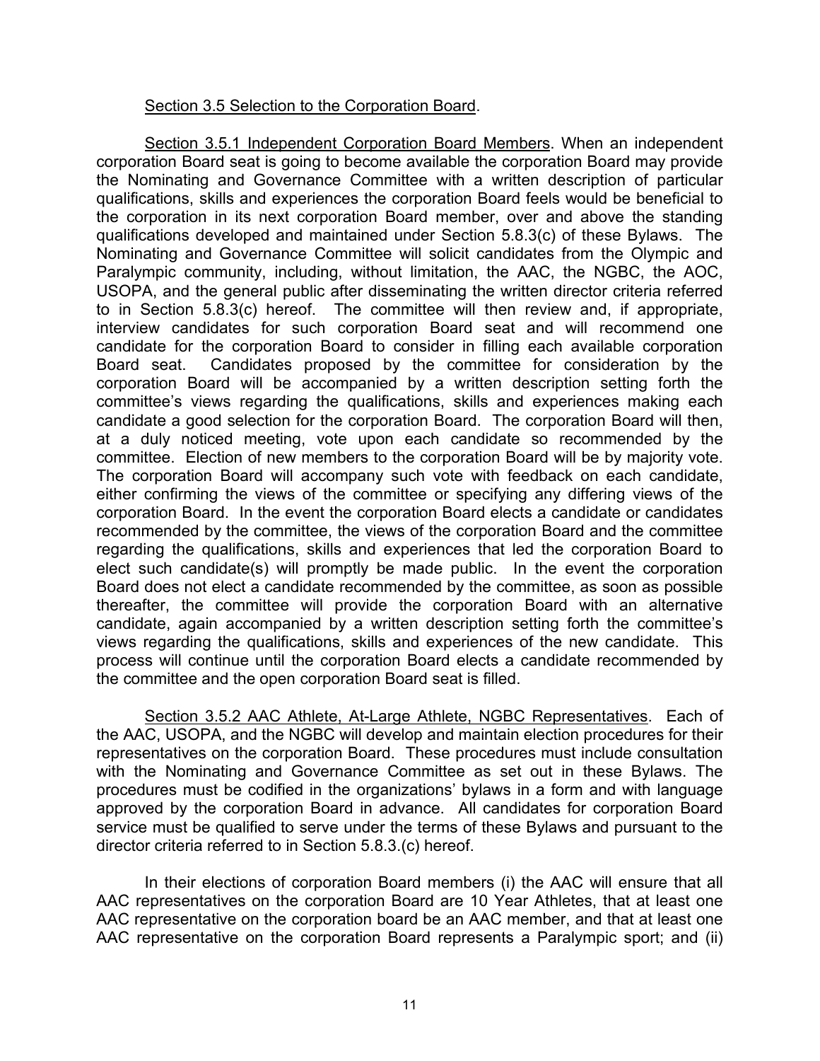<u>Section 3.5 Selection to the Corporation Board</u>.

<u>Section 3.5.1 Independent Corporation Board Members</u>. When an independent corporation Board seat is going to become available the corporation Board may provide the Nominating and Governance Committee with a written description of particular qualifications, skills and experiences the corporation Board feels would be beneficial to the corporation in its next corporation Board member, over and above the standing qualifications developed and maintained under Section 5.8.3(c) of these Bylaws. The Nominating and Governance Committee will solicit candidates from the Olympic and Paralympic community, including, without limitation, the AAC, the NGBC, the AOC, USOPA, and the general public after disseminating the written director criteria referred to in Section 5.8.3(c) hereof. The committee will then review and, if appropriate, interview candidates for such corporation Board seat and will recommend one candidate for the corporation Board to consider in filling each available corporation Board seat. Candidates proposed by the committee for consideration by the corporation Board will be accompanied by a written description setting forth the committee's views regarding the qualifications, skills and experiences making each candidate a good selection for the corporation Board. The corporation Board will then, at a duly noticed meeting, vote upon each candidate so recommended by the committee. Election of new members to the corporation Board will be by majority vote. The corporation Board will accompany such vote with feedback on each candidate, either confirming the views of the committee or specifying any differing views of the corporation Board. In the event the corporation Board elects a candidate or candidates recommended by the committee, the views of the corporation Board and the committee regarding the qualifications, skills and experiences that led the corporation Board to elect such candidate(s) will promptly be made public. In the event the corporation Board does not elect a candidate recommended by the committee, as soon as possible thereafter, the committee will provide the corporation Board with an alternative candidate, again accompanied by a written description setting forth the committee's views regarding the qualifications, skills and experiences of the new candidate. This process will continue until the corporation Board elects a candidate recommended by the committee and the open corporation Board seat is filled.

<u>Section 3.5.2 AAC Athlete, At-Large Athlete, NGBC Representatives</u>. Each of the AAC, USOPA, and the NGBC will develop and maintain election procedures for their representatives on the corporation Board. These procedures must include consultation with the Nominating and Governance Committee as set out in these Bylaws. The procedures must be codified in the organizations' bylaws in a form and with language approved by the corporation Board in advance. All candidates for corporation Board service must be qualified to serve under the terms of these Bylaws and pursuant to the director criteria referred to in Section 5.8.3.(c) hereof.

In their elections of corporation Board members (i) the AAC will ensure that all AAC representatives on the corporation Board are 10 Year Athletes, that at least one AAC representative on the corporation board be an AAC member, and that at least one AAC representative on the corporation Board represents a Paralympic sport; and (ii)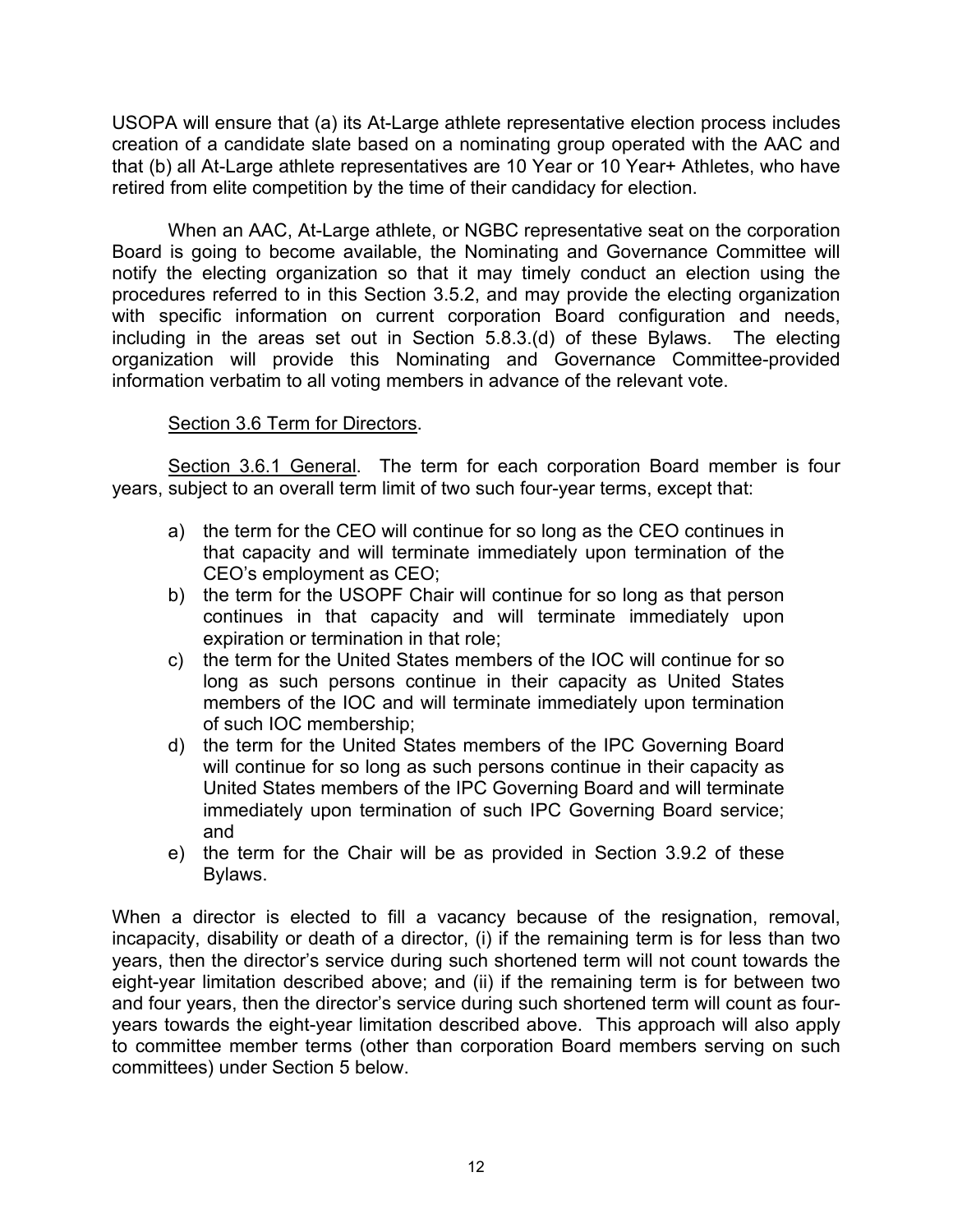USOPA will ensure that (a) its At-Large athlete representative election process includes creation of a candidate slate based on a nominating group operated with the AAC and that (b) all At-Large athlete representatives are 10 Year or 10 Year+ Athletes, who have retired from elite competition by the time of their candidacy for election.

When an AAC, At-Large athlete, or NGBC representative seat on the corporation Board is going to become available, the Nominating and Governance Committee will notify the electing organization so that it may timely conduct an election using the procedures referred to in this Section 3.5.2, and may provide the electing organization with specific information on current corporation Board configuration and needs, including in the areas set out in Section 5.8.3.(d) of these Bylaws. The electing organization will provide this Nominating and Governance Committee-provided information verbatim to all voting members in advance of the relevant vote.

<u>Section 3.6 Term for Directors</u>.

<u>Section 3.6.1 General</u>. The term for each corporation Board member is four years, subject to an overall term limit of two such four-year terms, except that:

a) the term for the CEO will continue for so long as the CEO continues in that capacity and will terminate immediately upon termination of the CEO's employment as CEO;
b) the term for the USOPF Chair will continue for so long as that person continues in that capacity and will terminate immediately upon expiration or termination in that role;
c) the term for the United States members of the IOC will continue for so long as such persons continue in their capacity as United States members of the IOC and will terminate immediately upon termination of such IOC membership;
d) the term for the United States members of the IPC Governing Board will continue for so long as such persons continue in their capacity as United States members of the IPC Governing Board and will terminate immediately upon termination of such IPC Governing Board service; and
e) the term for the Chair will be as provided in Section 3.9.2 of these Bylaws.

When a director is elected to fill a vacancy because of the resignation, removal, incapacity, disability or death of a director, (i) if the remaining term is for less than two years, then the director's service during such shortened term will not count towards the eight-year limitation described above; and (ii) if the remaining term is for between two and four years, then the director's service during such shortened term will count as four-years towards the eight-year limitation described above. This approach will also apply to committee member terms (other than corporation Board members serving on such committees) under Section 5 below.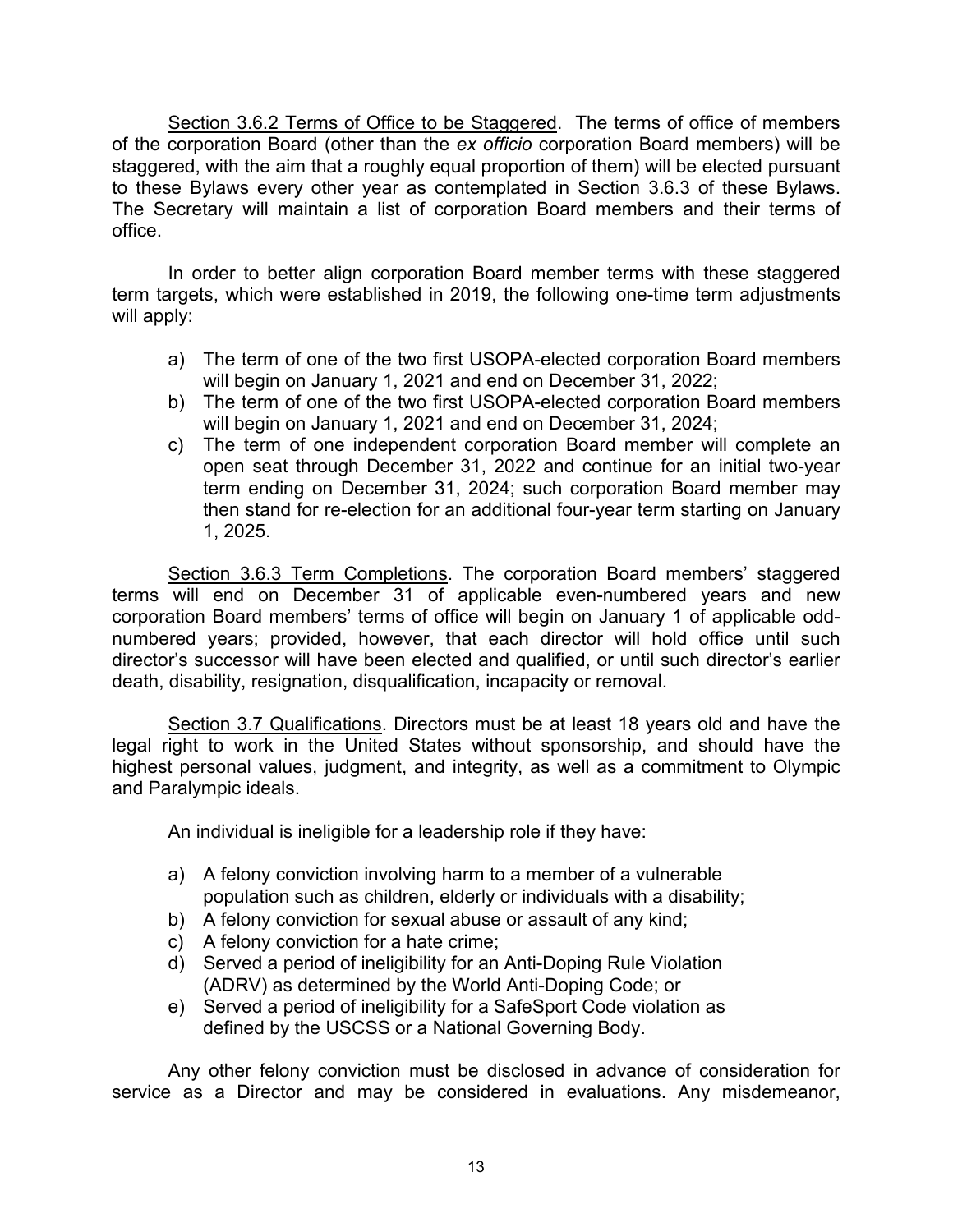<u>Section 3.6.2 Terms of Office to be Staggered</u>. The terms of office of members of the corporation Board (other than the *ex officio* corporation Board members) will be staggered, with the aim that a roughly equal proportion of them) will be elected pursuant to these Bylaws every other year as contemplated in Section 3.6.3 of these Bylaws. The Secretary will maintain a list of corporation Board members and their terms of office.

In order to better align corporation Board member terms with these staggered term targets, which were established in 2019, the following one-time term adjustments will apply:

a) The term of one of the two first USOPA-elected corporation Board members will begin on January 1, 2021 and end on December 31, 2022;
b) The term of one of the two first USOPA-elected corporation Board members will begin on January 1, 2021 and end on December 31, 2024;
c) The term of one independent corporation Board member will complete an open seat through December 31, 2022 and continue for an initial two-year term ending on December 31, 2024; such corporation Board member may then stand for re-election for an additional four-year term starting on January 1, 2025.

<u>Section 3.6.3 Term Completions</u>. The corporation Board members' staggered terms will end on December 31 of applicable even-numbered years and new corporation Board members' terms of office will begin on January 1 of applicable odd-numbered years; provided, however, that each director will hold office until such director's successor will have been elected and qualified, or until such director's earlier death, disability, resignation, disqualification, incapacity or removal.

<u>Section 3.7 Qualifications</u>. Directors must be at least 18 years old and have the legal right to work in the United States without sponsorship, and should have the highest personal values, judgment, and integrity, as well as a commitment to Olympic and Paralympic ideals.

An individual is ineligible for a leadership role if they have:

a) A felony conviction involving harm to a member of a vulnerable population such as children, elderly or individuals with a disability;
b) A felony conviction for sexual abuse or assault of any kind;
c) A felony conviction for a hate crime;
d) Served a period of ineligibility for an Anti-Doping Rule Violation (ADRV) as determined by the World Anti-Doping Code; or
e) Served a period of ineligibility for a SafeSport Code violation as defined by the USCSS or a National Governing Body.

Any other felony conviction must be disclosed in advance of consideration for service as a Director and may be considered in evaluations. Any misdemeanor,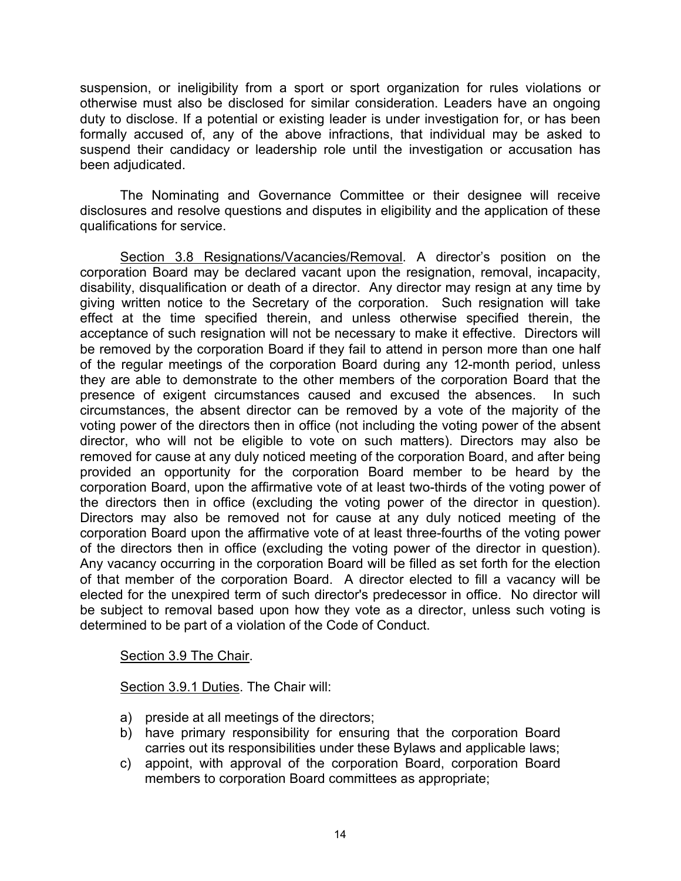suspension, or ineligibility from a sport or sport organization for rules violations or otherwise must also be disclosed for similar consideration. Leaders have an ongoing duty to disclose. If a potential or existing leader is under investigation for, or has been formally accused of, any of the above infractions, that individual may be asked to suspend their candidacy or leadership role until the investigation or accusation has been adjudicated.

The Nominating and Governance Committee or their designee will receive disclosures and resolve questions and disputes in eligibility and the application of these qualifications for service.

Section 3.8 Resignations/Vacancies/Removal. A director's position on the corporation Board may be declared vacant upon the resignation, removal, incapacity, disability, disqualification or death of a director. Any director may resign at any time by giving written notice to the Secretary of the corporation. Such resignation will take effect at the time specified therein, and unless otherwise specified therein, the acceptance of such resignation will not be necessary to make it effective. Directors will be removed by the corporation Board if they fail to attend in person more than one half of the regular meetings of the corporation Board during any 12-month period, unless they are able to demonstrate to the other members of the corporation Board that the presence of exigent circumstances caused and excused the absences. In such circumstances, the absent director can be removed by a vote of the majority of the voting power of the directors then in office (not including the voting power of the absent director, who will not be eligible to vote on such matters). Directors may also be removed for cause at any duly noticed meeting of the corporation Board, and after being provided an opportunity for the corporation Board member to be heard by the corporation Board, upon the affirmative vote of at least two-thirds of the voting power of the directors then in office (excluding the voting power of the director in question). Directors may also be removed not for cause at any duly noticed meeting of the corporation Board upon the affirmative vote of at least three-fourths of the voting power of the directors then in office (excluding the voting power of the director in question). Any vacancy occurring in the corporation Board will be filled as set forth for the election of that member of the corporation Board. A director elected to fill a vacancy will be elected for the unexpired term of such director's predecessor in office. No director will be subject to removal based upon how they vote as a director, unless such voting is determined to be part of a violation of the Code of Conduct.

Section 3.9 The Chair.

Section 3.9.1 Duties. The Chair will:

a) preside at all meetings of the directors;
b) have primary responsibility for ensuring that the corporation Board carries out its responsibilities under these Bylaws and applicable laws;
c) appoint, with approval of the corporation Board, corporation Board members to corporation Board committees as appropriate;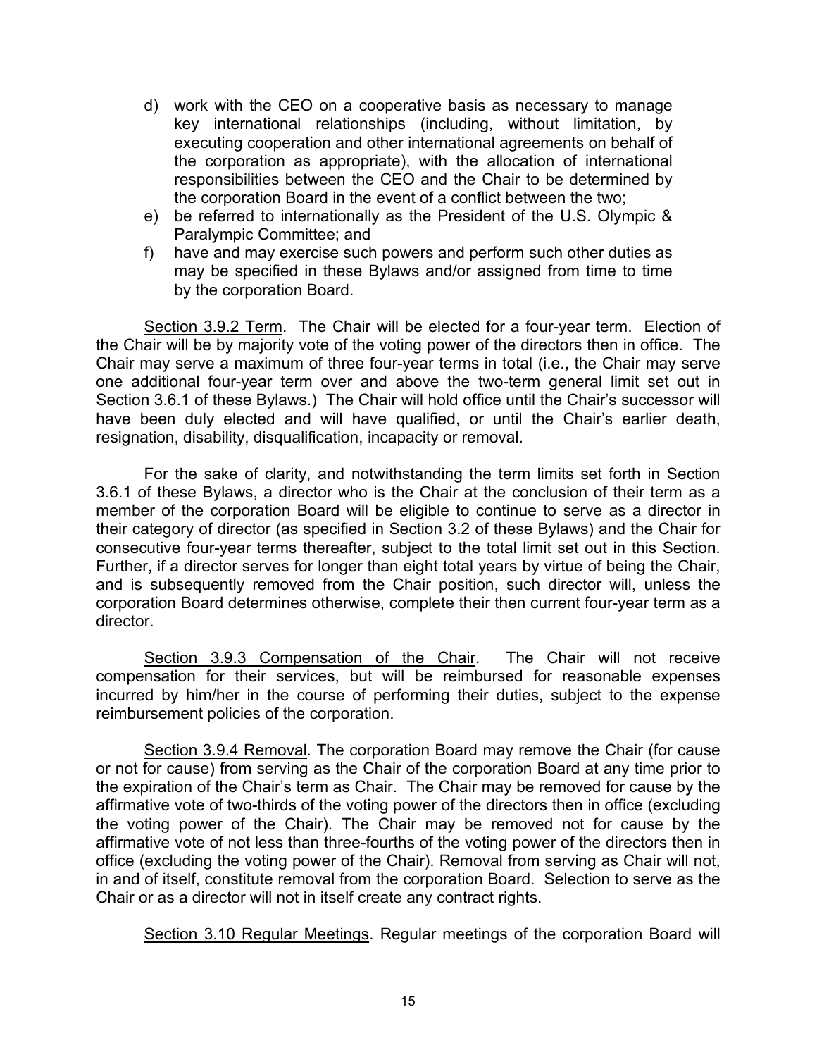d) work with the CEO on a cooperative basis as necessary to manage key international relationships (including, without limitation, by executing cooperation and other international agreements on behalf of the corporation as appropriate), with the allocation of international responsibilities between the CEO and the Chair to be determined by the corporation Board in the event of a conflict between the two;
e) be referred to internationally as the President of the U.S. Olympic & Paralympic Committee; and
f) have and may exercise such powers and perform such other duties as may be specified in these Bylaws and/or assigned from time to time by the corporation Board.

Section 3.9.2 Term. The Chair will be elected for a four-year term. Election of the Chair will be by majority vote of the voting power of the directors then in office. The Chair may serve a maximum of three four-year terms in total (i.e., the Chair may serve one additional four-year term over and above the two-term general limit set out in Section 3.6.1 of these Bylaws.) The Chair will hold office until the Chair's successor will have been duly elected and will have qualified, or until the Chair's earlier death, resignation, disability, disqualification, incapacity or removal.

For the sake of clarity, and notwithstanding the term limits set forth in Section 3.6.1 of these Bylaws, a director who is the Chair at the conclusion of their term as a member of the corporation Board will be eligible to continue to serve as a director in their category of director (as specified in Section 3.2 of these Bylaws) and the Chair for consecutive four-year terms thereafter, subject to the total limit set out in this Section. Further, if a director serves for longer than eight total years by virtue of being the Chair, and is subsequently removed from the Chair position, such director will, unless the corporation Board determines otherwise, complete their then current four-year term as a director.

Section 3.9.3 Compensation of the Chair. The Chair will not receive compensation for their services, but will be reimbursed for reasonable expenses incurred by him/her in the course of performing their duties, subject to the expense reimbursement policies of the corporation.

Section 3.9.4 Removal. The corporation Board may remove the Chair (for cause or not for cause) from serving as the Chair of the corporation Board at any time prior to the expiration of the Chair's term as Chair. The Chair may be removed for cause by the affirmative vote of two-thirds of the voting power of the directors then in office (excluding the voting power of the Chair). The Chair may be removed not for cause by the affirmative vote of not less than three-fourths of the voting power of the directors then in office (excluding the voting power of the Chair). Removal from serving as Chair will not, in and of itself, constitute removal from the corporation Board. Selection to serve as the Chair or as a director will not in itself create any contract rights.

Section 3.10 Regular Meetings. Regular meetings of the corporation Board will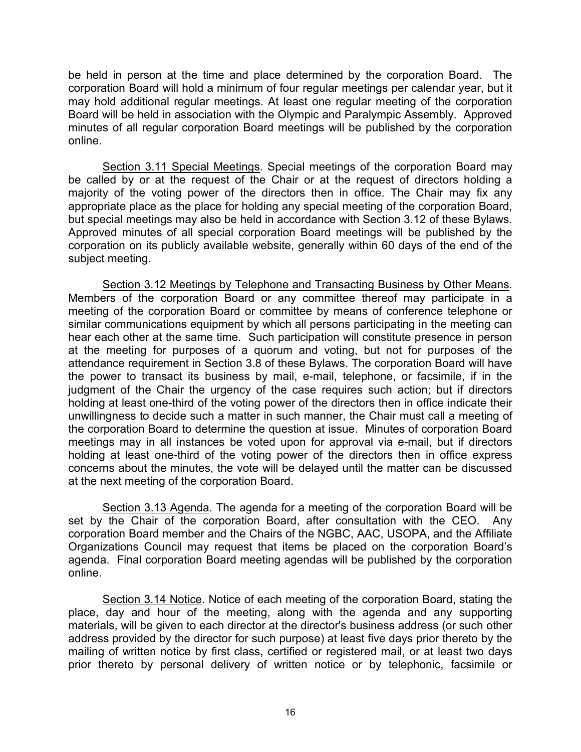be held in person at the time and place determined by the corporation Board. The corporation Board will hold a minimum of four regular meetings per calendar year, but it may hold additional regular meetings. At least one regular meeting of the corporation Board will be held in association with the Olympic and Paralympic Assembly. Approved minutes of all regular corporation Board meetings will be published by the corporation online.

<u>Section 3.11 Special Meetings</u>. Special meetings of the corporation Board may be called by or at the request of the Chair or at the request of directors holding a majority of the voting power of the directors then in office. The Chair may fix any appropriate place as the place for holding any special meeting of the corporation Board, but special meetings may also be held in accordance with Section 3.12 of these Bylaws. Approved minutes of all special corporation Board meetings will be published by the corporation on its publicly available website, generally within 60 days of the end of the subject meeting.

<u>Section 3.12 Meetings by Telephone and Transacting Business by Other Means</u>. Members of the corporation Board or any committee thereof may participate in a meeting of the corporation Board or committee by means of conference telephone or similar communications equipment by which all persons participating in the meeting can hear each other at the same time. Such participation will constitute presence in person at the meeting for purposes of a quorum and voting, but not for purposes of the attendance requirement in Section 3.8 of these Bylaws. The corporation Board will have the power to transact its business by mail, e-mail, telephone, or facsimile, if in the judgment of the Chair the urgency of the case requires such action; but if directors holding at least one-third of the voting power of the directors then in office indicate their unwillingness to decide such a matter in such manner, the Chair must call a meeting of the corporation Board to determine the question at issue. Minutes of corporation Board meetings may in all instances be voted upon for approval via e-mail, but if directors holding at least one-third of the voting power of the directors then in office express concerns about the minutes, the vote will be delayed until the matter can be discussed at the next meeting of the corporation Board.

<u>Section 3.13 Agenda</u>. The agenda for a meeting of the corporation Board will be set by the Chair of the corporation Board, after consultation with the CEO. Any corporation Board member and the Chairs of the NGBC, AAC, USOPA, and the Affiliate Organizations Council may request that items be placed on the corporation Board's agenda. Final corporation Board meeting agendas will be published by the corporation online.

<u>Section 3.14 Notice</u>. Notice of each meeting of the corporation Board, stating the place, day and hour of the meeting, along with the agenda and any supporting materials, will be given to each director at the director's business address (or such other address provided by the director for such purpose) at least five days prior thereto by the mailing of written notice by first class, certified or registered mail, or at least two days prior thereto by personal delivery of written notice or by telephonic, facsimile or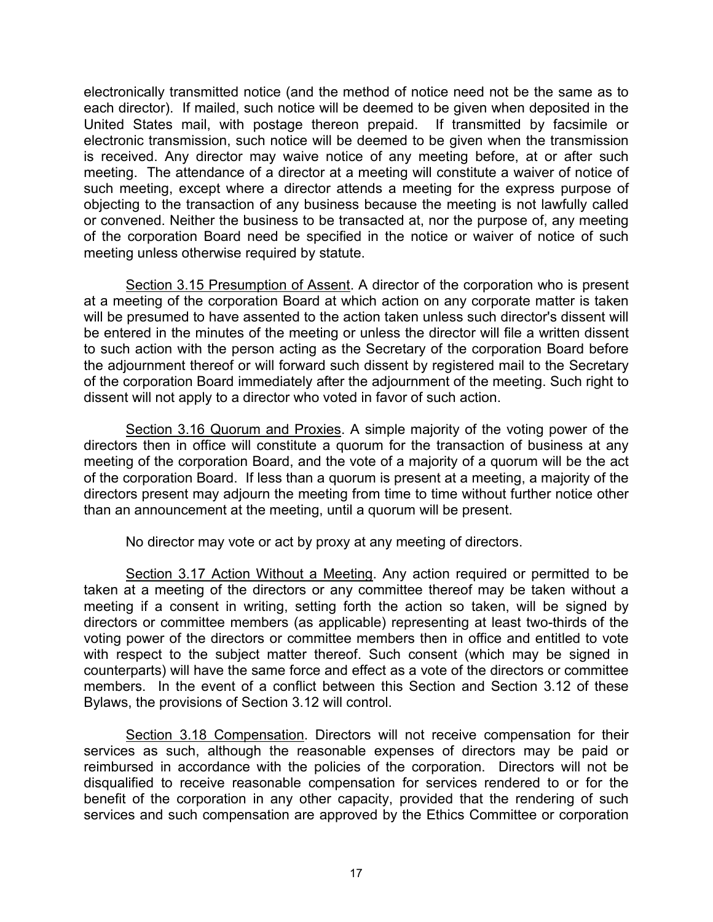electronically transmitted notice (and the method of notice need not be the same as to each director). If mailed, such notice will be deemed to be given when deposited in the United States mail, with postage thereon prepaid. If transmitted by facsimile or electronic transmission, such notice will be deemed to be given when the transmission is received. Any director may waive notice of any meeting before, at or after such meeting. The attendance of a director at a meeting will constitute a waiver of notice of such meeting, except where a director attends a meeting for the express purpose of objecting to the transaction of any business because the meeting is not lawfully called or convened. Neither the business to be transacted at, nor the purpose of, any meeting of the corporation Board need be specified in the notice or waiver of notice of such meeting unless otherwise required by statute.

<u>Section 3.15 Presumption of Assent</u>. A director of the corporation who is present at a meeting of the corporation Board at which action on any corporate matter is taken will be presumed to have assented to the action taken unless such director's dissent will be entered in the minutes of the meeting or unless the director will file a written dissent to such action with the person acting as the Secretary of the corporation Board before the adjournment thereof or will forward such dissent by registered mail to the Secretary of the corporation Board immediately after the adjournment of the meeting. Such right to dissent will not apply to a director who voted in favor of such action.

<u>Section 3.16 Quorum and Proxies</u>. A simple majority of the voting power of the directors then in office will constitute a quorum for the transaction of business at any meeting of the corporation Board, and the vote of a majority of a quorum will be the act of the corporation Board. If less than a quorum is present at a meeting, a majority of the directors present may adjourn the meeting from time to time without further notice other than an announcement at the meeting, until a quorum will be present.

No director may vote or act by proxy at any meeting of directors.

<u>Section 3.17 Action Without a Meeting</u>. Any action required or permitted to be taken at a meeting of the directors or any committee thereof may be taken without a meeting if a consent in writing, setting forth the action so taken, will be signed by directors or committee members (as applicable) representing at least two-thirds of the voting power of the directors or committee members then in office and entitled to vote with respect to the subject matter thereof. Such consent (which may be signed in counterparts) will have the same force and effect as a vote of the directors or committee members. In the event of a conflict between this Section and Section 3.12 of these Bylaws, the provisions of Section 3.12 will control.

<u>Section 3.18 Compensation</u>. Directors will not receive compensation for their services as such, although the reasonable expenses of directors may be paid or reimbursed in accordance with the policies of the corporation. Directors will not be disqualified to receive reasonable compensation for services rendered to or for the benefit of the corporation in any other capacity, provided that the rendering of such services and such compensation are approved by the Ethics Committee or corporation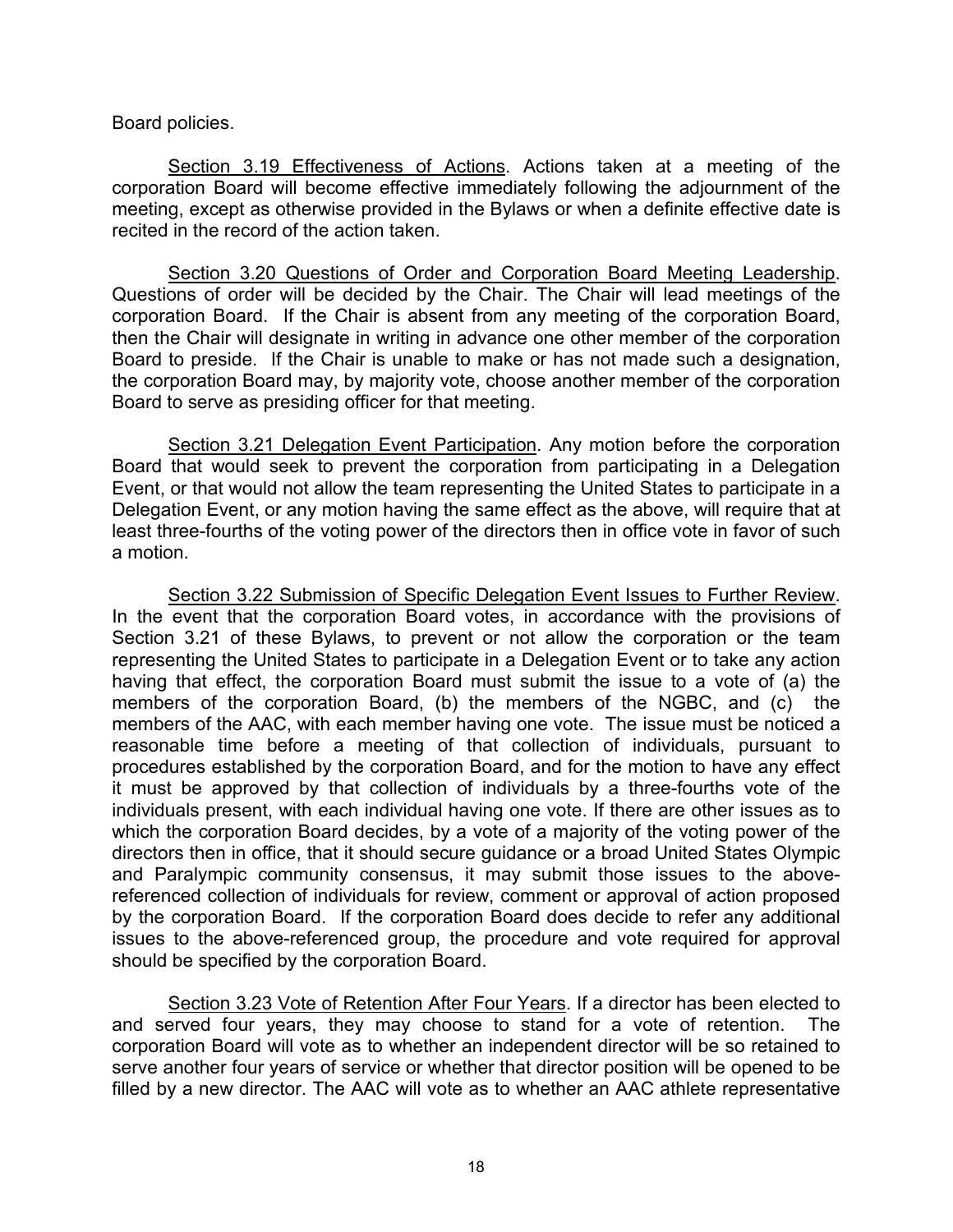Board policies.

Section 3.19 Effectiveness of Actions. Actions taken at a meeting of the corporation Board will become effective immediately following the adjournment of the meeting, except as otherwise provided in the Bylaws or when a definite effective date is recited in the record of the action taken.

Section 3.20 Questions of Order and Corporation Board Meeting Leadership. Questions of order will be decided by the Chair. The Chair will lead meetings of the corporation Board. If the Chair is absent from any meeting of the corporation Board, then the Chair will designate in writing in advance one other member of the corporation Board to preside. If the Chair is unable to make or has not made such a designation, the corporation Board may, by majority vote, choose another member of the corporation Board to serve as presiding officer for that meeting.

Section 3.21 Delegation Event Participation. Any motion before the corporation Board that would seek to prevent the corporation from participating in a Delegation Event, or that would not allow the team representing the United States to participate in a Delegation Event, or any motion having the same effect as the above, will require that at least three-fourths of the voting power of the directors then in office vote in favor of such a motion.

Section 3.22 Submission of Specific Delegation Event Issues to Further Review. In the event that the corporation Board votes, in accordance with the provisions of Section 3.21 of these Bylaws, to prevent or not allow the corporation or the team representing the United States to participate in a Delegation Event or to take any action having that effect, the corporation Board must submit the issue to a vote of (a) the members of the corporation Board, (b) the members of the NGBC, and (c) the members of the AAC, with each member having one vote. The issue must be noticed a reasonable time before a meeting of that collection of individuals, pursuant to procedures established by the corporation Board, and for the motion to have any effect it must be approved by that collection of individuals by a three-fourths vote of the individuals present, with each individual having one vote. If there are other issues as to which the corporation Board decides, by a vote of a majority of the voting power of the directors then in office, that it should secure guidance or a broad United States Olympic and Paralympic community consensus, it may submit those issues to the above-referenced collection of individuals for review, comment or approval of action proposed by the corporation Board. If the corporation Board does decide to refer any additional issues to the above-referenced group, the procedure and vote required for approval should be specified by the corporation Board.

Section 3.23 Vote of Retention After Four Years. If a director has been elected to and served four years, they may choose to stand for a vote of retention. The corporation Board will vote as to whether an independent director will be so retained to serve another four years of service or whether that director position will be opened to be filled by a new director. The AAC will vote as to whether an AAC athlete representative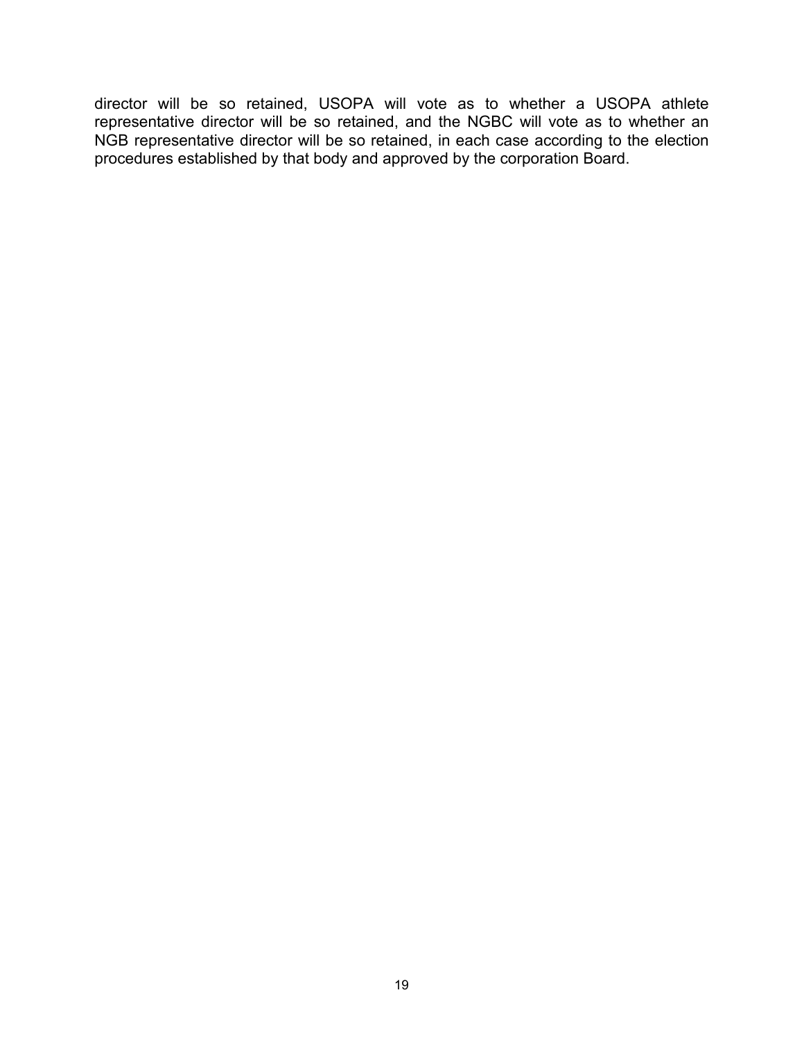director will be so retained, USOPA will vote as to whether a USOPA athlete representative director will be so retained, and the NGBC will vote as to whether an NGB representative director will be so retained, in each case according to the election procedures established by that body and approved by the corporation Board.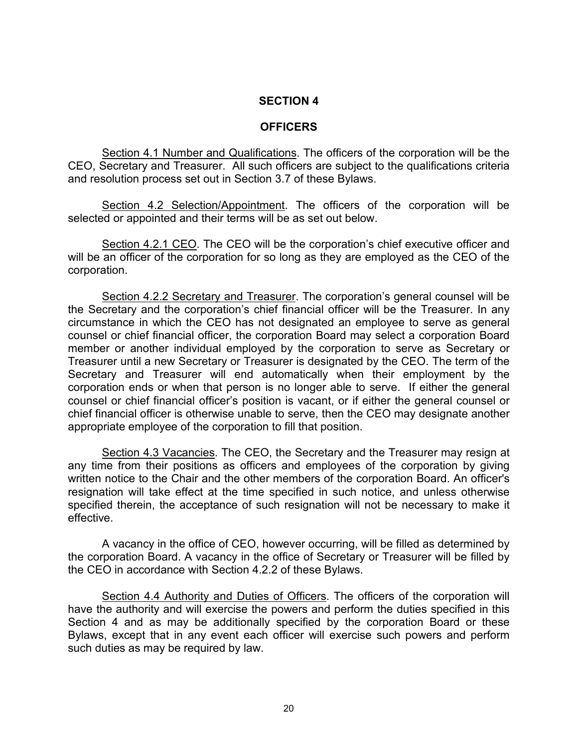## SECTION 4

## OFFICERS

Section 4.1 Number and Qualifications. The officers of the corporation will be the CEO, Secretary and Treasurer. All such officers are subject to the qualifications criteria and resolution process set out in Section 3.7 of these Bylaws.

Section 4.2 Selection/Appointment. The officers of the corporation will be selected or appointed and their terms will be as set out below.

Section 4.2.1 CEO. The CEO will be the corporation's chief executive officer and will be an officer of the corporation for so long as they are employed as the CEO of the corporation.

Section 4.2.2 Secretary and Treasurer. The corporation's general counsel will be the Secretary and the corporation's chief financial officer will be the Treasurer. In any circumstance in which the CEO has not designated an employee to serve as general counsel or chief financial officer, the corporation Board may select a corporation Board member or another individual employed by the corporation to serve as Secretary or Treasurer until a new Secretary or Treasurer is designated by the CEO. The term of the Secretary and Treasurer will end automatically when their employment by the corporation ends or when that person is no longer able to serve. If either the general counsel or chief financial officer's position is vacant, or if either the general counsel or chief financial officer is otherwise unable to serve, then the CEO may designate another appropriate employee of the corporation to fill that position.

Section 4.3 Vacancies. The CEO, the Secretary and the Treasurer may resign at any time from their positions as officers and employees of the corporation by giving written notice to the Chair and the other members of the corporation Board. An officer's resignation will take effect at the time specified in such notice, and unless otherwise specified therein, the acceptance of such resignation will not be necessary to make it effective.

A vacancy in the office of CEO, however occurring, will be filled as determined by the corporation Board. A vacancy in the office of Secretary or Treasurer will be filled by the CEO in accordance with Section 4.2.2 of these Bylaws.

Section 4.4 Authority and Duties of Officers. The officers of the corporation will have the authority and will exercise the powers and perform the duties specified in this Section 4 and as may be additionally specified by the corporation Board or these Bylaws, except that in any event each officer will exercise such powers and perform such duties as may be required by law.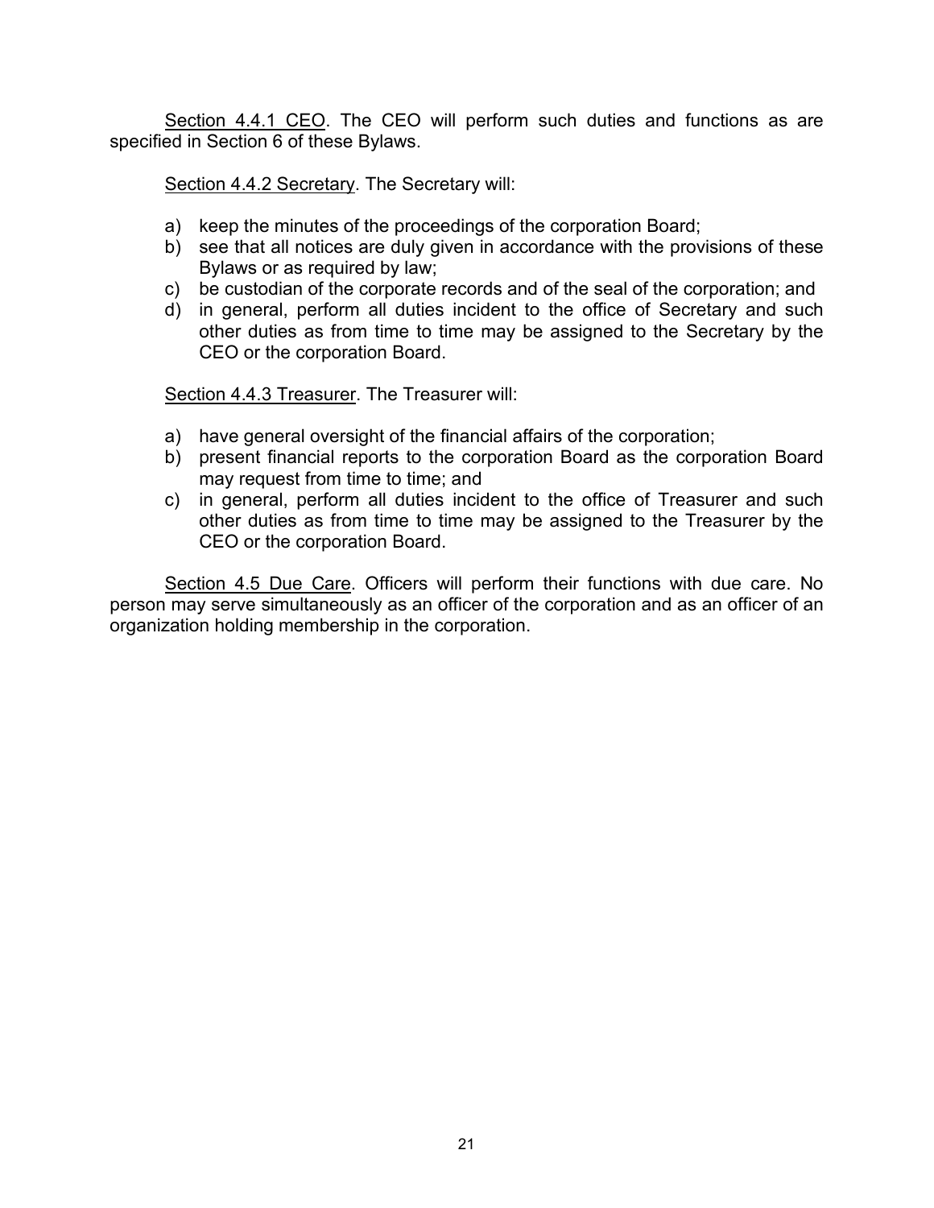<u>Section 4.4.1 CEO</u>. The CEO will perform such duties and functions as are specified in Section 6 of these Bylaws.

<u>Section 4.4.2 Secretary</u>. The Secretary will:

a) keep the minutes of the proceedings of the corporation Board;
b) see that all notices are duly given in accordance with the provisions of these Bylaws or as required by law;
c) be custodian of the corporate records and of the seal of the corporation; and
d) in general, perform all duties incident to the office of Secretary and such other duties as from time to time may be assigned to the Secretary by the CEO or the corporation Board.

<u>Section 4.4.3 Treasurer</u>. The Treasurer will:

a) have general oversight of the financial affairs of the corporation;
b) present financial reports to the corporation Board as the corporation Board may request from time to time; and
c) in general, perform all duties incident to the office of Treasurer and such other duties as from time to time may be assigned to the Treasurer by the CEO or the corporation Board.

<u>Section 4.5 Due Care</u>. Officers will perform their functions with due care. No person may serve simultaneously as an officer of the corporation and as an officer of an organization holding membership in the corporation.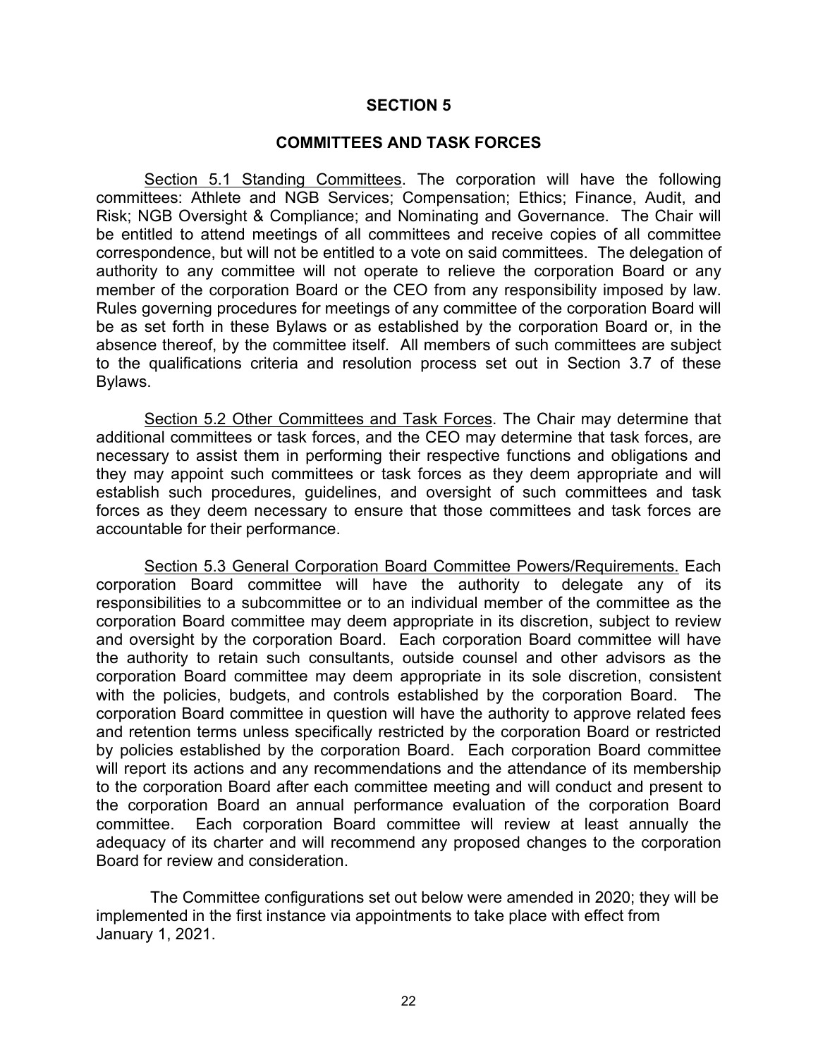## SECTION 5

## COMMITTEES AND TASK FORCES

Section 5.1 Standing Committees. The corporation will have the following committees: Athlete and NGB Services; Compensation; Ethics; Finance, Audit, and Risk; NGB Oversight & Compliance; and Nominating and Governance. The Chair will be entitled to attend meetings of all committees and receive copies of all committee correspondence, but will not be entitled to a vote on said committees. The delegation of authority to any committee will not operate to relieve the corporation Board or any member of the corporation Board or the CEO from any responsibility imposed by law. Rules governing procedures for meetings of any committee of the corporation Board will be as set forth in these Bylaws or as established by the corporation Board or, in the absence thereof, by the committee itself. All members of such committees are subject to the qualifications criteria and resolution process set out in Section 3.7 of these Bylaws.

Section 5.2 Other Committees and Task Forces. The Chair may determine that additional committees or task forces, and the CEO may determine that task forces, are necessary to assist them in performing their respective functions and obligations and they may appoint such committees or task forces as they deem appropriate and will establish such procedures, guidelines, and oversight of such committees and task forces as they deem necessary to ensure that those committees and task forces are accountable for their performance.

Section 5.3 General Corporation Board Committee Powers/Requirements. Each corporation Board committee will have the authority to delegate any of its responsibilities to a subcommittee or to an individual member of the committee as the corporation Board committee may deem appropriate in its discretion, subject to review and oversight by the corporation Board. Each corporation Board committee will have the authority to retain such consultants, outside counsel and other advisors as the corporation Board committee may deem appropriate in its sole discretion, consistent with the policies, budgets, and controls established by the corporation Board. The corporation Board committee in question will have the authority to approve related fees and retention terms unless specifically restricted by the corporation Board or restricted by policies established by the corporation Board. Each corporation Board committee will report its actions and any recommendations and the attendance of its membership to the corporation Board after each committee meeting and will conduct and present to the corporation Board an annual performance evaluation of the corporation Board committee. Each corporation Board committee will review at least annually the adequacy of its charter and will recommend any proposed changes to the corporation Board for review and consideration.

The Committee configurations set out below were amended in 2020; they will be implemented in the first instance via appointments to take place with effect from January 1, 2021.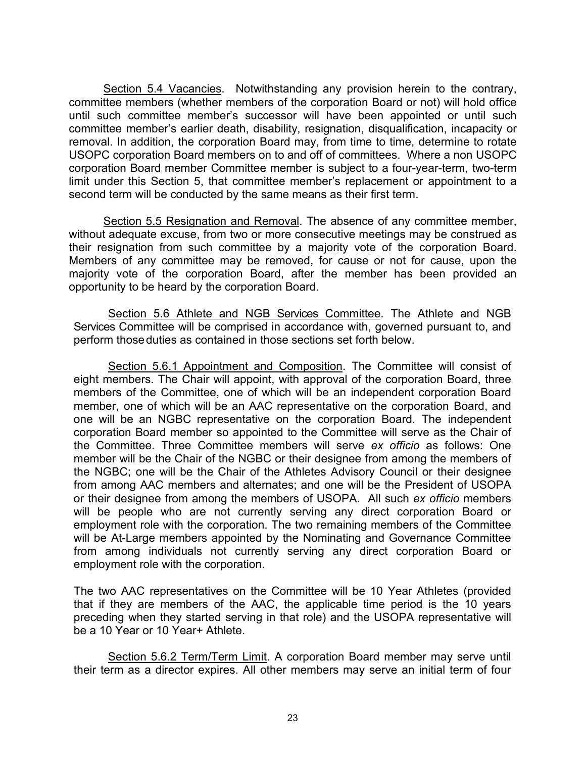Section 5.4 Vacancies. Notwithstanding any provision herein to the contrary, committee members (whether members of the corporation Board or not) will hold office until such committee member's successor will have been appointed or until such committee member's earlier death, disability, resignation, disqualification, incapacity or removal. In addition, the corporation Board may, from time to time, determine to rotate USOPC corporation Board members on to and off of committees. Where a non USOPC corporation Board member Committee member is subject to a four-year-term, two-term limit under this Section 5, that committee member's replacement or appointment to a second term will be conducted by the same means as their first term.

Section 5.5 Resignation and Removal. The absence of any committee member, without adequate excuse, from two or more consecutive meetings may be construed as their resignation from such committee by a majority vote of the corporation Board. Members of any committee may be removed, for cause or not for cause, upon the majority vote of the corporation Board, after the member has been provided an opportunity to be heard by the corporation Board.

Section 5.6 Athlete and NGB Services Committee. The Athlete and NGB Services Committee will be comprised in accordance with, governed pursuant to, and perform those duties as contained in those sections set forth below.

Section 5.6.1 Appointment and Composition. The Committee will consist of eight members. The Chair will appoint, with approval of the corporation Board, three members of the Committee, one of which will be an independent corporation Board member, one of which will be an AAC representative on the corporation Board, and one will be an NGBC representative on the corporation Board. The independent corporation Board member so appointed to the Committee will serve as the Chair of the Committee. Three Committee members will serve *ex officio* as follows: One member will be the Chair of the NGBC or their designee from among the members of the NGBC; one will be the Chair of the Athletes Advisory Council or their designee from among AAC members and alternates; and one will be the President of USOPA or their designee from among the members of USOPA. All such *ex officio* members will be people who are not currently serving any direct corporation Board or employment role with the corporation. The two remaining members of the Committee will be At-Large members appointed by the Nominating and Governance Committee from among individuals not currently serving any direct corporation Board or employment role with the corporation.

The two AAC representatives on the Committee will be 10 Year Athletes (provided that if they are members of the AAC, the applicable time period is the 10 years preceding when they started serving in that role) and the USOPA representative will be a 10 Year or 10 Year+ Athlete.

Section 5.6.2 Term/Term Limit. A corporation Board member may serve until their term as a director expires. All other members may serve an initial term of four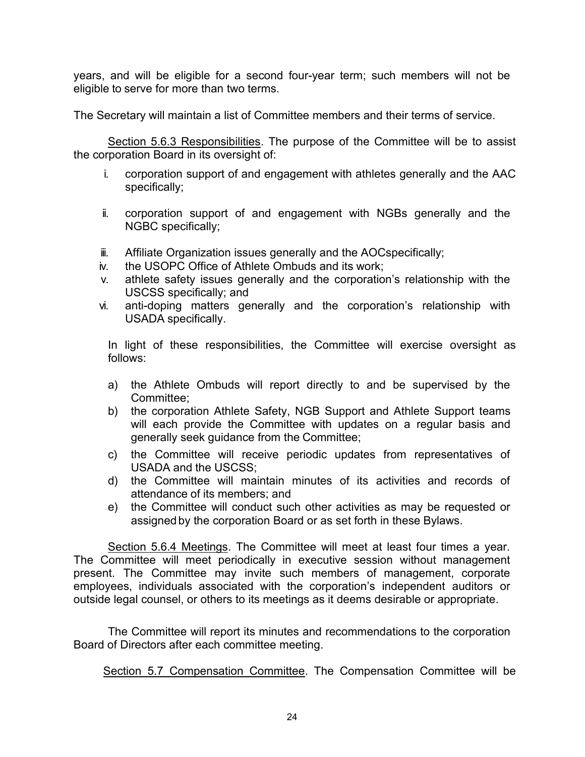years, and will be eligible for a second four-year term; such members will not be eligible to serve for more than two terms.

The Secretary will maintain a list of Committee members and their terms of service.

Section 5.6.3 Responsibilities. The purpose of the Committee will be to assist the corporation Board in its oversight of:

i. corporation support of and engagement with athletes generally and the AAC specifically;

ii. corporation support of and engagement with NGBs generally and the NGBC specifically;

iii. Affiliate Organization issues generally and the AOCspecifically;
iv. the USOPC Office of Athlete Ombuds and its work;
v. athlete safety issues generally and the corporation's relationship with the USCSS specifically; and
vi. anti-doping matters generally and the corporation's relationship with USADA specifically.

In light of these responsibilities, the Committee will exercise oversight as follows:

a) the Athlete Ombuds will report directly to and be supervised by the Committee;
b) the corporation Athlete Safety, NGB Support and Athlete Support teams will each provide the Committee with updates on a regular basis and generally seek guidance from the Committee;
c) the Committee will receive periodic updates from representatives of USADA and the USCSS;
d) the Committee will maintain minutes of its activities and records of attendance of its members; and
e) the Committee will conduct such other activities as may be requested or assigned by the corporation Board or as set forth in these Bylaws.

Section 5.6.4 Meetings. The Committee will meet at least four times a year. The Committee will meet periodically in executive session without management present. The Committee may invite such members of management, corporate employees, individuals associated with the corporation's independent auditors or outside legal counsel, or others to its meetings as it deems desirable or appropriate.

The Committee will report its minutes and recommendations to the corporation Board of Directors after each committee meeting.

Section 5.7 Compensation Committee. The Compensation Committee will be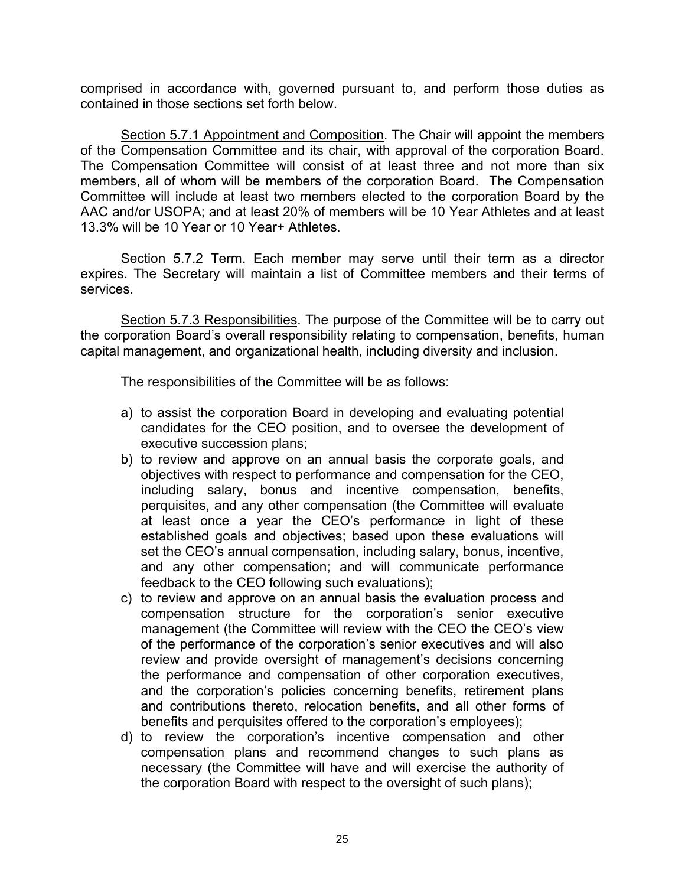comprised in accordance with, governed pursuant to, and perform those duties as contained in those sections set forth below.

Section 5.7.1 Appointment and Composition. The Chair will appoint the members of the Compensation Committee and its chair, with approval of the corporation Board. The Compensation Committee will consist of at least three and not more than six members, all of whom will be members of the corporation Board. The Compensation Committee will include at least two members elected to the corporation Board by the AAC and/or USOPA; and at least 20% of members will be 10 Year Athletes and at least 13.3% will be 10 Year or 10 Year+ Athletes.

Section 5.7.2 Term. Each member may serve until their term as a director expires. The Secretary will maintain a list of Committee members and their terms of services.

Section 5.7.3 Responsibilities. The purpose of the Committee will be to carry out the corporation Board's overall responsibility relating to compensation, benefits, human capital management, and organizational health, including diversity and inclusion.

The responsibilities of the Committee will be as follows:

a) to assist the corporation Board in developing and evaluating potential candidates for the CEO position, and to oversee the development of executive succession plans;
b) to review and approve on an annual basis the corporate goals, and objectives with respect to performance and compensation for the CEO, including salary, bonus and incentive compensation, benefits, perquisites, and any other compensation (the Committee will evaluate at least once a year the CEO's performance in light of these established goals and objectives; based upon these evaluations will set the CEO's annual compensation, including salary, bonus, incentive, and any other compensation; and will communicate performance feedback to the CEO following such evaluations);
c) to review and approve on an annual basis the evaluation process and compensation structure for the corporation's senior executive management (the Committee will review with the CEO the CEO's view of the performance of the corporation's senior executives and will also review and provide oversight of management's decisions concerning the performance and compensation of other corporation executives, and the corporation's policies concerning benefits, retirement plans and contributions thereto, relocation benefits, and all other forms of benefits and perquisites offered to the corporation's employees);
d) to review the corporation's incentive compensation and other compensation plans and recommend changes to such plans as necessary (the Committee will have and will exercise the authority of the corporation Board with respect to the oversight of such plans);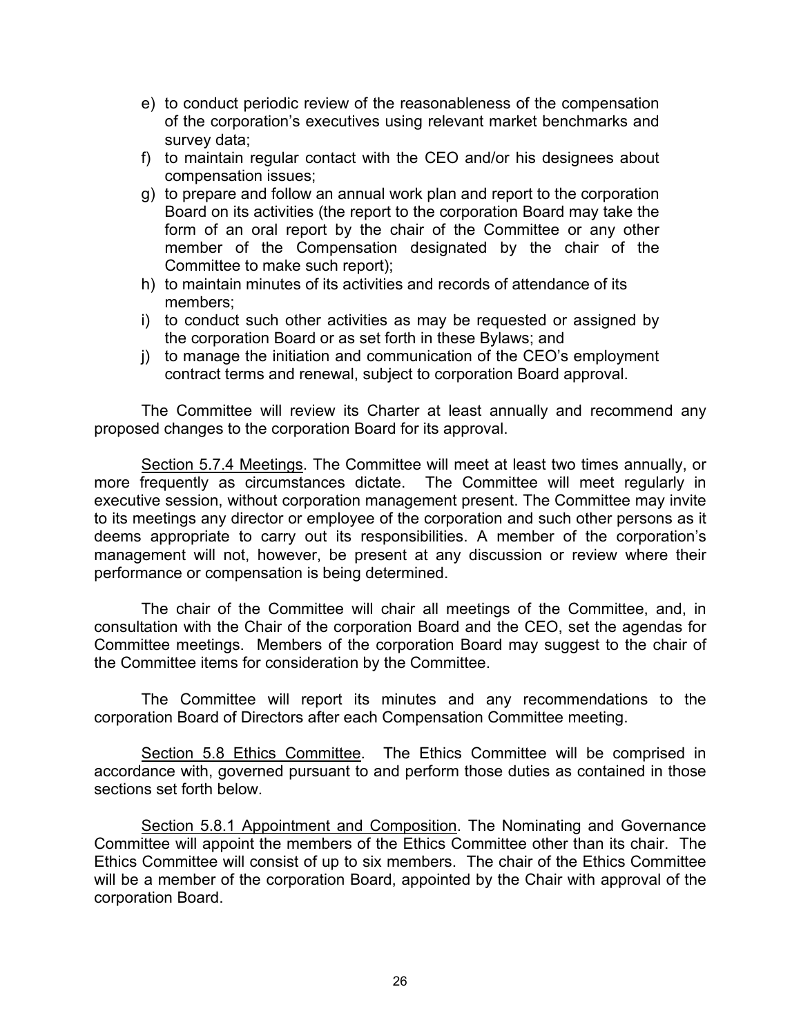e) to conduct periodic review of the reasonableness of the compensation of the corporation's executives using relevant market benchmarks and survey data;
f) to maintain regular contact with the CEO and/or his designees about compensation issues;
g) to prepare and follow an annual work plan and report to the corporation Board on its activities (the report to the corporation Board may take the form of an oral report by the chair of the Committee or any other member of the Compensation designated by the chair of the Committee to make such report);
h) to maintain minutes of its activities and records of attendance of its members;
i) to conduct such other activities as may be requested or assigned by the corporation Board or as set forth in these Bylaws; and
j) to manage the initiation and communication of the CEO's employment contract terms and renewal, subject to corporation Board approval.

The Committee will review its Charter at least annually and recommend any proposed changes to the corporation Board for its approval.

Section 5.7.4 Meetings. The Committee will meet at least two times annually, or more frequently as circumstances dictate. The Committee will meet regularly in executive session, without corporation management present. The Committee may invite to its meetings any director or employee of the corporation and such other persons as it deems appropriate to carry out its responsibilities. A member of the corporation's management will not, however, be present at any discussion or review where their performance or compensation is being determined.

The chair of the Committee will chair all meetings of the Committee, and, in consultation with the Chair of the corporation Board and the CEO, set the agendas for Committee meetings. Members of the corporation Board may suggest to the chair of the Committee items for consideration by the Committee.

The Committee will report its minutes and any recommendations to the corporation Board of Directors after each Compensation Committee meeting.

Section 5.8 Ethics Committee. The Ethics Committee will be comprised in accordance with, governed pursuant to and perform those duties as contained in those sections set forth below.

Section 5.8.1 Appointment and Composition. The Nominating and Governance Committee will appoint the members of the Ethics Committee other than its chair. The Ethics Committee will consist of up to six members. The chair of the Ethics Committee will be a member of the corporation Board, appointed by the Chair with approval of the corporation Board.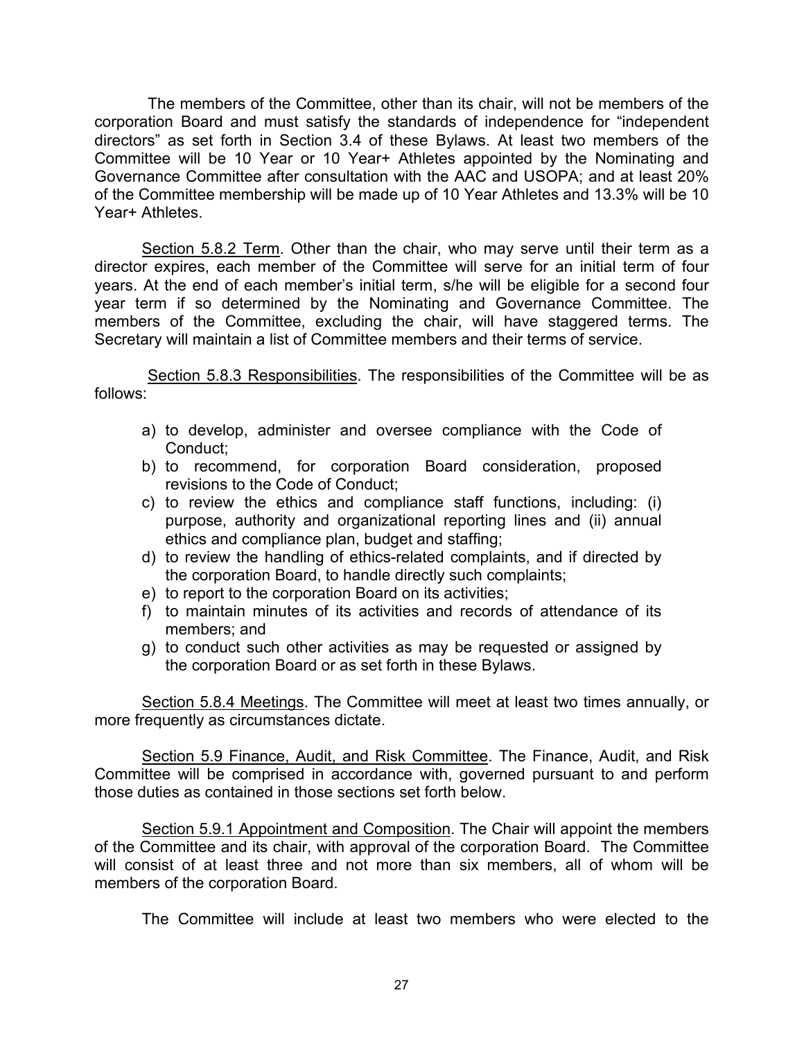The members of the Committee, other than its chair, will not be members of the corporation Board and must satisfy the standards of independence for “independent directors” as set forth in Section 3.4 of these Bylaws. At least two members of the Committee will be 10 Year or 10 Year+ Athletes appointed by the Nominating and Governance Committee after consultation with the AAC and USOPA; and at least 20% of the Committee membership will be made up of 10 Year Athletes and 13.3% will be 10 Year+ Athletes.

<u>Section 5.8.2 Term</u>. Other than the chair, who may serve until their term as a director expires, each member of the Committee will serve for an initial term of four years. At the end of each member’s initial term, s/he will be eligible for a second four year term if so determined by the Nominating and Governance Committee. The members of the Committee, excluding the chair, will have staggered terms. The Secretary will maintain a list of Committee members and their terms of service.

<u>Section 5.8.3 Responsibilities</u>. The responsibilities of the Committee will be as follows:

a) to develop, administer and oversee compliance with the Code of Conduct;
b) to recommend, for corporation Board consideration, proposed revisions to the Code of Conduct;
c) to review the ethics and compliance staff functions, including: (i) purpose, authority and organizational reporting lines and (ii) annual ethics and compliance plan, budget and staffing;
d) to review the handling of ethics-related complaints, and if directed by the corporation Board, to handle directly such complaints;
e) to report to the corporation Board on its activities;
f) to maintain minutes of its activities and records of attendance of its members; and
g) to conduct such other activities as may be requested or assigned by the corporation Board or as set forth in these Bylaws.

<u>Section 5.8.4 Meetings</u>. The Committee will meet at least two times annually, or more frequently as circumstances dictate.

<u>Section 5.9 Finance, Audit, and Risk Committee</u>. The Finance, Audit, and Risk Committee will be comprised in accordance with, governed pursuant to and perform those duties as contained in those sections set forth below.

<u>Section 5.9.1 Appointment and Composition</u>. The Chair will appoint the members of the Committee and its chair, with approval of the corporation Board. The Committee will consist of at least three and not more than six members, all of whom will be members of the corporation Board.

The Committee will include at least two members who were elected to the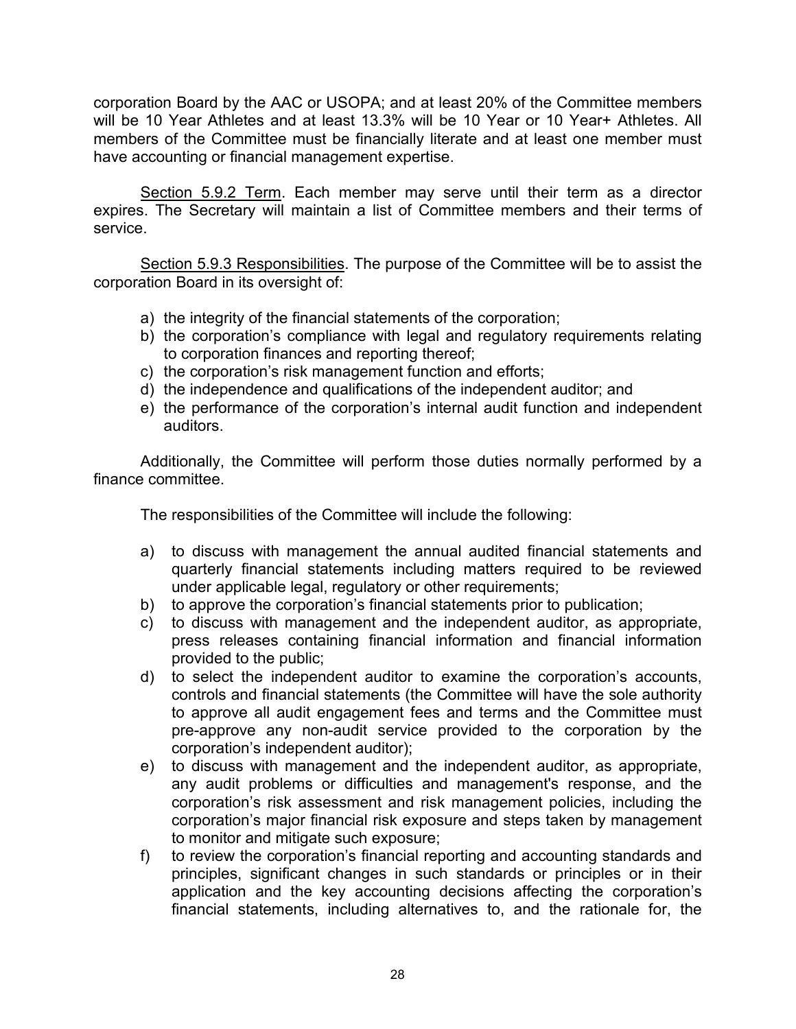corporation Board by the AAC or USOPA; and at least 20% of the Committee members will be 10 Year Athletes and at least 13.3% will be 10 Year or 10 Year+ Athletes. All members of the Committee must be financially literate and at least one member must have accounting or financial management expertise.

Section 5.9.2 Term. Each member may serve until their term as a director expires. The Secretary will maintain a list of Committee members and their terms of service.

Section 5.9.3 Responsibilities. The purpose of the Committee will be to assist the corporation Board in its oversight of:

a) the integrity of the financial statements of the corporation;
b) the corporation's compliance with legal and regulatory requirements relating to corporation finances and reporting thereof;
c) the corporation's risk management function and efforts;
d) the independence and qualifications of the independent auditor; and
e) the performance of the corporation's internal audit function and independent auditors.

Additionally, the Committee will perform those duties normally performed by a finance committee.

The responsibilities of the Committee will include the following:

a) to discuss with management the annual audited financial statements and quarterly financial statements including matters required to be reviewed under applicable legal, regulatory or other requirements;
b) to approve the corporation's financial statements prior to publication;
c) to discuss with management and the independent auditor, as appropriate, press releases containing financial information and financial information provided to the public;
d) to select the independent auditor to examine the corporation's accounts, controls and financial statements (the Committee will have the sole authority to approve all audit engagement fees and terms and the Committee must pre-approve any non-audit service provided to the corporation by the corporation's independent auditor);
e) to discuss with management and the independent auditor, as appropriate, any audit problems or difficulties and management's response, and the corporation's risk assessment and risk management policies, including the corporation's major financial risk exposure and steps taken by management to monitor and mitigate such exposure;
f) to review the corporation's financial reporting and accounting standards and principles, significant changes in such standards or principles or in their application and the key accounting decisions affecting the corporation's financial statements, including alternatives to, and the rationale for, the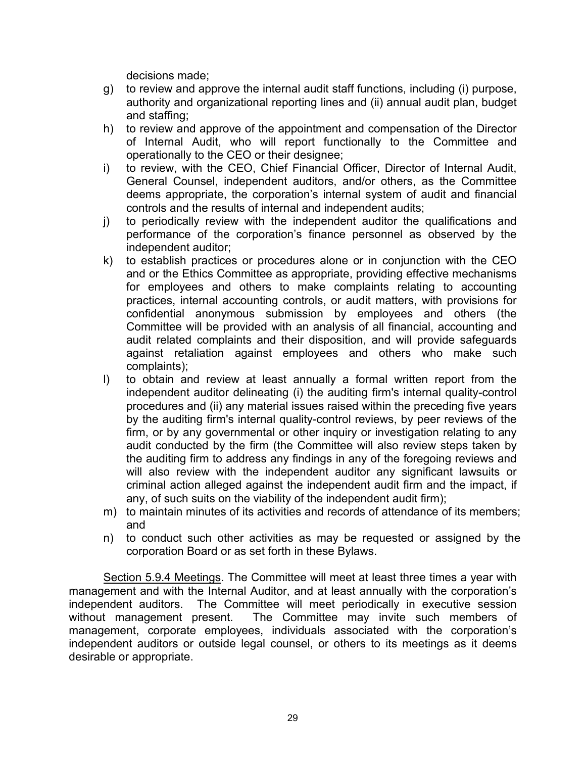decisions made;

g) to review and approve the internal audit staff functions, including (i) purpose, authority and organizational reporting lines and (ii) annual audit plan, budget and staffing;
h) to review and approve of the appointment and compensation of the Director of Internal Audit, who will report functionally to the Committee and operationally to the CEO or their designee;
i) to review, with the CEO, Chief Financial Officer, Director of Internal Audit, General Counsel, independent auditors, and/or others, as the Committee deems appropriate, the corporation's internal system of audit and financial controls and the results of internal and independent audits;
j) to periodically review with the independent auditor the qualifications and performance of the corporation's finance personnel as observed by the independent auditor;
k) to establish practices or procedures alone or in conjunction with the CEO and or the Ethics Committee as appropriate, providing effective mechanisms for employees and others to make complaints relating to accounting practices, internal accounting controls, or audit matters, with provisions for confidential anonymous submission by employees and others (the Committee will be provided with an analysis of all financial, accounting and audit related complaints and their disposition, and will provide safeguards against retaliation against employees and others who make such complaints);
l) to obtain and review at least annually a formal written report from the independent auditor delineating (i) the auditing firm's internal quality-control procedures and (ii) any material issues raised within the preceding five years by the auditing firm's internal quality-control reviews, by peer reviews of the firm, or by any governmental or other inquiry or investigation relating to any audit conducted by the firm (the Committee will also review steps taken by the auditing firm to address any findings in any of the foregoing reviews and will also review with the independent auditor any significant lawsuits or criminal action alleged against the independent audit firm and the impact, if any, of such suits on the viability of the independent audit firm);
m) to maintain minutes of its activities and records of attendance of its members; and
n) to conduct such other activities as may be requested or assigned by the corporation Board or as set forth in these Bylaws.

Section 5.9.4 Meetings. The Committee will meet at least three times a year with management and with the Internal Auditor, and at least annually with the corporation's independent auditors. The Committee will meet periodically in executive session without management present. The Committee may invite such members of management, corporate employees, individuals associated with the corporation's independent auditors or outside legal counsel, or others to its meetings as it deems desirable or appropriate.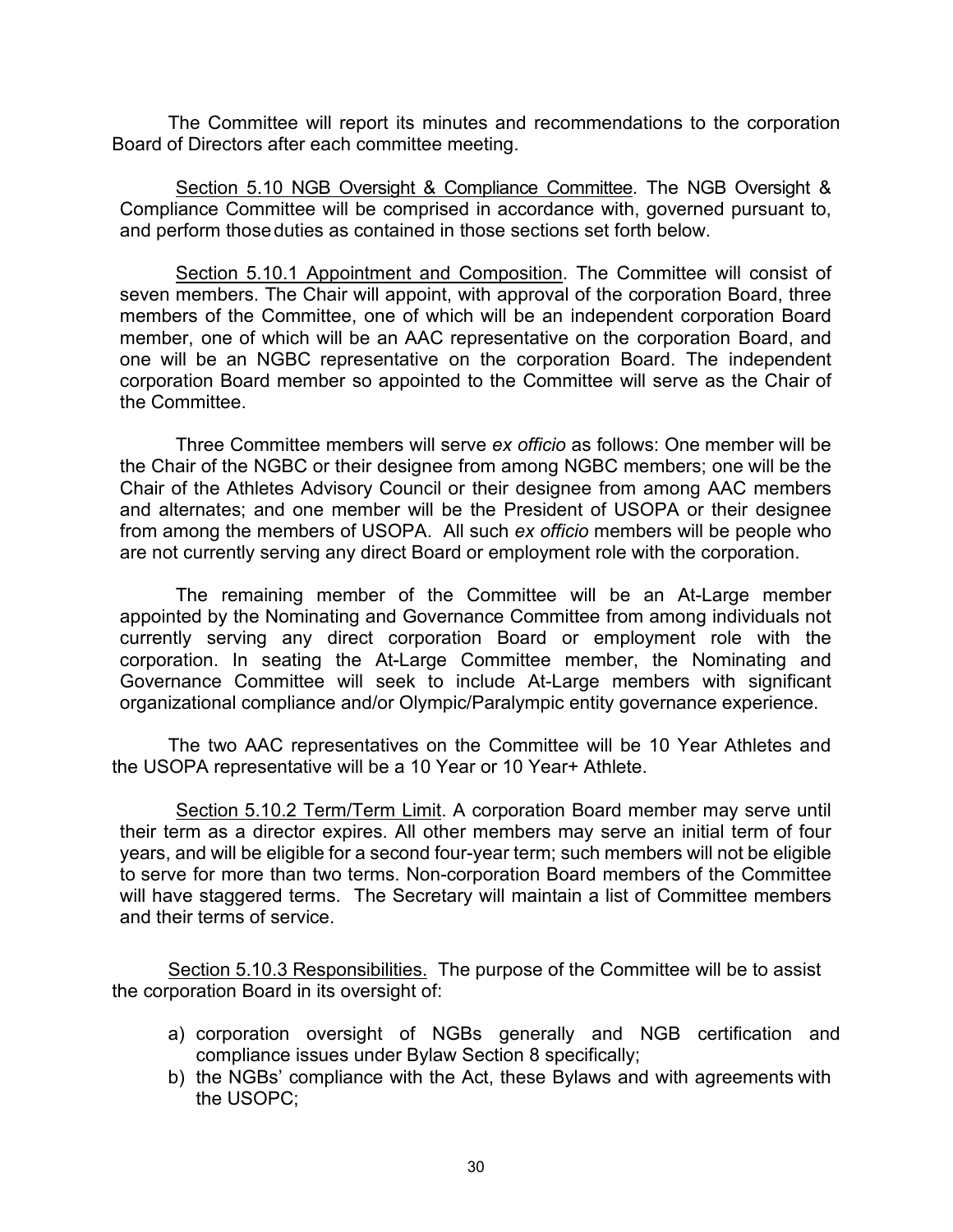The Committee will report its minutes and recommendations to the corporation Board of Directors after each committee meeting.

<u>Section 5.10 NGB Oversight & Compliance Committee</u>. The NGB Oversight & Compliance Committee will be comprised in accordance with, governed pursuant to, and perform those duties as contained in those sections set forth below.

<u>Section 5.10.1 Appointment and Composition</u>. The Committee will consist of seven members. The Chair will appoint, with approval of the corporation Board, three members of the Committee, one of which will be an independent corporation Board member, one of which will be an AAC representative on the corporation Board, and one will be an NGBC representative on the corporation Board. The independent corporation Board member so appointed to the Committee will serve as the Chair of the Committee.

Three Committee members will serve *ex officio* as follows: One member will be the Chair of the NGBC or their designee from among NGBC members; one will be the Chair of the Athletes Advisory Council or their designee from among AAC members and alternates; and one member will be the President of USOPA or their designee from among the members of USOPA. All such *ex officio* members will be people who are not currently serving any direct Board or employment role with the corporation.

The remaining member of the Committee will be an At-Large member appointed by the Nominating and Governance Committee from among individuals not currently serving any direct corporation Board or employment role with the corporation. In seating the At-Large Committee member, the Nominating and Governance Committee will seek to include At-Large members with significant organizational compliance and/or Olympic/Paralympic entity governance experience.

The two AAC representatives on the Committee will be 10 Year Athletes and the USOPA representative will be a 10 Year or 10 Year+ Athlete.

<u>Section 5.10.2 Term/Term Limit</u>. A corporation Board member may serve until their term as a director expires. All other members may serve an initial term of four years, and will be eligible for a second four-year term; such members will not be eligible to serve for more than two terms. Non-corporation Board members of the Committee will have staggered terms. The Secretary will maintain a list of Committee members and their terms of service.

<u>Section 5.10.3 Responsibilities.</u> The purpose of the Committee will be to assist the corporation Board in its oversight of:

a) corporation oversight of NGBs generally and NGB certification and compliance issues under Bylaw Section 8 specifically;
b) the NGBs' compliance with the Act, these Bylaws and with agreements with the USOPC;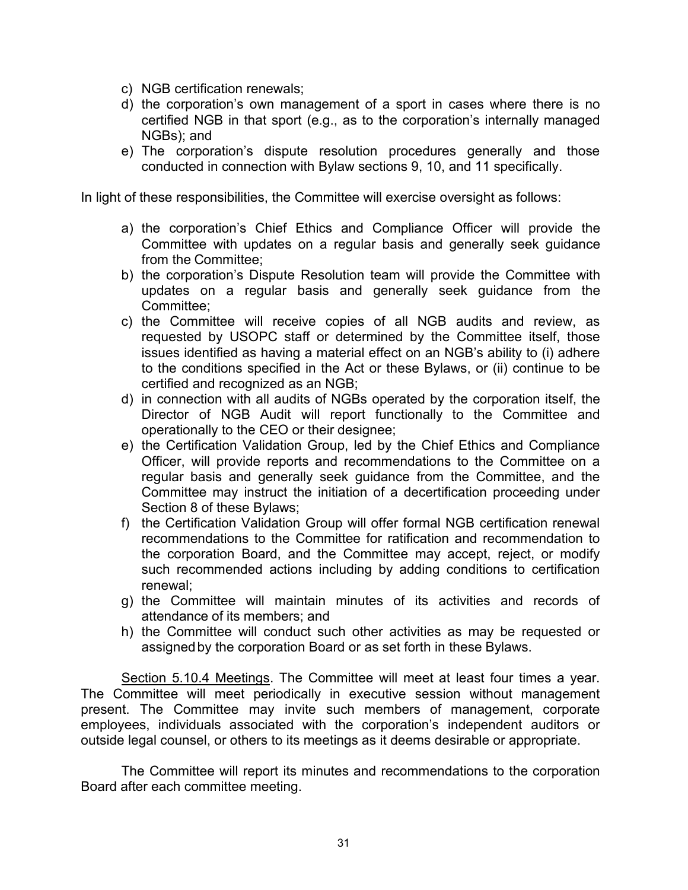c) NGB certification renewals;
d) the corporation's own management of a sport in cases where there is no certified NGB in that sport (e.g., as to the corporation's internally managed NGBs); and
e) The corporation's dispute resolution procedures generally and those conducted in connection with Bylaw sections 9, 10, and 11 specifically.

In light of these responsibilities, the Committee will exercise oversight as follows:

a) the corporation's Chief Ethics and Compliance Officer will provide the Committee with updates on a regular basis and generally seek guidance from the Committee;
b) the corporation's Dispute Resolution team will provide the Committee with updates on a regular basis and generally seek guidance from the Committee;
c) the Committee will receive copies of all NGB audits and review, as requested by USOPC staff or determined by the Committee itself, those issues identified as having a material effect on an NGB's ability to (i) adhere to the conditions specified in the Act or these Bylaws, or (ii) continue to be certified and recognized as an NGB;
d) in connection with all audits of NGBs operated by the corporation itself, the Director of NGB Audit will report functionally to the Committee and operationally to the CEO or their designee;
e) the Certification Validation Group, led by the Chief Ethics and Compliance Officer, will provide reports and recommendations to the Committee on a regular basis and generally seek guidance from the Committee, and the Committee may instruct the initiation of a decertification proceeding under Section 8 of these Bylaws;
f) the Certification Validation Group will offer formal NGB certification renewal recommendations to the Committee for ratification and recommendation to the corporation Board, and the Committee may accept, reject, or modify such recommended actions including by adding conditions to certification renewal;
g) the Committee will maintain minutes of its activities and records of attendance of its members; and
h) the Committee will conduct such other activities as may be requested or assigned by the corporation Board or as set forth in these Bylaws.

Section 5.10.4 Meetings. The Committee will meet at least four times a year. The Committee will meet periodically in executive session without management present. The Committee may invite such members of management, corporate employees, individuals associated with the corporation's independent auditors or outside legal counsel, or others to its meetings as it deems desirable or appropriate.

The Committee will report its minutes and recommendations to the corporation Board after each committee meeting.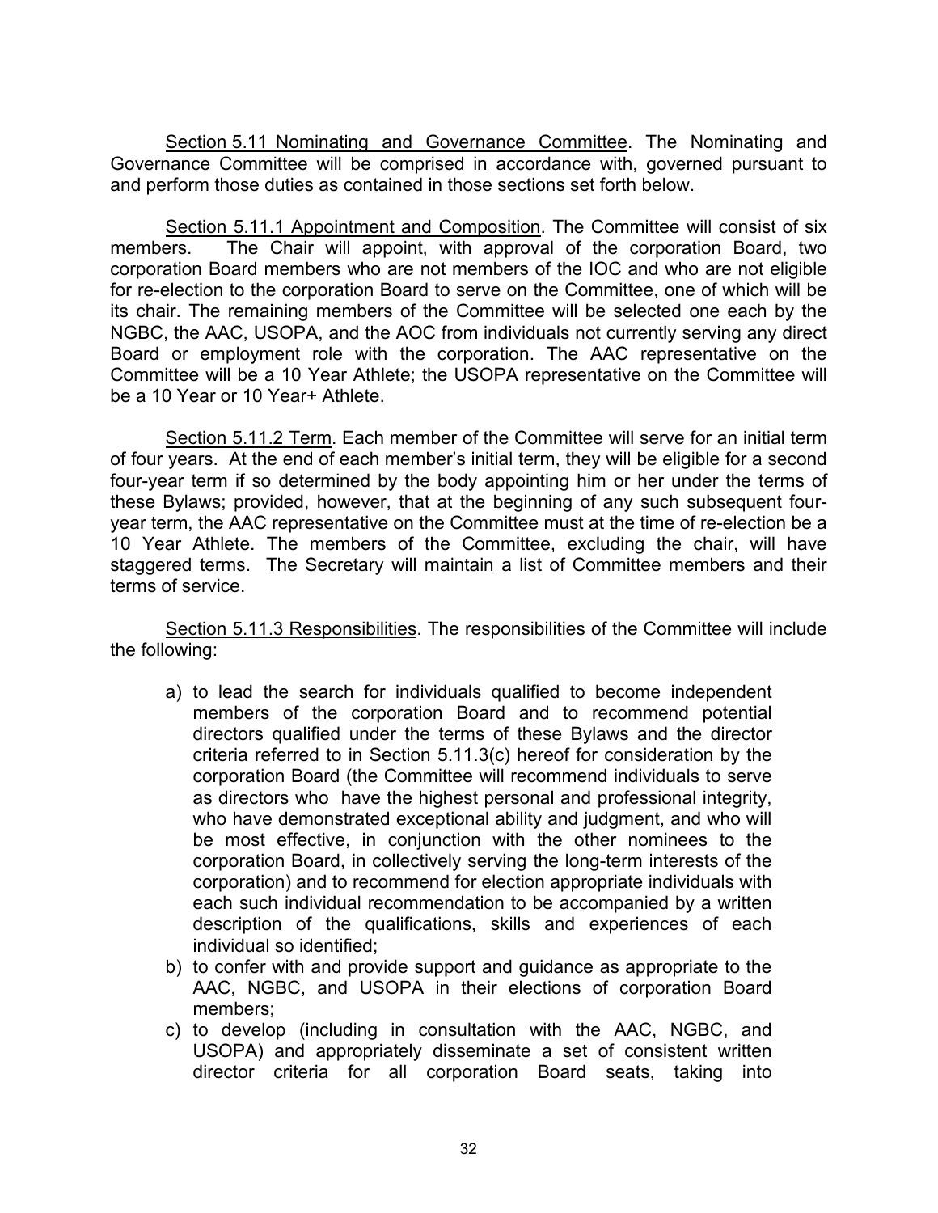Section 5.11 Nominating and Governance Committee. The Nominating and Governance Committee will be comprised in accordance with, governed pursuant to and perform those duties as contained in those sections set forth below.

Section 5.11.1 Appointment and Composition. The Committee will consist of six members. The Chair will appoint, with approval of the corporation Board, two corporation Board members who are not members of the IOC and who are not eligible for re-election to the corporation Board to serve on the Committee, one of which will be its chair. The remaining members of the Committee will be selected one each by the NGBC, the AAC, USOPA, and the AOC from individuals not currently serving any direct Board or employment role with the corporation. The AAC representative on the Committee will be a 10 Year Athlete; the USOPA representative on the Committee will be a 10 Year or 10 Year+ Athlete.

Section 5.11.2 Term. Each member of the Committee will serve for an initial term of four years. At the end of each member's initial term, they will be eligible for a second four-year term if so determined by the body appointing him or her under the terms of these Bylaws; provided, however, that at the beginning of any such subsequent four-year term, the AAC representative on the Committee must at the time of re-election be a 10 Year Athlete. The members of the Committee, excluding the chair, will have staggered terms. The Secretary will maintain a list of Committee members and their terms of service.

Section 5.11.3 Responsibilities. The responsibilities of the Committee will include the following:

a) to lead the search for individuals qualified to become independent members of the corporation Board and to recommend potential directors qualified under the terms of these Bylaws and the director criteria referred to in Section 5.11.3(c) hereof for consideration by the corporation Board (the Committee will recommend individuals to serve as directors who have the highest personal and professional integrity, who have demonstrated exceptional ability and judgment, and who will be most effective, in conjunction with the other nominees to the corporation Board, in collectively serving the long-term interests of the corporation) and to recommend for election appropriate individuals with each such individual recommendation to be accompanied by a written description of the qualifications, skills and experiences of each individual so identified;
b) to confer with and provide support and guidance as appropriate to the AAC, NGBC, and USOPA in their elections of corporation Board members;
c) to develop (including in consultation with the AAC, NGBC, and USOPA) and appropriately disseminate a set of consistent written director criteria for all corporation Board seats, taking into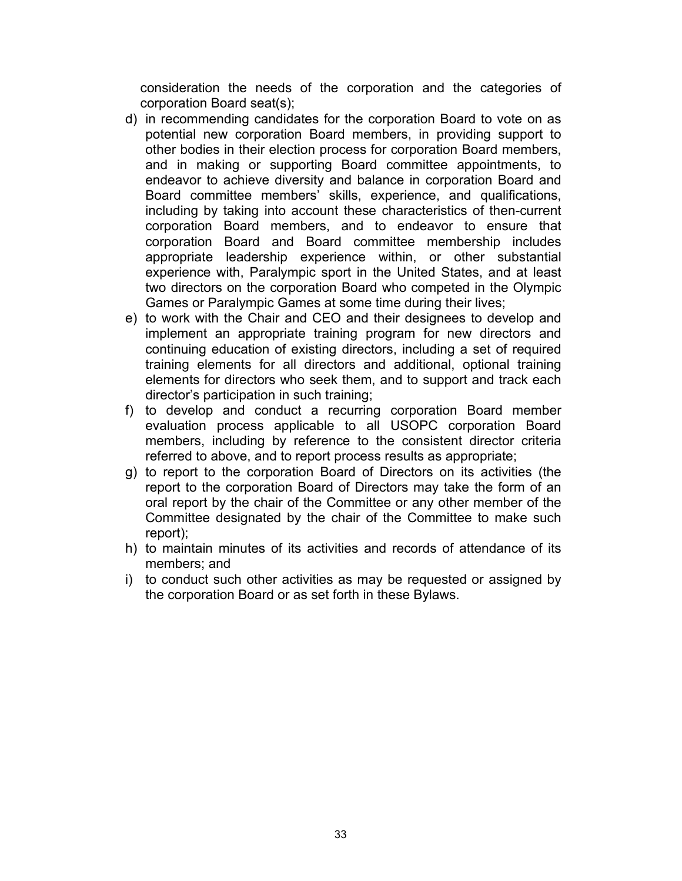consideration the needs of the corporation and the categories of corporation Board seat(s);

d) in recommending candidates for the corporation Board to vote on as potential new corporation Board members, in providing support to other bodies in their election process for corporation Board members, and in making or supporting Board committee appointments, to endeavor to achieve diversity and balance in corporation Board and Board committee members' skills, experience, and qualifications, including by taking into account these characteristics of then-current corporation Board members, and to endeavor to ensure that corporation Board and Board committee membership includes appropriate leadership experience within, or other substantial experience with, Paralympic sport in the United States, and at least two directors on the corporation Board who competed in the Olympic Games or Paralympic Games at some time during their lives;

e) to work with the Chair and CEO and their designees to develop and implement an appropriate training program for new directors and continuing education of existing directors, including a set of required training elements for all directors and additional, optional training elements for directors who seek them, and to support and track each director's participation in such training;

f) to develop and conduct a recurring corporation Board member evaluation process applicable to all USOPC corporation Board members, including by reference to the consistent director criteria referred to above, and to report process results as appropriate;

g) to report to the corporation Board of Directors on its activities (the report to the corporation Board of Directors may take the form of an oral report by the chair of the Committee or any other member of the Committee designated by the chair of the Committee to make such report);

h) to maintain minutes of its activities and records of attendance of its members; and

i) to conduct such other activities as may be requested or assigned by the corporation Board or as set forth in these Bylaws.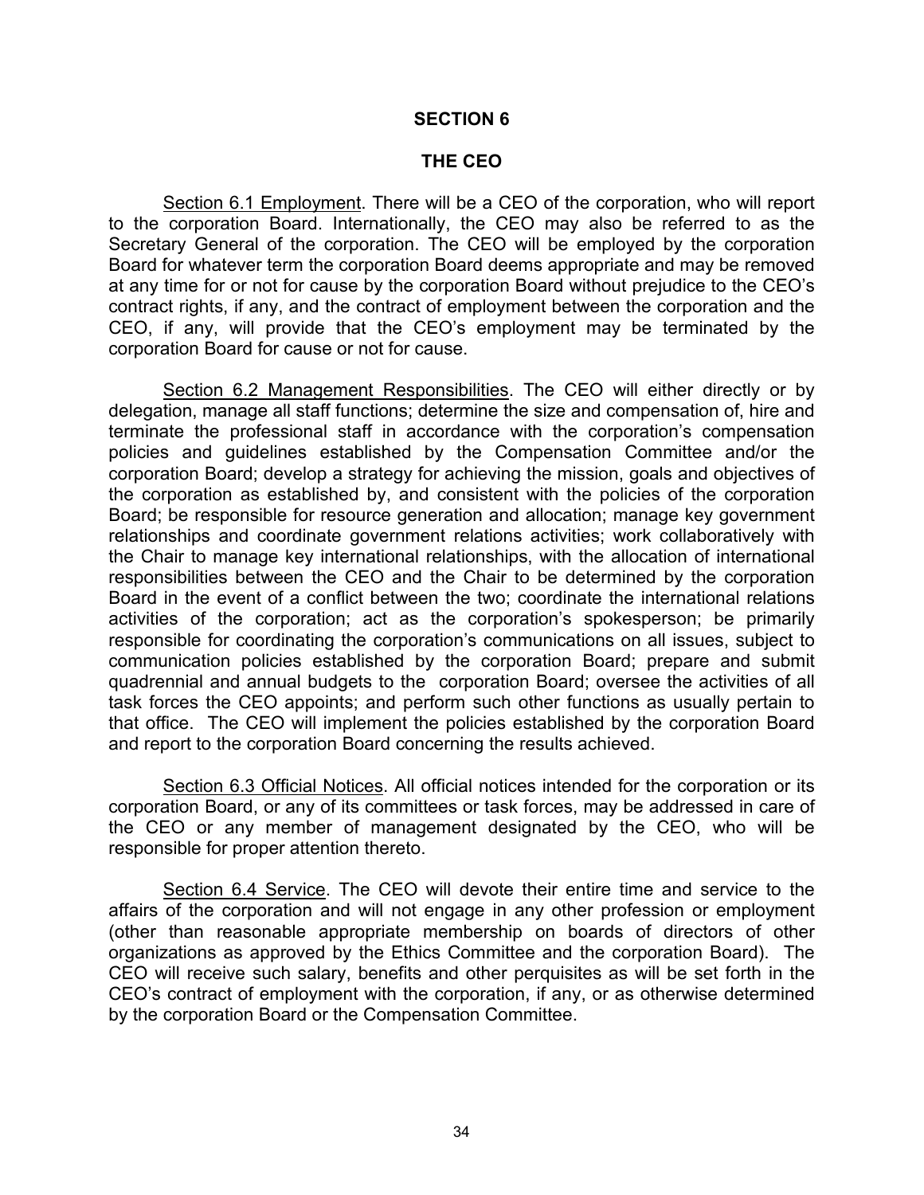## SECTION 6

## THE CEO

Section 6.1 Employment. There will be a CEO of the corporation, who will report to the corporation Board. Internationally, the CEO may also be referred to as the Secretary General of the corporation. The CEO will be employed by the corporation Board for whatever term the corporation Board deems appropriate and may be removed at any time for or not for cause by the corporation Board without prejudice to the CEO's contract rights, if any, and the contract of employment between the corporation and the CEO, if any, will provide that the CEO's employment may be terminated by the corporation Board for cause or not for cause.

Section 6.2 Management Responsibilities. The CEO will either directly or by delegation, manage all staff functions; determine the size and compensation of, hire and terminate the professional staff in accordance with the corporation's compensation policies and guidelines established by the Compensation Committee and/or the corporation Board; develop a strategy for achieving the mission, goals and objectives of the corporation as established by, and consistent with the policies of the corporation Board; be responsible for resource generation and allocation; manage key government relationships and coordinate government relations activities; work collaboratively with the Chair to manage key international relationships, with the allocation of international responsibilities between the CEO and the Chair to be determined by the corporation Board in the event of a conflict between the two; coordinate the international relations activities of the corporation; act as the corporation's spokesperson; be primarily responsible for coordinating the corporation's communications on all issues, subject to communication policies established by the corporation Board; prepare and submit quadrennial and annual budgets to the corporation Board; oversee the activities of all task forces the CEO appoints; and perform such other functions as usually pertain to that office. The CEO will implement the policies established by the corporation Board and report to the corporation Board concerning the results achieved.

Section 6.3 Official Notices. All official notices intended for the corporation or its corporation Board, or any of its committees or task forces, may be addressed in care of the CEO or any member of management designated by the CEO, who will be responsible for proper attention thereto.

Section 6.4 Service. The CEO will devote their entire time and service to the affairs of the corporation and will not engage in any other profession or employment (other than reasonable appropriate membership on boards of directors of other organizations as approved by the Ethics Committee and the corporation Board). The CEO will receive such salary, benefits and other perquisites as will be set forth in the CEO's contract of employment with the corporation, if any, or as otherwise determined by the corporation Board or the Compensation Committee.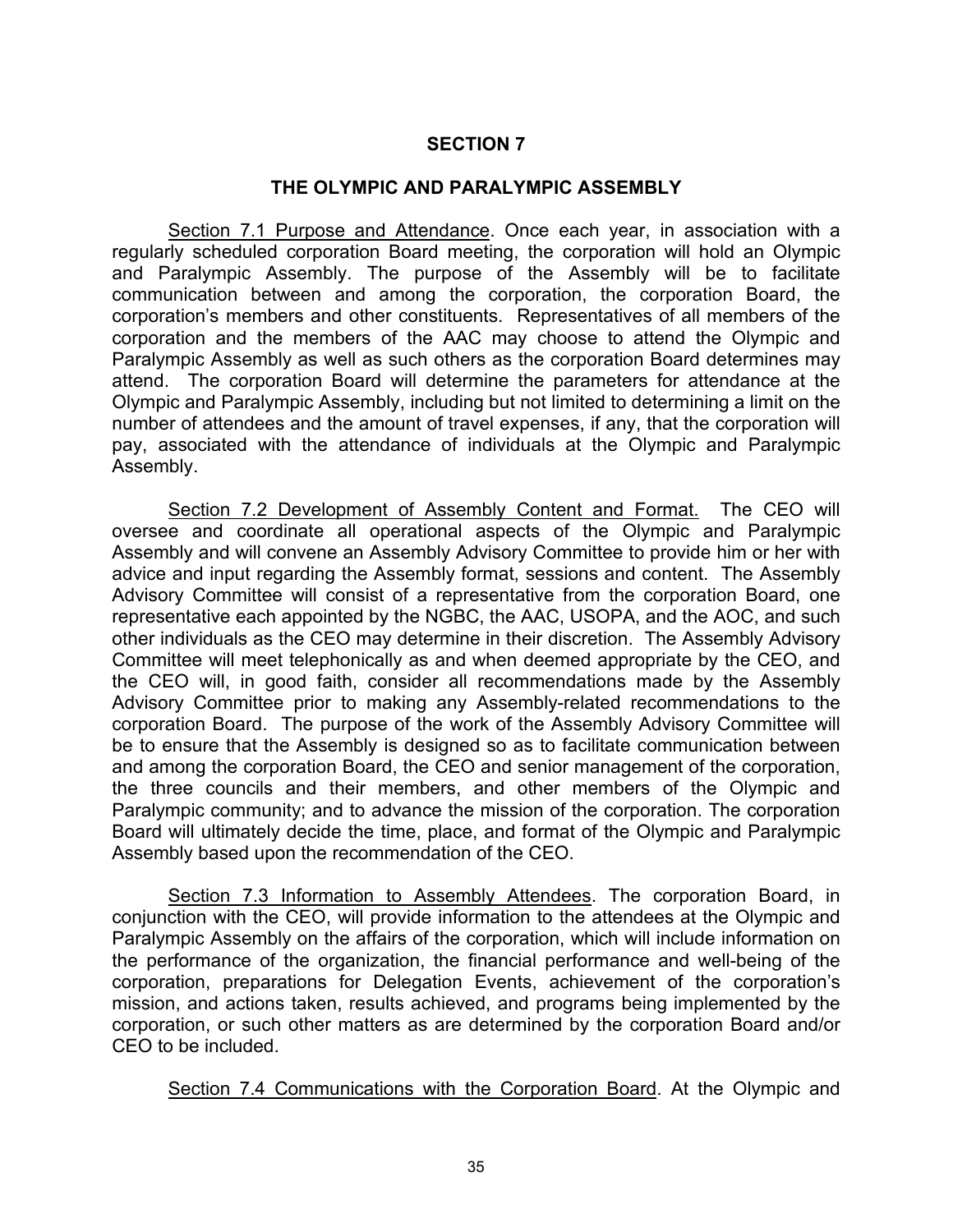# SECTION 7

## THE OLYMPIC AND PARALYMPIC ASSEMBLY

Section 7.1 Purpose and Attendance. Once each year, in association with a regularly scheduled corporation Board meeting, the corporation will hold an Olympic and Paralympic Assembly. The purpose of the Assembly will be to facilitate communication between and among the corporation, the corporation Board, the corporation's members and other constituents. Representatives of all members of the corporation and the members of the AAC may choose to attend the Olympic and Paralympic Assembly as well as such others as the corporation Board determines may attend. The corporation Board will determine the parameters for attendance at the Olympic and Paralympic Assembly, including but not limited to determining a limit on the number of attendees and the amount of travel expenses, if any, that the corporation will pay, associated with the attendance of individuals at the Olympic and Paralympic Assembly.

Section 7.2 Development of Assembly Content and Format. The CEO will oversee and coordinate all operational aspects of the Olympic and Paralympic Assembly and will convene an Assembly Advisory Committee to provide him or her with advice and input regarding the Assembly format, sessions and content. The Assembly Advisory Committee will consist of a representative from the corporation Board, one representative each appointed by the NGBC, the AAC, USOPA, and the AOC, and such other individuals as the CEO may determine in their discretion. The Assembly Advisory Committee will meet telephonically as and when deemed appropriate by the CEO, and the CEO will, in good faith, consider all recommendations made by the Assembly Advisory Committee prior to making any Assembly-related recommendations to the corporation Board. The purpose of the work of the Assembly Advisory Committee will be to ensure that the Assembly is designed so as to facilitate communication between and among the corporation Board, the CEO and senior management of the corporation, the three councils and their members, and other members of the Olympic and Paralympic community; and to advance the mission of the corporation. The corporation Board will ultimately decide the time, place, and format of the Olympic and Paralympic Assembly based upon the recommendation of the CEO.

Section 7.3 Information to Assembly Attendees. The corporation Board, in conjunction with the CEO, will provide information to the attendees at the Olympic and Paralympic Assembly on the affairs of the corporation, which will include information on the performance of the organization, the financial performance and well-being of the corporation, preparations for Delegation Events, achievement of the corporation's mission, and actions taken, results achieved, and programs being implemented by the corporation, or such other matters as are determined by the corporation Board and/or CEO to be included.

Section 7.4 Communications with the Corporation Board. At the Olympic and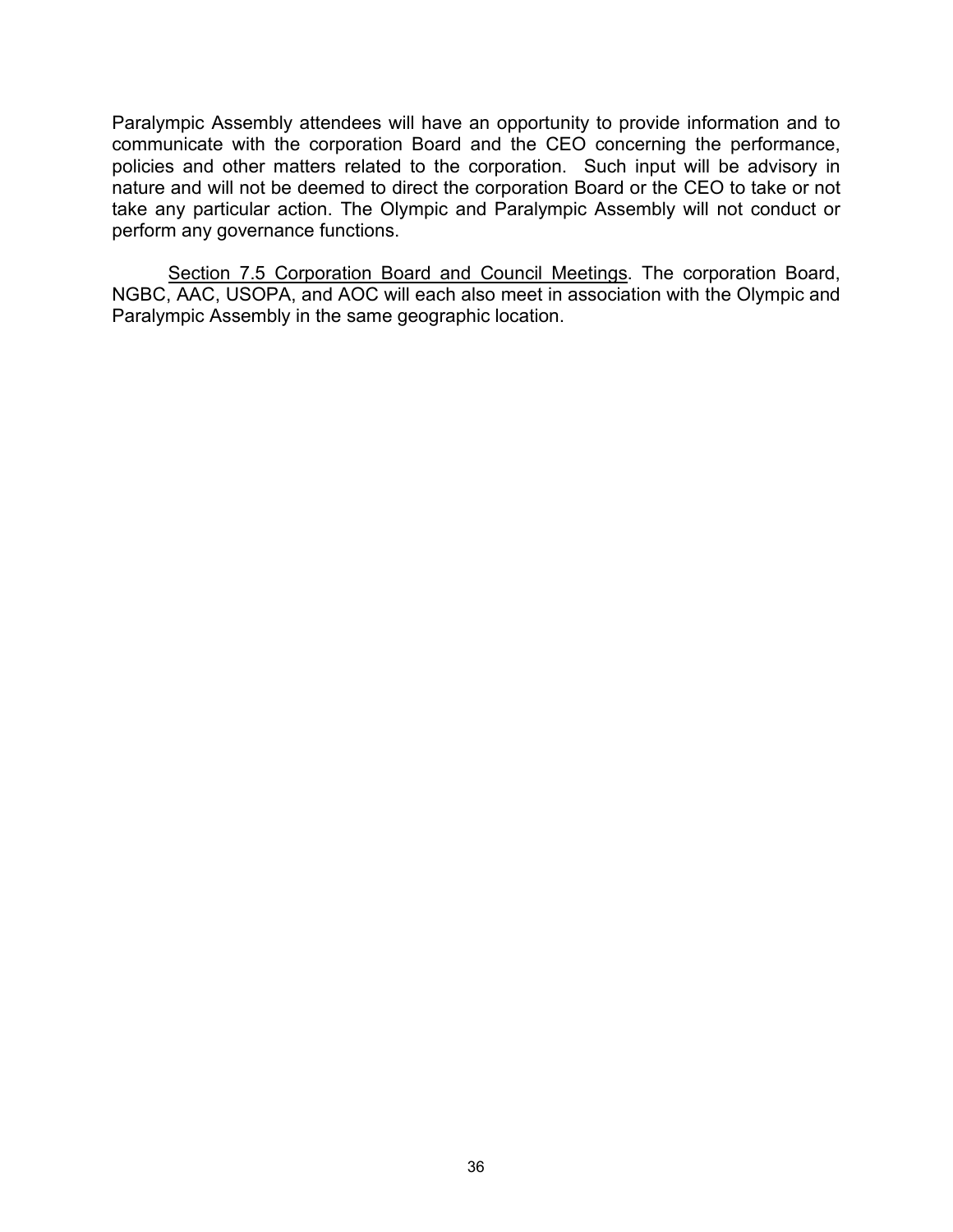Paralympic Assembly attendees will have an opportunity to provide information and to communicate with the corporation Board and the CEO concerning the performance, policies and other matters related to the corporation. Such input will be advisory in nature and will not be deemed to direct the corporation Board or the CEO to take or not take any particular action. The Olympic and Paralympic Assembly will not conduct or perform any governance functions.

Section 7.5 Corporation Board and Council Meetings. The corporation Board, NGBC, AAC, USOPA, and AOC will each also meet in association with the Olympic and Paralympic Assembly in the same geographic location.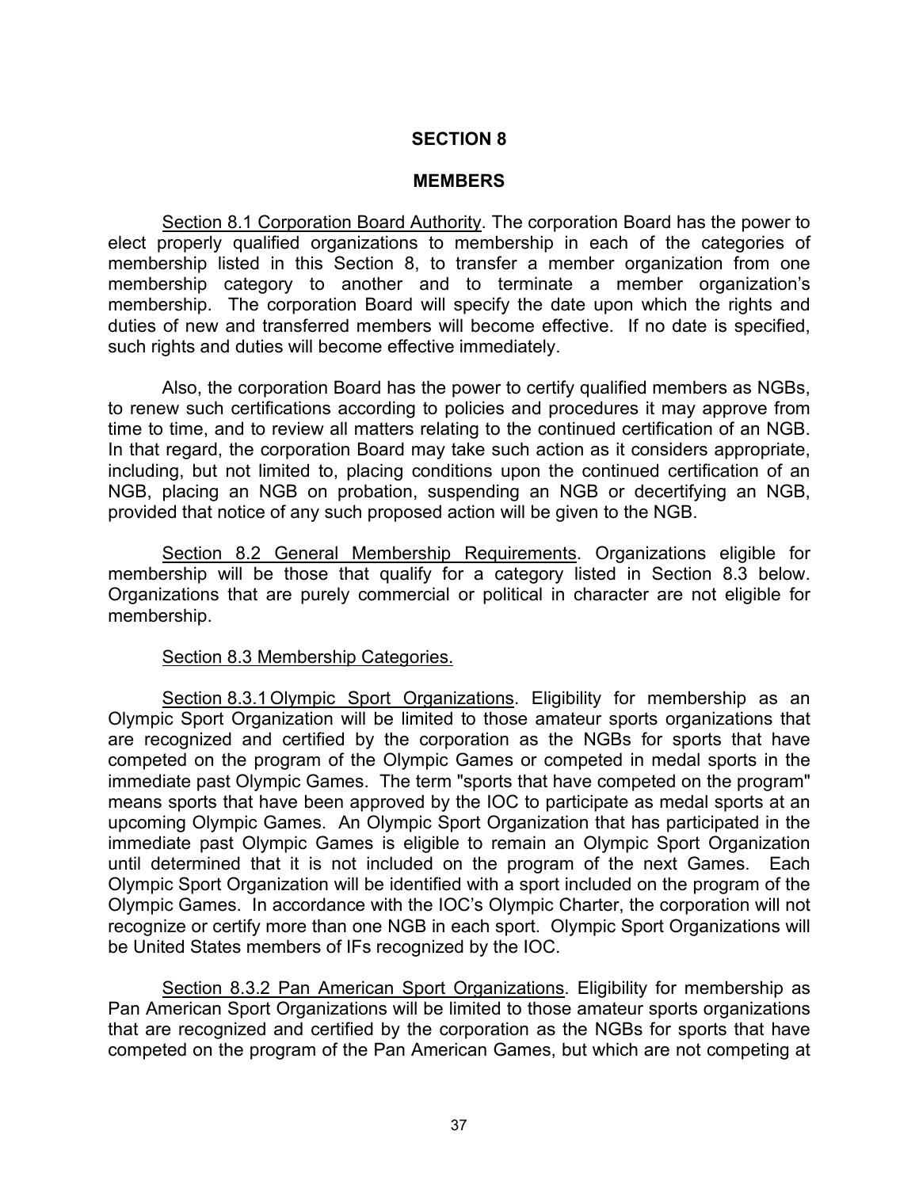## SECTION 8

## MEMBERS

Section 8.1 Corporation Board Authority. The corporation Board has the power to elect properly qualified organizations to membership in each of the categories of membership listed in this Section 8, to transfer a member organization from one membership category to another and to terminate a member organization's membership. The corporation Board will specify the date upon which the rights and duties of new and transferred members will become effective. If no date is specified, such rights and duties will become effective immediately.

Also, the corporation Board has the power to certify qualified members as NGBs, to renew such certifications according to policies and procedures it may approve from time to time, and to review all matters relating to the continued certification of an NGB. In that regard, the corporation Board may take such action as it considers appropriate, including, but not limited to, placing conditions upon the continued certification of an NGB, placing an NGB on probation, suspending an NGB or decertifying an NGB, provided that notice of any such proposed action will be given to the NGB.

Section 8.2 General Membership Requirements. Organizations eligible for membership will be those that qualify for a category listed in Section 8.3 below. Organizations that are purely commercial or political in character are not eligible for membership.

Section 8.3 Membership Categories.

Section 8.3.1 Olympic Sport Organizations. Eligibility for membership as an Olympic Sport Organization will be limited to those amateur sports organizations that are recognized and certified by the corporation as the NGBs for sports that have competed on the program of the Olympic Games or competed in medal sports in the immediate past Olympic Games. The term "sports that have competed on the program" means sports that have been approved by the IOC to participate as medal sports at an upcoming Olympic Games. An Olympic Sport Organization that has participated in the immediate past Olympic Games is eligible to remain an Olympic Sport Organization until determined that it is not included on the program of the next Games. Each Olympic Sport Organization will be identified with a sport included on the program of the Olympic Games. In accordance with the IOC's Olympic Charter, the corporation will not recognize or certify more than one NGB in each sport. Olympic Sport Organizations will be United States members of IFs recognized by the IOC.

Section 8.3.2 Pan American Sport Organizations. Eligibility for membership as Pan American Sport Organizations will be limited to those amateur sports organizations that are recognized and certified by the corporation as the NGBs for sports that have competed on the program of the Pan American Games, but which are not competing at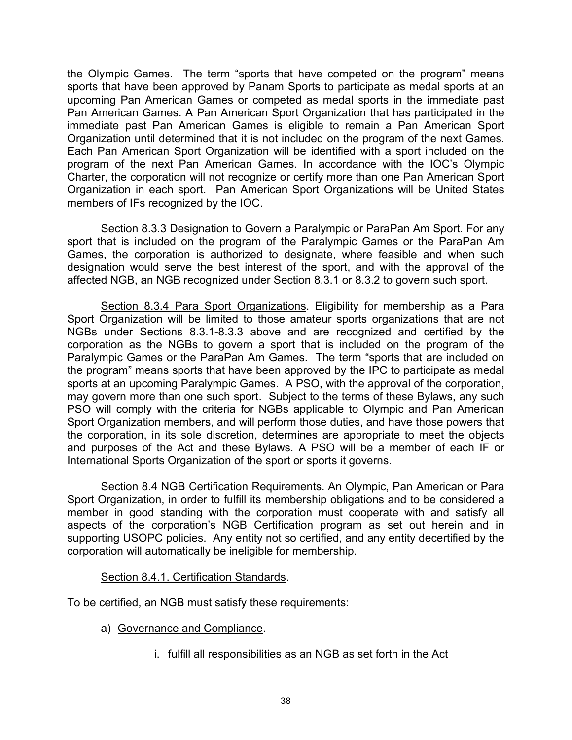the Olympic Games. The term "sports that have competed on the program" means sports that have been approved by Panam Sports to participate as medal sports at an upcoming Pan American Games or competed as medal sports in the immediate past Pan American Games. A Pan American Sport Organization that has participated in the immediate past Pan American Games is eligible to remain a Pan American Sport Organization until determined that it is not included on the program of the next Games. Each Pan American Sport Organization will be identified with a sport included on the program of the next Pan American Games. In accordance with the IOC's Olympic Charter, the corporation will not recognize or certify more than one Pan American Sport Organization in each sport. Pan American Sport Organizations will be United States members of IFs recognized by the IOC.

<u>Section 8.3.3 Designation to Govern a Paralympic or ParaPan Am Sport</u>. For any sport that is included on the program of the Paralympic Games or the ParaPan Am Games, the corporation is authorized to designate, where feasible and when such designation would serve the best interest of the sport, and with the approval of the affected NGB, an NGB recognized under Section 8.3.1 or 8.3.2 to govern such sport.

<u>Section 8.3.4 Para Sport Organizations</u>. Eligibility for membership as a Para Sport Organization will be limited to those amateur sports organizations that are not NGBs under Sections 8.3.1-8.3.3 above and are recognized and certified by the corporation as the NGBs to govern a sport that is included on the program of the Paralympic Games or the ParaPan Am Games. The term "sports that are included on the program" means sports that have been approved by the IPC to participate as medal sports at an upcoming Paralympic Games. A PSO, with the approval of the corporation, may govern more than one such sport. Subject to the terms of these Bylaws, any such PSO will comply with the criteria for NGBs applicable to Olympic and Pan American Sport Organization members, and will perform those duties, and have those powers that the corporation, in its sole discretion, determines are appropriate to meet the objects and purposes of the Act and these Bylaws. A PSO will be a member of each IF or International Sports Organization of the sport or sports it governs.

<u>Section 8.4 NGB Certification Requirements</u>. An Olympic, Pan American or Para Sport Organization, in order to fulfill its membership obligations and to be considered a member in good standing with the corporation must cooperate with and satisfy all aspects of the corporation's NGB Certification program as set out herein and in supporting USOPC policies. Any entity not so certified, and any entity decertified by the corporation will automatically be ineligible for membership.

<u>Section 8.4.1. Certification Standards</u>.

To be certified, an NGB must satisfy these requirements:

a) <u>Governance and Compliance</u>.

   i. fulfill all responsibilities as an NGB as set forth in the Act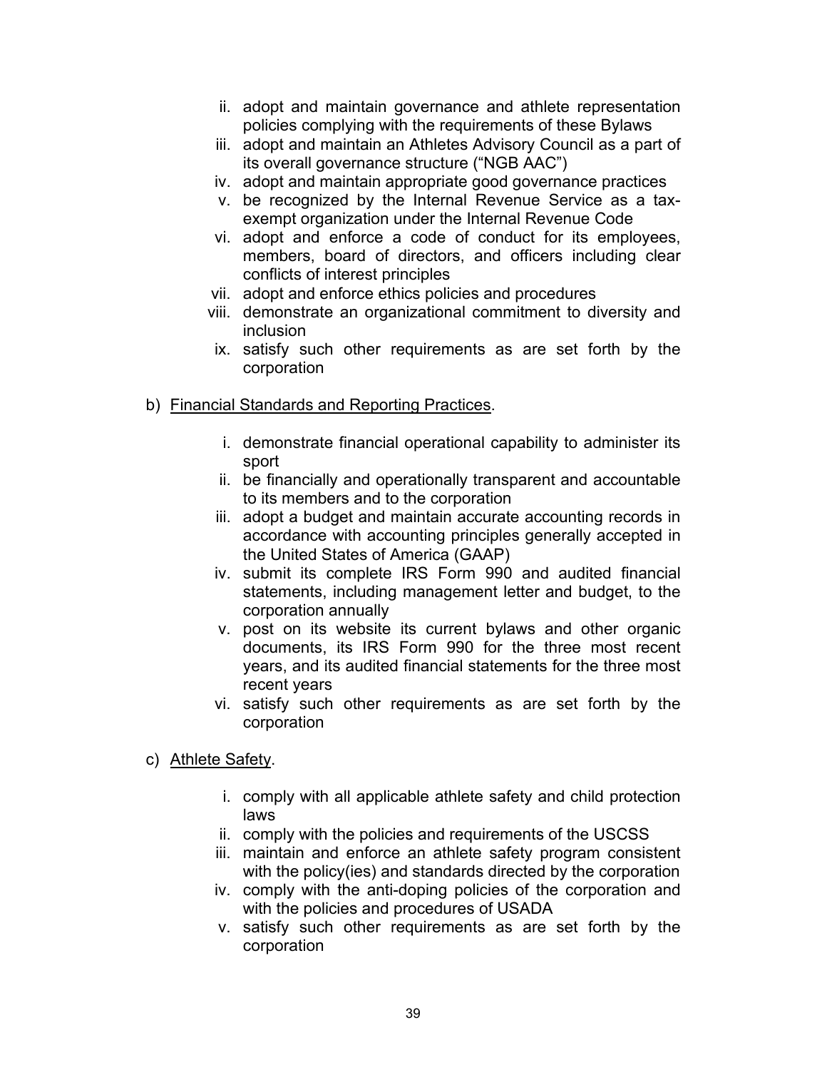ii. adopt and maintain governance and athlete representation policies complying with the requirements of these Bylaws
iii. adopt and maintain an Athletes Advisory Council as a part of its overall governance structure ("NGB AAC")
iv. adopt and maintain appropriate good governance practices
v. be recognized by the Internal Revenue Service as a tax-exempt organization under the Internal Revenue Code
vi. adopt and enforce a code of conduct for its employees, members, board of directors, and officers including clear conflicts of interest principles
vii. adopt and enforce ethics policies and procedures
viii. demonstrate an organizational commitment to diversity and inclusion
ix. satisfy such other requirements as are set forth by the corporation

b) <u>Financial Standards and Reporting Practices</u>.

i. demonstrate financial operational capability to administer its sport
ii. be financially and operationally transparent and accountable to its members and to the corporation
iii. adopt a budget and maintain accurate accounting records in accordance with accounting principles generally accepted in the United States of America (GAAP)
iv. submit its complete IRS Form 990 and audited financial statements, including management letter and budget, to the corporation annually
v. post on its website its current bylaws and other organic documents, its IRS Form 990 for the three most recent years, and its audited financial statements for the three most recent years
vi. satisfy such other requirements as are set forth by the corporation

c) <u>Athlete Safety</u>.

i. comply with all applicable athlete safety and child protection laws
ii. comply with the policies and requirements of the USCSS
iii. maintain and enforce an athlete safety program consistent with the policy(ies) and standards directed by the corporation
iv. comply with the anti-doping policies of the corporation and with the policies and procedures of USADA
v. satisfy such other requirements as are set forth by the corporation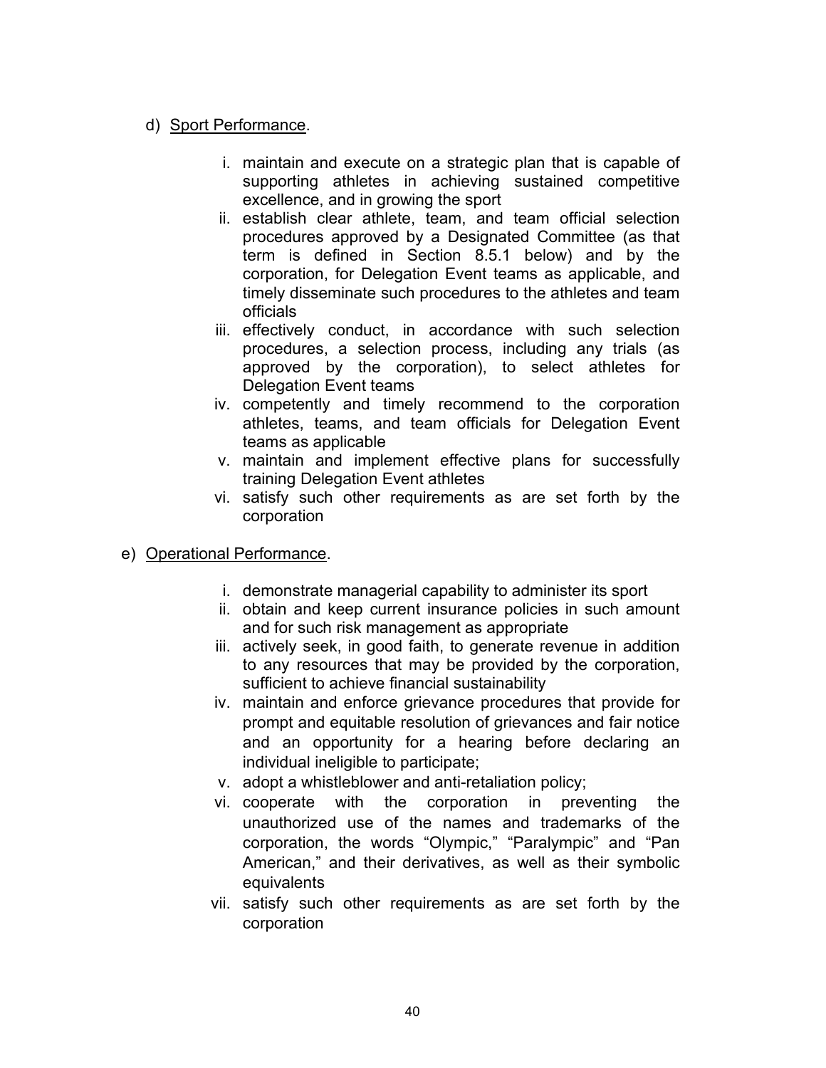d) Sport Performance.

   i. maintain and execute on a strategic plan that is capable of supporting athletes in achieving sustained competitive excellence, and in growing the sport
   ii. establish clear athlete, team, and team official selection procedures approved by a Designated Committee (as that term is defined in Section 8.5.1 below) and by the corporation, for Delegation Event teams as applicable, and timely disseminate such procedures to the athletes and team officials
   iii. effectively conduct, in accordance with such selection procedures, a selection process, including any trials (as approved by the corporation), to select athletes for Delegation Event teams
   iv. competently and timely recommend to the corporation athletes, teams, and team officials for Delegation Event teams as applicable
   v. maintain and implement effective plans for successfully training Delegation Event athletes
   vi. satisfy such other requirements as are set forth by the corporation

e) Operational Performance.

   i. demonstrate managerial capability to administer its sport
   ii. obtain and keep current insurance policies in such amount and for such risk management as appropriate
   iii. actively seek, in good faith, to generate revenue in addition to any resources that may be provided by the corporation, sufficient to achieve financial sustainability
   iv. maintain and enforce grievance procedures that provide for prompt and equitable resolution of grievances and fair notice and an opportunity for a hearing before declaring an individual ineligible to participate;
   v. adopt a whistleblower and anti-retaliation policy;
   vi. cooperate with the corporation in preventing the unauthorized use of the names and trademarks of the corporation, the words "Olympic," "Paralympic" and "Pan American," and their derivatives, as well as their symbolic equivalents
   vii. satisfy such other requirements as are set forth by the corporation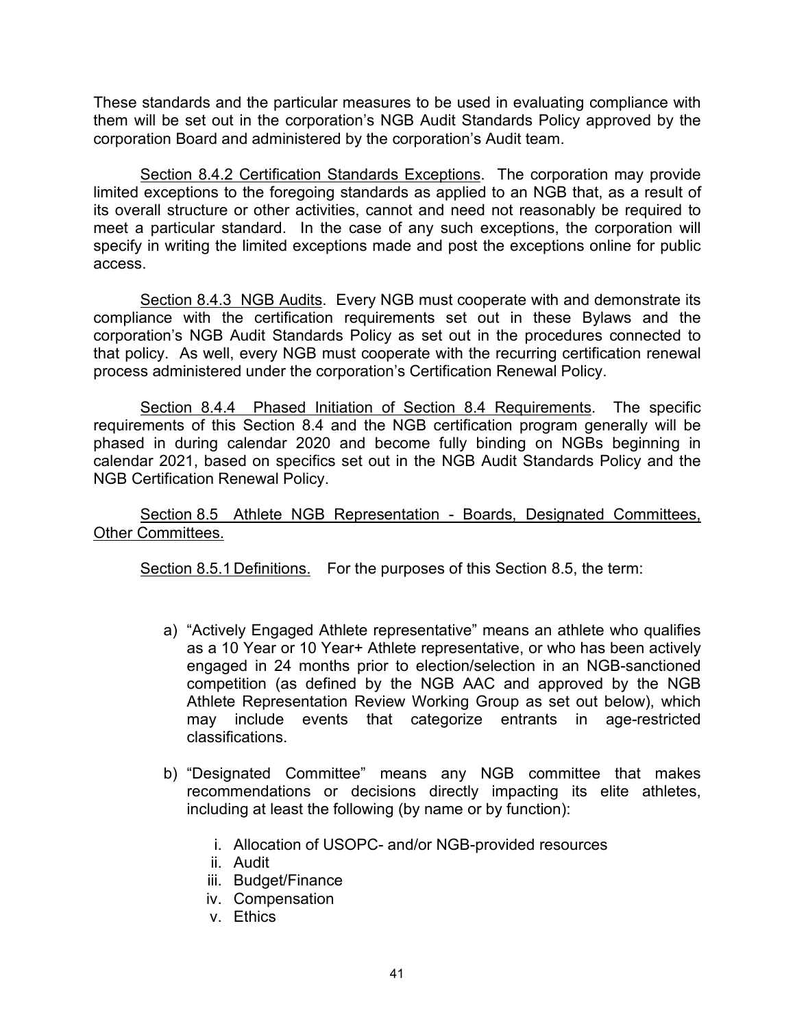These standards and the particular measures to be used in evaluating compliance with them will be set out in the corporation's NGB Audit Standards Policy approved by the corporation Board and administered by the corporation's Audit team.

Section 8.4.2 Certification Standards Exceptions. The corporation may provide limited exceptions to the foregoing standards as applied to an NGB that, as a result of its overall structure or other activities, cannot and need not reasonably be required to meet a particular standard. In the case of any such exceptions, the corporation will specify in writing the limited exceptions made and post the exceptions online for public access.

Section 8.4.3 NGB Audits. Every NGB must cooperate with and demonstrate its compliance with the certification requirements set out in these Bylaws and the corporation's NGB Audit Standards Policy as set out in the procedures connected to that policy. As well, every NGB must cooperate with the recurring certification renewal process administered under the corporation's Certification Renewal Policy.

Section 8.4.4 Phased Initiation of Section 8.4 Requirements. The specific requirements of this Section 8.4 and the NGB certification program generally will be phased in during calendar 2020 and become fully binding on NGBs beginning in calendar 2021, based on specifics set out in the NGB Audit Standards Policy and the NGB Certification Renewal Policy.

Section 8.5 Athlete NGB Representation - Boards, Designated Committees, Other Committees.

Section 8.5.1 Definitions. For the purposes of this Section 8.5, the term:

a) "Actively Engaged Athlete representative" means an athlete who qualifies as a 10 Year or 10 Year+ Athlete representative, or who has been actively engaged in 24 months prior to election/selection in an NGB-sanctioned competition (as defined by the NGB AAC and approved by the NGB Athlete Representation Review Working Group as set out below), which may include events that categorize entrants in age-restricted classifications.

b) "Designated Committee" means any NGB committee that makes recommendations or decisions directly impacting its elite athletes, including at least the following (by name or by function):

   i. Allocation of USOPC- and/or NGB-provided resources
   ii. Audit
   iii. Budget/Finance
   iv. Compensation
   v. Ethics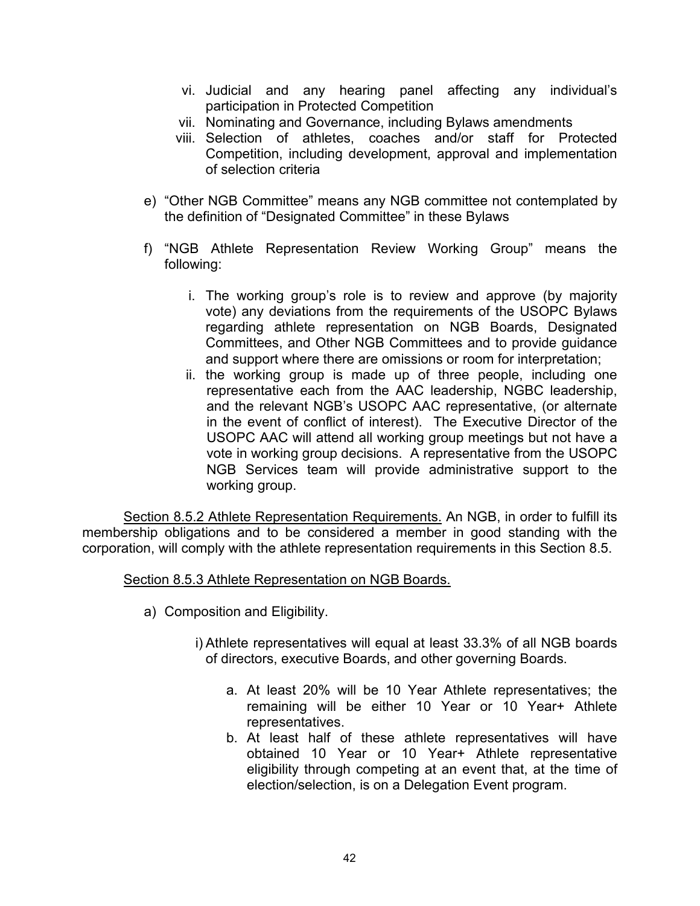vi. Judicial and any hearing panel affecting any individual's participation in Protected Competition

vii. Nominating and Governance, including Bylaws amendments

viii. Selection of athletes, coaches and/or staff for Protected Competition, including development, approval and implementation of selection criteria

e) "Other NGB Committee" means any NGB committee not contemplated by the definition of "Designated Committee" in these Bylaws

f) "NGB Athlete Representation Review Working Group" means the following:

i. The working group's role is to review and approve (by majority vote) any deviations from the requirements of the USOPC Bylaws regarding athlete representation on NGB Boards, Designated Committees, and Other NGB Committees and to provide guidance and support where there are omissions or room for interpretation;

ii. the working group is made up of three people, including one representative each from the AAC leadership, NGBC leadership, and the relevant NGB's USOPC AAC representative, (or alternate in the event of conflict of interest). The Executive Director of the USOPC AAC will attend all working group meetings but not have a vote in working group decisions. A representative from the USOPC NGB Services team will provide administrative support to the working group.

<u>Section 8.5.2 Athlete Representation Requirements.</u> An NGB, in order to fulfill its membership obligations and to be considered a member in good standing with the corporation, will comply with the athlete representation requirements in this Section 8.5.

<u>Section 8.5.3 Athlete Representation on NGB Boards.</u>

a) Composition and Eligibility.

i) Athlete representatives will equal at least 33.3% of all NGB boards of directors, executive Boards, and other governing Boards.

a. At least 20% will be 10 Year Athlete representatives; the remaining will be either 10 Year or 10 Year+ Athlete representatives.

b. At least half of these athlete representatives will have obtained 10 Year or 10 Year+ Athlete representative eligibility through competing at an event that, at the time of election/selection, is on a Delegation Event program.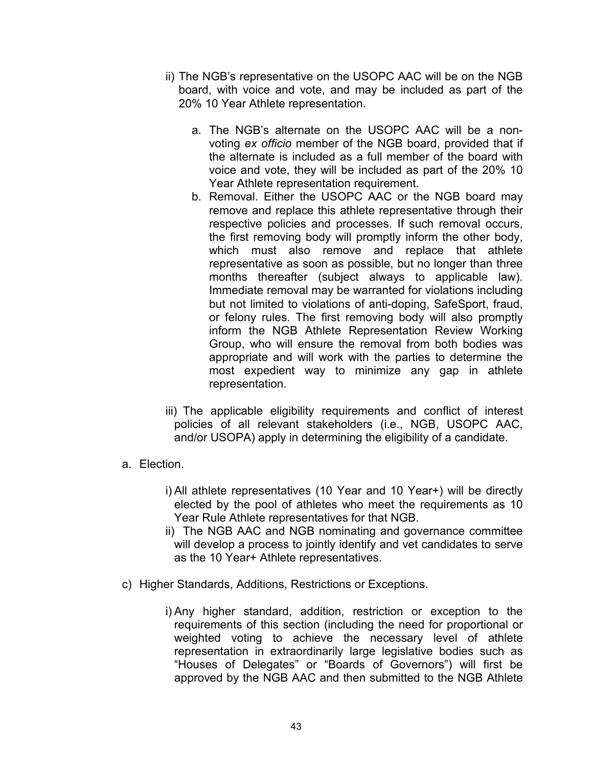ii) The NGB's representative on the USOPC AAC will be on the NGB board, with voice and vote, and may be included as part of the 20% 10 Year Athlete representation.

   a. The NGB's alternate on the USOPC AAC will be a non-voting *ex officio* member of the NGB board, provided that if the alternate is included as a full member of the board with voice and vote, they will be included as part of the 20% 10 Year Athlete representation requirement.
   b. Removal. Either the USOPC AAC or the NGB board may remove and replace this athlete representative through their respective policies and processes. If such removal occurs, the first removing body will promptly inform the other body, which must also remove and replace that athlete representative as soon as possible, but no longer than three months thereafter (subject always to applicable law). Immediate removal may be warranted for violations including but not limited to violations of anti-doping, SafeSport, fraud, or felony rules. The first removing body will also promptly inform the NGB Athlete Representation Review Working Group, who will ensure the removal from both bodies was appropriate and will work with the parties to determine the most expedient way to minimize any gap in athlete representation.

iii) The applicable eligibility requirements and conflict of interest policies of all relevant stakeholders (i.e., NGB, USOPC AAC, and/or USOPA) apply in determining the eligibility of a candidate.

a. Election.

   i) All athlete representatives (10 Year and 10 Year+) will be directly elected by the pool of athletes who meet the requirements as 10 Year Rule Athlete representatives for that NGB.
   ii) The NGB AAC and NGB nominating and governance committee will develop a process to jointly identify and vet candidates to serve as the 10 Year+ Athlete representatives.

c) Higher Standards, Additions, Restrictions or Exceptions.

   i) Any higher standard, addition, restriction or exception to the requirements of this section (including the need for proportional or weighted voting to achieve the necessary level of athlete representation in extraordinarily large legislative bodies such as "Houses of Delegates" or "Boards of Governors") will first be approved by the NGB AAC and then submitted to the NGB Athlete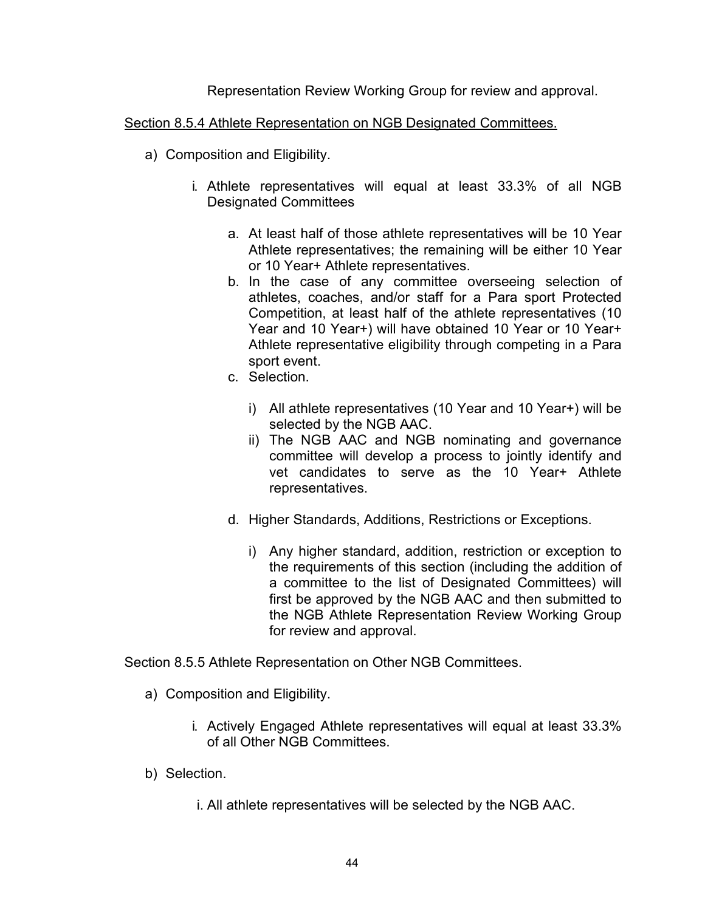Representation Review Working Group for review and approval.

<u>Section 8.5.4 Athlete Representation on NGB Designated Committees.</u>

a) Composition and Eligibility.

   i. Athlete representatives will equal at least 33.3% of all NGB Designated Committees

      a. At least half of those athlete representatives will be 10 Year Athlete representatives; the remaining will be either 10 Year or 10 Year+ Athlete representatives.
      b. In the case of any committee overseeing selection of athletes, coaches, and/or staff for a Para sport Protected Competition, at least half of the athlete representatives (10 Year and 10 Year+) will have obtained 10 Year or 10 Year+ Athlete representative eligibility through competing in a Para sport event.
      c. Selection.

         i) All athlete representatives (10 Year and 10 Year+) will be selected by the NGB AAC.
         ii) The NGB AAC and NGB nominating and governance committee will develop a process to jointly identify and vet candidates to serve as the 10 Year+ Athlete representatives.

      d. Higher Standards, Additions, Restrictions or Exceptions.

         i) Any higher standard, addition, restriction or exception to the requirements of this section (including the addition of a committee to the list of Designated Committees) will first be approved by the NGB AAC and then submitted to the NGB Athlete Representation Review Working Group for review and approval.

Section 8.5.5 Athlete Representation on Other NGB Committees.

a) Composition and Eligibility.

   i. Actively Engaged Athlete representatives will equal at least 33.3% of all Other NGB Committees.

b) Selection.

   i. All athlete representatives will be selected by the NGB AAC.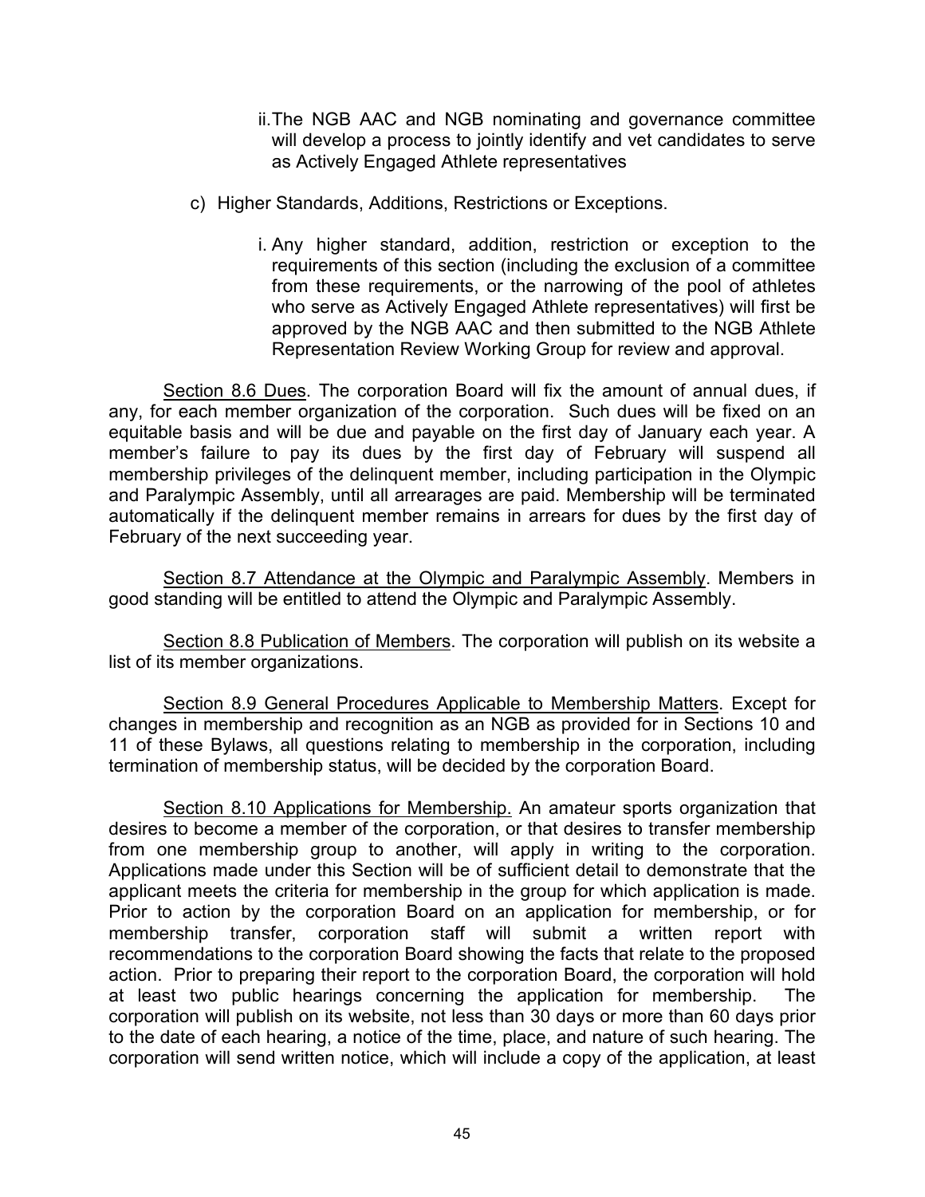ii. The NGB AAC and NGB nominating and governance committee will develop a process to jointly identify and vet candidates to serve as Actively Engaged Athlete representatives

c) Higher Standards, Additions, Restrictions or Exceptions.

i. Any higher standard, addition, restriction or exception to the requirements of this section (including the exclusion of a committee from these requirements, or the narrowing of the pool of athletes who serve as Actively Engaged Athlete representatives) will first be approved by the NGB AAC and then submitted to the NGB Athlete Representation Review Working Group for review and approval.

Section 8.6 Dues. The corporation Board will fix the amount of annual dues, if any, for each member organization of the corporation. Such dues will be fixed on an equitable basis and will be due and payable on the first day of January each year. A member's failure to pay its dues by the first day of February will suspend all membership privileges of the delinquent member, including participation in the Olympic and Paralympic Assembly, until all arrearages are paid. Membership will be terminated automatically if the delinquent member remains in arrears for dues by the first day of February of the next succeeding year.

Section 8.7 Attendance at the Olympic and Paralympic Assembly. Members in good standing will be entitled to attend the Olympic and Paralympic Assembly.

Section 8.8 Publication of Members. The corporation will publish on its website a list of its member organizations.

Section 8.9 General Procedures Applicable to Membership Matters. Except for changes in membership and recognition as an NGB as provided for in Sections 10 and 11 of these Bylaws, all questions relating to membership in the corporation, including termination of membership status, will be decided by the corporation Board.

Section 8.10 Applications for Membership. An amateur sports organization that desires to become a member of the corporation, or that desires to transfer membership from one membership group to another, will apply in writing to the corporation. Applications made under this Section will be of sufficient detail to demonstrate that the applicant meets the criteria for membership in the group for which application is made. Prior to action by the corporation Board on an application for membership, or for membership transfer, corporation staff will submit a written report with recommendations to the corporation Board showing the facts that relate to the proposed action. Prior to preparing their report to the corporation Board, the corporation will hold at least two public hearings concerning the application for membership. The corporation will publish on its website, not less than 30 days or more than 60 days prior to the date of each hearing, a notice of the time, place, and nature of such hearing. The corporation will send written notice, which will include a copy of the application, at least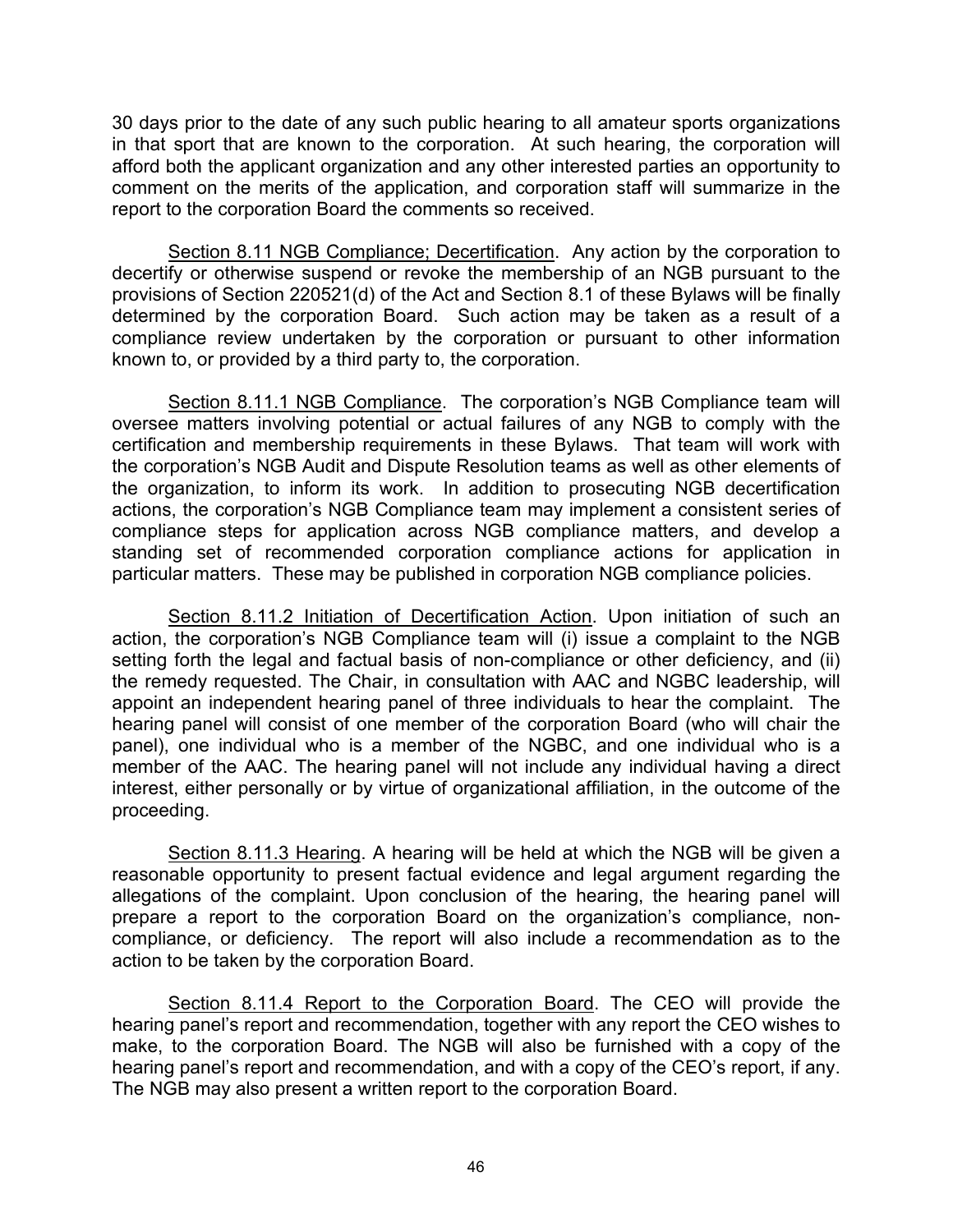30 days prior to the date of any such public hearing to all amateur sports organizations in that sport that are known to the corporation. At such hearing, the corporation will afford both the applicant organization and any other interested parties an opportunity to comment on the merits of the application, and corporation staff will summarize in the report to the corporation Board the comments so received.

Section 8.11 NGB Compliance; Decertification. Any action by the corporation to decertify or otherwise suspend or revoke the membership of an NGB pursuant to the provisions of Section 220521(d) of the Act and Section 8.1 of these Bylaws will be finally determined by the corporation Board. Such action may be taken as a result of a compliance review undertaken by the corporation or pursuant to other information known to, or provided by a third party to, the corporation.

Section 8.11.1 NGB Compliance. The corporation's NGB Compliance team will oversee matters involving potential or actual failures of any NGB to comply with the certification and membership requirements in these Bylaws. That team will work with the corporation's NGB Audit and Dispute Resolution teams as well as other elements of the organization, to inform its work. In addition to prosecuting NGB decertification actions, the corporation's NGB Compliance team may implement a consistent series of compliance steps for application across NGB compliance matters, and develop a standing set of recommended corporation compliance actions for application in particular matters. These may be published in corporation NGB compliance policies.

Section 8.11.2 Initiation of Decertification Action. Upon initiation of such an action, the corporation's NGB Compliance team will (i) issue a complaint to the NGB setting forth the legal and factual basis of non-compliance or other deficiency, and (ii) the remedy requested. The Chair, in consultation with AAC and NGBC leadership, will appoint an independent hearing panel of three individuals to hear the complaint. The hearing panel will consist of one member of the corporation Board (who will chair the panel), one individual who is a member of the NGBC, and one individual who is a member of the AAC. The hearing panel will not include any individual having a direct interest, either personally or by virtue of organizational affiliation, in the outcome of the proceeding.

Section 8.11.3 Hearing. A hearing will be held at which the NGB will be given a reasonable opportunity to present factual evidence and legal argument regarding the allegations of the complaint. Upon conclusion of the hearing, the hearing panel will prepare a report to the corporation Board on the organization's compliance, non-compliance, or deficiency. The report will also include a recommendation as to the action to be taken by the corporation Board.

Section 8.11.4 Report to the Corporation Board. The CEO will provide the hearing panel's report and recommendation, together with any report the CEO wishes to make, to the corporation Board. The NGB will also be furnished with a copy of the hearing panel's report and recommendation, and with a copy of the CEO's report, if any. The NGB may also present a written report to the corporation Board.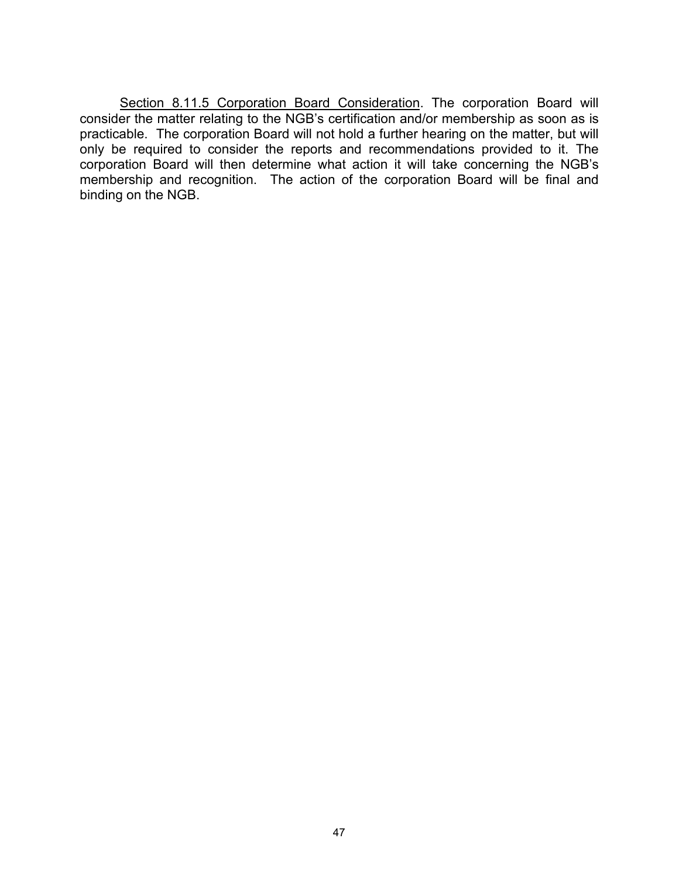<u>Section 8.11.5 Corporation Board Consideration</u>. The corporation Board will consider the matter relating to the NGB's certification and/or membership as soon as is practicable. The corporation Board will not hold a further hearing on the matter, but will only be required to consider the reports and recommendations provided to it. The corporation Board will then determine what action it will take concerning the NGB's membership and recognition. The action of the corporation Board will be final and binding on the NGB.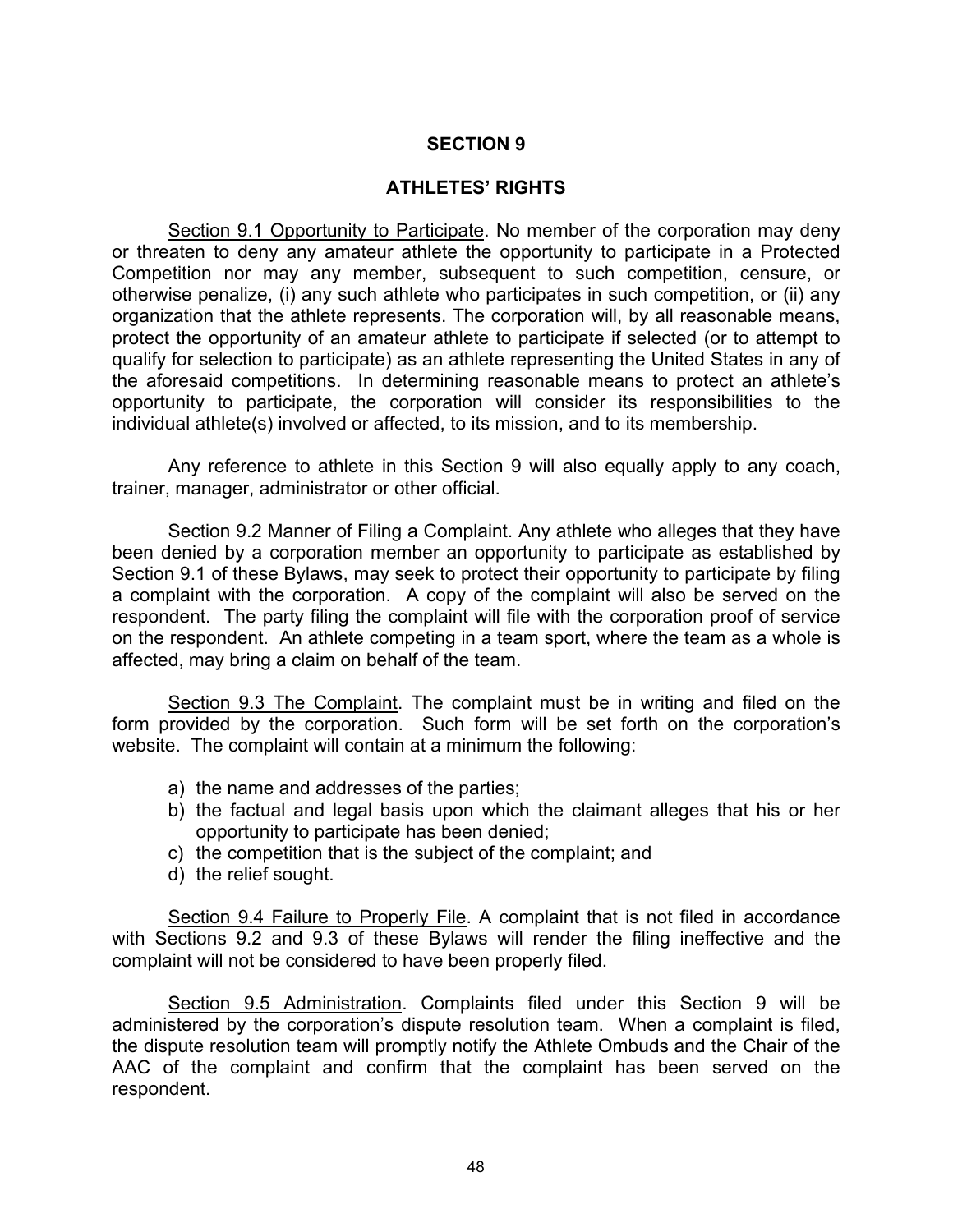# SECTION 9

## ATHLETES' RIGHTS

Section 9.1 Opportunity to Participate. No member of the corporation may deny or threaten to deny any amateur athlete the opportunity to participate in a Protected Competition nor may any member, subsequent to such competition, censure, or otherwise penalize, (i) any such athlete who participates in such competition, or (ii) any organization that the athlete represents. The corporation will, by all reasonable means, protect the opportunity of an amateur athlete to participate if selected (or to attempt to qualify for selection to participate) as an athlete representing the United States in any of the aforesaid competitions. In determining reasonable means to protect an athlete's opportunity to participate, the corporation will consider its responsibilities to the individual athlete(s) involved or affected, to its mission, and to its membership.

Any reference to athlete in this Section 9 will also equally apply to any coach, trainer, manager, administrator or other official.

Section 9.2 Manner of Filing a Complaint. Any athlete who alleges that they have been denied by a corporation member an opportunity to participate as established by Section 9.1 of these Bylaws, may seek to protect their opportunity to participate by filing a complaint with the corporation. A copy of the complaint will also be served on the respondent. The party filing the complaint will file with the corporation proof of service on the respondent. An athlete competing in a team sport, where the team as a whole is affected, may bring a claim on behalf of the team.

Section 9.3 The Complaint. The complaint must be in writing and filed on the form provided by the corporation. Such form will be set forth on the corporation's website. The complaint will contain at a minimum the following:

a) the name and addresses of the parties;
b) the factual and legal basis upon which the claimant alleges that his or her opportunity to participate has been denied;
c) the competition that is the subject of the complaint; and
d) the relief sought.

Section 9.4 Failure to Properly File. A complaint that is not filed in accordance with Sections 9.2 and 9.3 of these Bylaws will render the filing ineffective and the complaint will not be considered to have been properly filed.

Section 9.5 Administration. Complaints filed under this Section 9 will be administered by the corporation's dispute resolution team. When a complaint is filed, the dispute resolution team will promptly notify the Athlete Ombuds and the Chair of the AAC of the complaint and confirm that the complaint has been served on the respondent.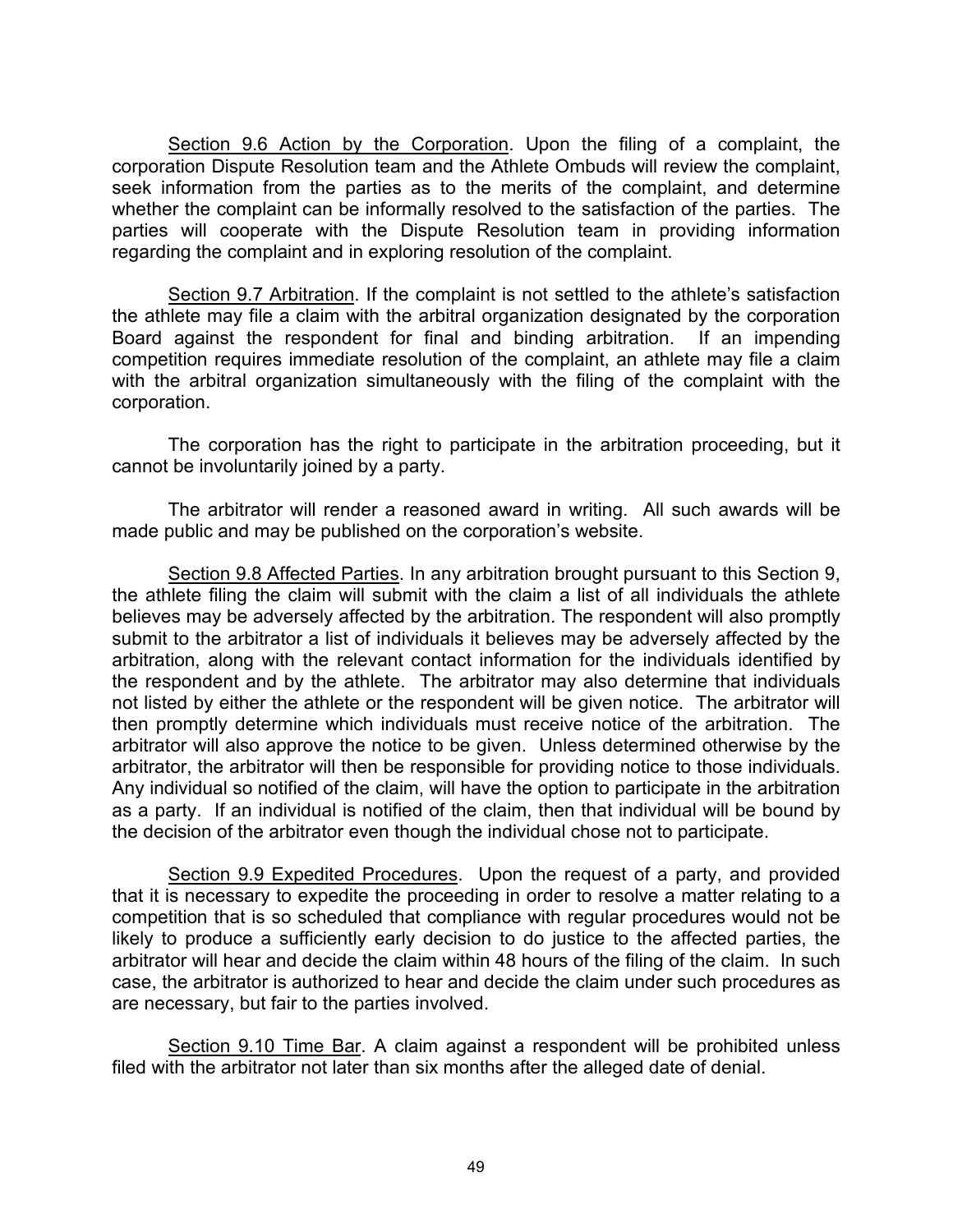<u>Section 9.6 Action by the Corporation</u>. Upon the filing of a complaint, the corporation Dispute Resolution team and the Athlete Ombuds will review the complaint, seek information from the parties as to the merits of the complaint, and determine whether the complaint can be informally resolved to the satisfaction of the parties. The parties will cooperate with the Dispute Resolution team in providing information regarding the complaint and in exploring resolution of the complaint.

<u>Section 9.7 Arbitration</u>. If the complaint is not settled to the athlete's satisfaction the athlete may file a claim with the arbitral organization designated by the corporation Board against the respondent for final and binding arbitration. If an impending competition requires immediate resolution of the complaint, an athlete may file a claim with the arbitral organization simultaneously with the filing of the complaint with the corporation.

The corporation has the right to participate in the arbitration proceeding, but it cannot be involuntarily joined by a party.

The arbitrator will render a reasoned award in writing. All such awards will be made public and may be published on the corporation's website.

<u>Section 9.8 Affected Parties</u>. In any arbitration brought pursuant to this Section 9, the athlete filing the claim will submit with the claim a list of all individuals the athlete believes may be adversely affected by the arbitration. The respondent will also promptly submit to the arbitrator a list of individuals it believes may be adversely affected by the arbitration, along with the relevant contact information for the individuals identified by the respondent and by the athlete. The arbitrator may also determine that individuals not listed by either the athlete or the respondent will be given notice. The arbitrator will then promptly determine which individuals must receive notice of the arbitration. The arbitrator will also approve the notice to be given. Unless determined otherwise by the arbitrator, the arbitrator will then be responsible for providing notice to those individuals. Any individual so notified of the claim, will have the option to participate in the arbitration as a party. If an individual is notified of the claim, then that individual will be bound by the decision of the arbitrator even though the individual chose not to participate.

<u>Section 9.9 Expedited Procedures</u>. Upon the request of a party, and provided that it is necessary to expedite the proceeding in order to resolve a matter relating to a competition that is so scheduled that compliance with regular procedures would not be likely to produce a sufficiently early decision to do justice to the affected parties, the arbitrator will hear and decide the claim within 48 hours of the filing of the claim. In such case, the arbitrator is authorized to hear and decide the claim under such procedures as are necessary, but fair to the parties involved.

<u>Section 9.10 Time Bar</u>. A claim against a respondent will be prohibited unless filed with the arbitrator not later than six months after the alleged date of denial.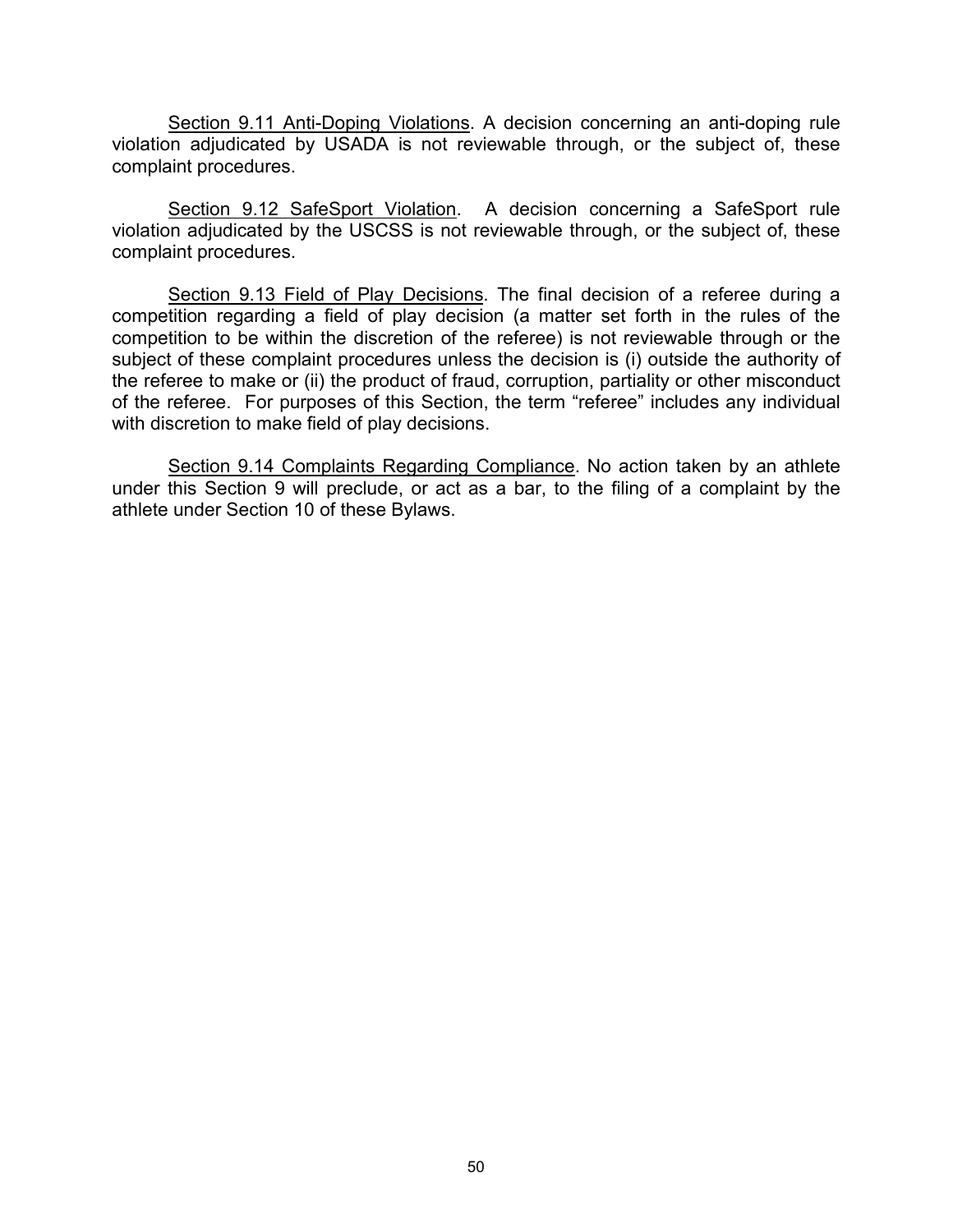<u>Section 9.11 Anti-Doping Violations</u>. A decision concerning an anti-doping rule violation adjudicated by USADA is not reviewable through, or the subject of, these complaint procedures.

<u>Section 9.12 SafeSport Violation</u>. A decision concerning a SafeSport rule violation adjudicated by the USCSS is not reviewable through, or the subject of, these complaint procedures.

<u>Section 9.13 Field of Play Decisions</u>. The final decision of a referee during a competition regarding a field of play decision (a matter set forth in the rules of the competition to be within the discretion of the referee) is not reviewable through or the subject of these complaint procedures unless the decision is (i) outside the authority of the referee to make or (ii) the product of fraud, corruption, partiality or other misconduct of the referee. For purposes of this Section, the term "referee" includes any individual with discretion to make field of play decisions.

<u>Section 9.14 Complaints Regarding Compliance</u>. No action taken by an athlete under this Section 9 will preclude, or act as a bar, to the filing of a complaint by the athlete under Section 10 of these Bylaws.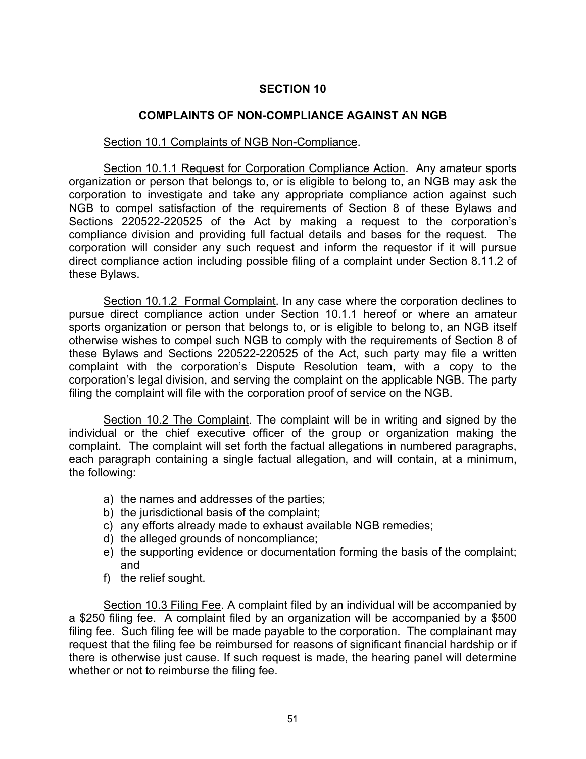# SECTION 10

## COMPLAINTS OF NON-COMPLIANCE AGAINST AN NGB

Section 10.1 Complaints of NGB Non-Compliance.

Section 10.1.1 Request for Corporation Compliance Action. Any amateur sports organization or person that belongs to, or is eligible to belong to, an NGB may ask the corporation to investigate and take any appropriate compliance action against such NGB to compel satisfaction of the requirements of Section 8 of these Bylaws and Sections 220522-220525 of the Act by making a request to the corporation's compliance division and providing full factual details and bases for the request. The corporation will consider any such request and inform the requestor if it will pursue direct compliance action including possible filing of a complaint under Section 8.11.2 of these Bylaws.

Section 10.1.2 Formal Complaint. In any case where the corporation declines to pursue direct compliance action under Section 10.1.1 hereof or where an amateur sports organization or person that belongs to, or is eligible to belong to, an NGB itself otherwise wishes to compel such NGB to comply with the requirements of Section 8 of these Bylaws and Sections 220522-220525 of the Act, such party may file a written complaint with the corporation's Dispute Resolution team, with a copy to the corporation's legal division, and serving the complaint on the applicable NGB. The party filing the complaint will file with the corporation proof of service on the NGB.

Section 10.2 The Complaint. The complaint will be in writing and signed by the individual or the chief executive officer of the group or organization making the complaint. The complaint will set forth the factual allegations in numbered paragraphs, each paragraph containing a single factual allegation, and will contain, at a minimum, the following:

a) the names and addresses of the parties;
b) the jurisdictional basis of the complaint;
c) any efforts already made to exhaust available NGB remedies;
d) the alleged grounds of noncompliance;
e) the supporting evidence or documentation forming the basis of the complaint; and
f) the relief sought.

Section 10.3 Filing Fee. A complaint filed by an individual will be accompanied by a $250 filing fee. A complaint filed by an organization will be accompanied by a $500 filing fee. Such filing fee will be made payable to the corporation. The complainant may request that the filing fee be reimbursed for reasons of significant financial hardship or if there is otherwise just cause. If such request is made, the hearing panel will determine whether or not to reimburse the filing fee.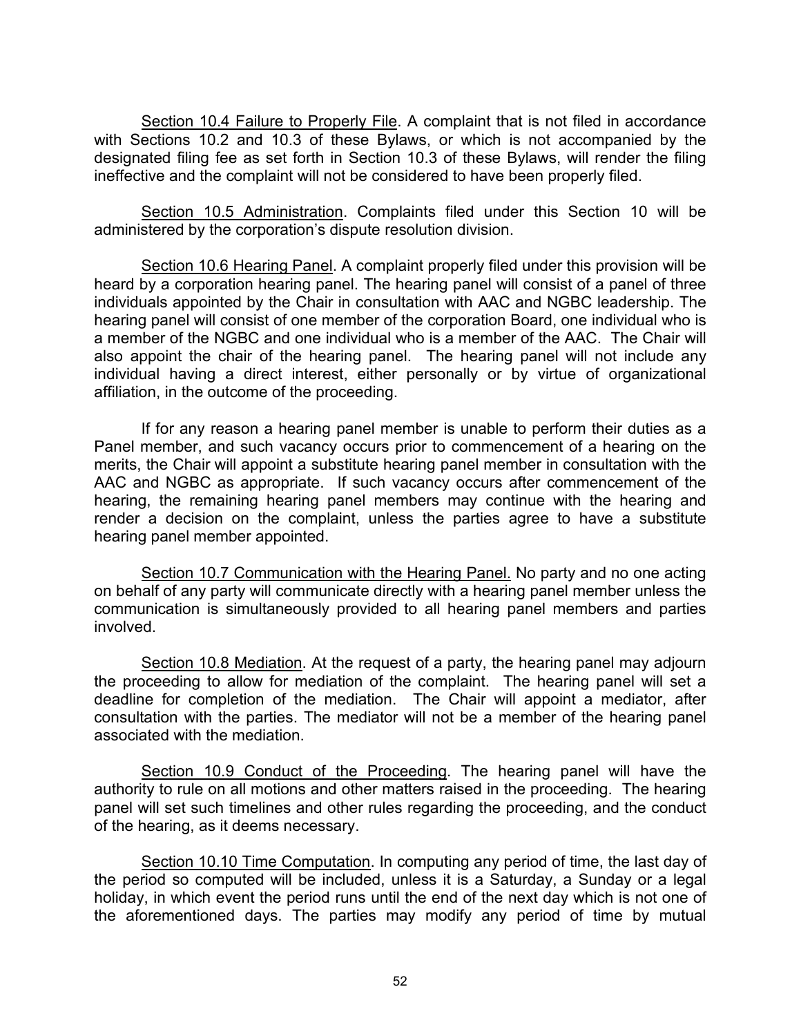Section 10.4 Failure to Properly File. A complaint that is not filed in accordance with Sections 10.2 and 10.3 of these Bylaws, or which is not accompanied by the designated filing fee as set forth in Section 10.3 of these Bylaws, will render the filing ineffective and the complaint will not be considered to have been properly filed.

Section 10.5 Administration. Complaints filed under this Section 10 will be administered by the corporation's dispute resolution division.

Section 10.6 Hearing Panel. A complaint properly filed under this provision will be heard by a corporation hearing panel. The hearing panel will consist of a panel of three individuals appointed by the Chair in consultation with AAC and NGBC leadership. The hearing panel will consist of one member of the corporation Board, one individual who is a member of the NGBC and one individual who is a member of the AAC. The Chair will also appoint the chair of the hearing panel. The hearing panel will not include any individual having a direct interest, either personally or by virtue of organizational affiliation, in the outcome of the proceeding.

If for any reason a hearing panel member is unable to perform their duties as a Panel member, and such vacancy occurs prior to commencement of a hearing on the merits, the Chair will appoint a substitute hearing panel member in consultation with the AAC and NGBC as appropriate. If such vacancy occurs after commencement of the hearing, the remaining hearing panel members may continue with the hearing and render a decision on the complaint, unless the parties agree to have a substitute hearing panel member appointed.

Section 10.7 Communication with the Hearing Panel. No party and no one acting on behalf of any party will communicate directly with a hearing panel member unless the communication is simultaneously provided to all hearing panel members and parties involved.

Section 10.8 Mediation. At the request of a party, the hearing panel may adjourn the proceeding to allow for mediation of the complaint. The hearing panel will set a deadline for completion of the mediation. The Chair will appoint a mediator, after consultation with the parties. The mediator will not be a member of the hearing panel associated with the mediation.

Section 10.9 Conduct of the Proceeding. The hearing panel will have the authority to rule on all motions and other matters raised in the proceeding. The hearing panel will set such timelines and other rules regarding the proceeding, and the conduct of the hearing, as it deems necessary.

Section 10.10 Time Computation. In computing any period of time, the last day of the period so computed will be included, unless it is a Saturday, a Sunday or a legal holiday, in which event the period runs until the end of the next day which is not one of the aforementioned days. The parties may modify any period of time by mutual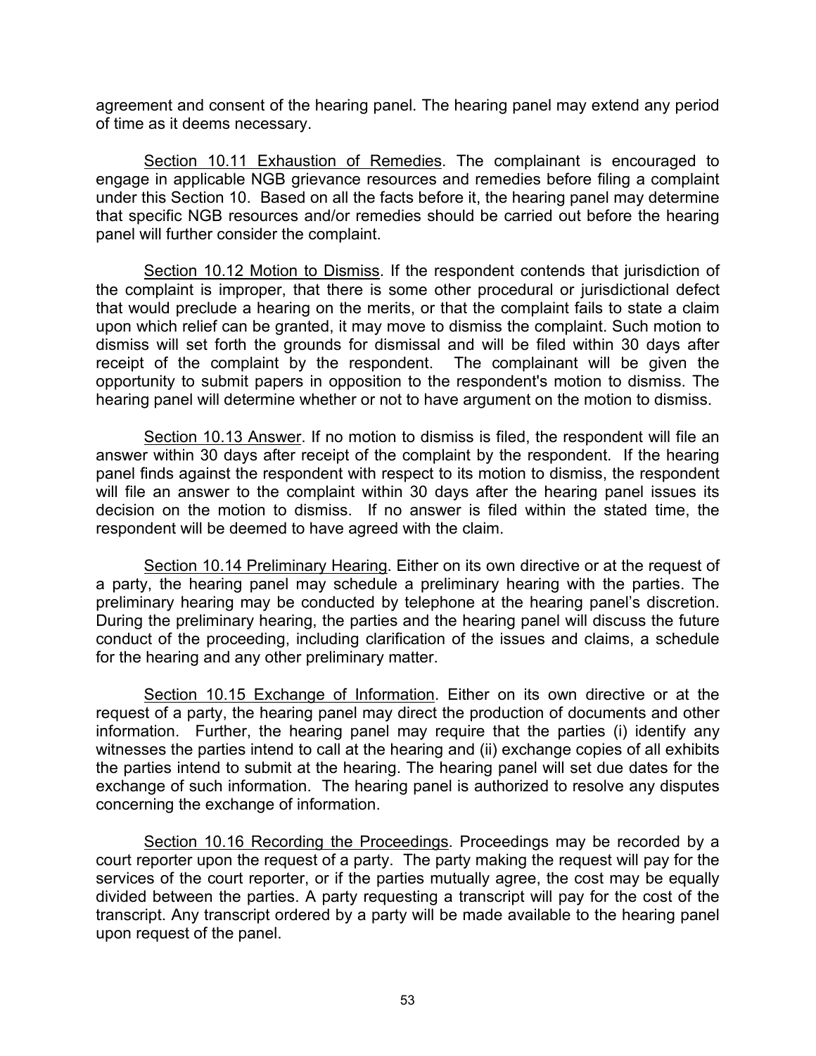agreement and consent of the hearing panel. The hearing panel may extend any period of time as it deems necessary.

<u>Section 10.11 Exhaustion of Remedies</u>. The complainant is encouraged to engage in applicable NGB grievance resources and remedies before filing a complaint under this Section 10. Based on all the facts before it, the hearing panel may determine that specific NGB resources and/or remedies should be carried out before the hearing panel will further consider the complaint.

<u>Section 10.12 Motion to Dismiss</u>. If the respondent contends that jurisdiction of the complaint is improper, that there is some other procedural or jurisdictional defect that would preclude a hearing on the merits, or that the complaint fails to state a claim upon which relief can be granted, it may move to dismiss the complaint. Such motion to dismiss will set forth the grounds for dismissal and will be filed within 30 days after receipt of the complaint by the respondent. The complainant will be given the opportunity to submit papers in opposition to the respondent's motion to dismiss. The hearing panel will determine whether or not to have argument on the motion to dismiss.

<u>Section 10.13 Answer</u>. If no motion to dismiss is filed, the respondent will file an answer within 30 days after receipt of the complaint by the respondent. If the hearing panel finds against the respondent with respect to its motion to dismiss, the respondent will file an answer to the complaint within 30 days after the hearing panel issues its decision on the motion to dismiss. If no answer is filed within the stated time, the respondent will be deemed to have agreed with the claim.

<u>Section 10.14 Preliminary Hearing</u>. Either on its own directive or at the request of a party, the hearing panel may schedule a preliminary hearing with the parties. The preliminary hearing may be conducted by telephone at the hearing panel's discretion. During the preliminary hearing, the parties and the hearing panel will discuss the future conduct of the proceeding, including clarification of the issues and claims, a schedule for the hearing and any other preliminary matter.

<u>Section 10.15 Exchange of Information</u>. Either on its own directive or at the request of a party, the hearing panel may direct the production of documents and other information. Further, the hearing panel may require that the parties (i) identify any witnesses the parties intend to call at the hearing and (ii) exchange copies of all exhibits the parties intend to submit at the hearing. The hearing panel will set due dates for the exchange of such information. The hearing panel is authorized to resolve any disputes concerning the exchange of information.

<u>Section 10.16 Recording the Proceedings</u>. Proceedings may be recorded by a court reporter upon the request of a party. The party making the request will pay for the services of the court reporter, or if the parties mutually agree, the cost may be equally divided between the parties. A party requesting a transcript will pay for the cost of the transcript. Any transcript ordered by a party will be made available to the hearing panel upon request of the panel.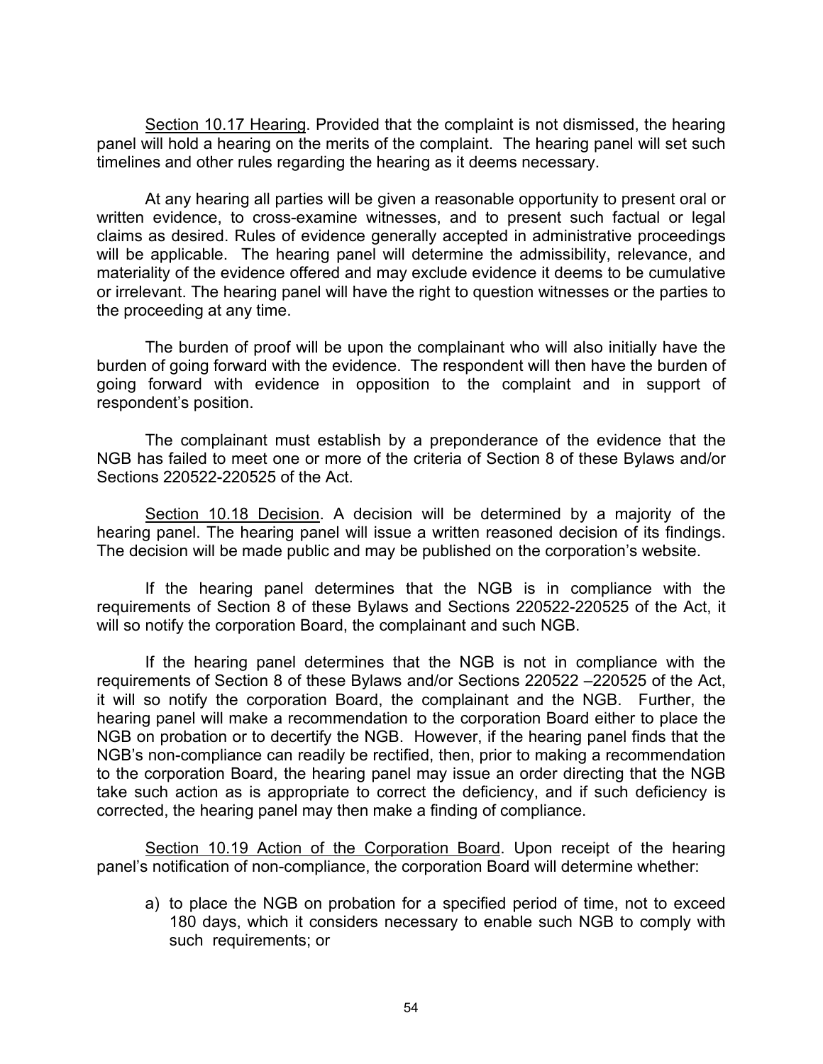<u>Section 10.17 Hearing</u>. Provided that the complaint is not dismissed, the hearing panel will hold a hearing on the merits of the complaint. The hearing panel will set such timelines and other rules regarding the hearing as it deems necessary.

At any hearing all parties will be given a reasonable opportunity to present oral or written evidence, to cross-examine witnesses, and to present such factual or legal claims as desired. Rules of evidence generally accepted in administrative proceedings will be applicable. The hearing panel will determine the admissibility, relevance, and materiality of the evidence offered and may exclude evidence it deems to be cumulative or irrelevant. The hearing panel will have the right to question witnesses or the parties to the proceeding at any time.

The burden of proof will be upon the complainant who will also initially have the burden of going forward with the evidence. The respondent will then have the burden of going forward with evidence in opposition to the complaint and in support of respondent's position.

The complainant must establish by a preponderance of the evidence that the NGB has failed to meet one or more of the criteria of Section 8 of these Bylaws and/or Sections 220522-220525 of the Act.

<u>Section 10.18 Decision</u>. A decision will be determined by a majority of the hearing panel. The hearing panel will issue a written reasoned decision of its findings. The decision will be made public and may be published on the corporation's website.

If the hearing panel determines that the NGB is in compliance with the requirements of Section 8 of these Bylaws and Sections 220522-220525 of the Act, it will so notify the corporation Board, the complainant and such NGB.

If the hearing panel determines that the NGB is not in compliance with the requirements of Section 8 of these Bylaws and/or Sections 220522 –220525 of the Act, it will so notify the corporation Board, the complainant and the NGB. Further, the hearing panel will make a recommendation to the corporation Board either to place the NGB on probation or to decertify the NGB. However, if the hearing panel finds that the NGB's non-compliance can readily be rectified, then, prior to making a recommendation to the corporation Board, the hearing panel may issue an order directing that the NGB take such action as is appropriate to correct the deficiency, and if such deficiency is corrected, the hearing panel may then make a finding of compliance.

<u>Section 10.19 Action of the Corporation Board</u>. Upon receipt of the hearing panel's notification of non-compliance, the corporation Board will determine whether:

a) to place the NGB on probation for a specified period of time, not to exceed 180 days, which it considers necessary to enable such NGB to comply with such requirements; or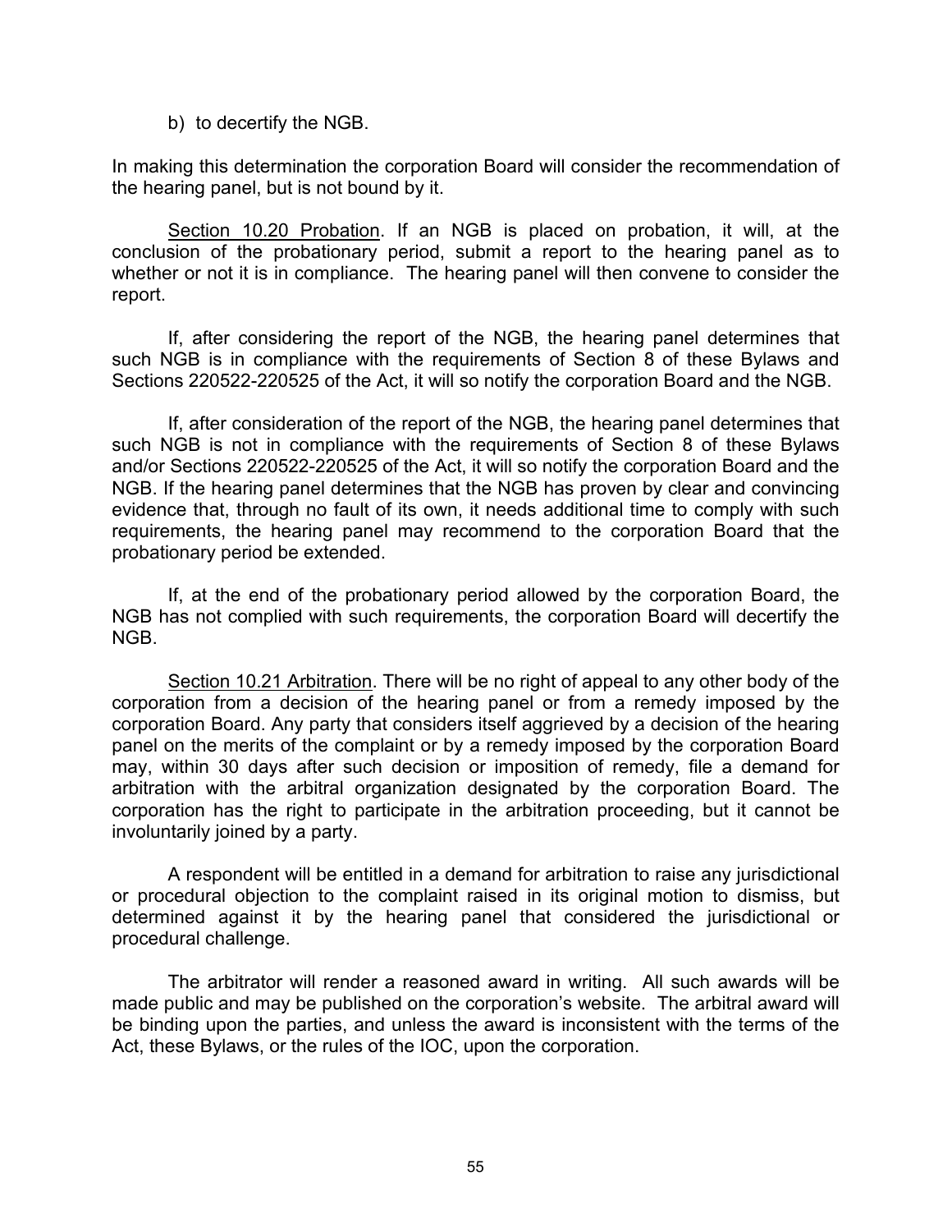b) to decertify the NGB.

In making this determination the corporation Board will consider the recommendation of the hearing panel, but is not bound by it.

Section 10.20 Probation. If an NGB is placed on probation, it will, at the conclusion of the probationary period, submit a report to the hearing panel as to whether or not it is in compliance. The hearing panel will then convene to consider the report.

If, after considering the report of the NGB, the hearing panel determines that such NGB is in compliance with the requirements of Section 8 of these Bylaws and Sections 220522-220525 of the Act, it will so notify the corporation Board and the NGB.

If, after consideration of the report of the NGB, the hearing panel determines that such NGB is not in compliance with the requirements of Section 8 of these Bylaws and/or Sections 220522-220525 of the Act, it will so notify the corporation Board and the NGB. If the hearing panel determines that the NGB has proven by clear and convincing evidence that, through no fault of its own, it needs additional time to comply with such requirements, the hearing panel may recommend to the corporation Board that the probationary period be extended.

If, at the end of the probationary period allowed by the corporation Board, the NGB has not complied with such requirements, the corporation Board will decertify the NGB.

Section 10.21 Arbitration. There will be no right of appeal to any other body of the corporation from a decision of the hearing panel or from a remedy imposed by the corporation Board. Any party that considers itself aggrieved by a decision of the hearing panel on the merits of the complaint or by a remedy imposed by the corporation Board may, within 30 days after such decision or imposition of remedy, file a demand for arbitration with the arbitral organization designated by the corporation Board. The corporation has the right to participate in the arbitration proceeding, but it cannot be involuntarily joined by a party.

A respondent will be entitled in a demand for arbitration to raise any jurisdictional or procedural objection to the complaint raised in its original motion to dismiss, but determined against it by the hearing panel that considered the jurisdictional or procedural challenge.

The arbitrator will render a reasoned award in writing. All such awards will be made public and may be published on the corporation's website. The arbitral award will be binding upon the parties, and unless the award is inconsistent with the terms of the Act, these Bylaws, or the rules of the IOC, upon the corporation.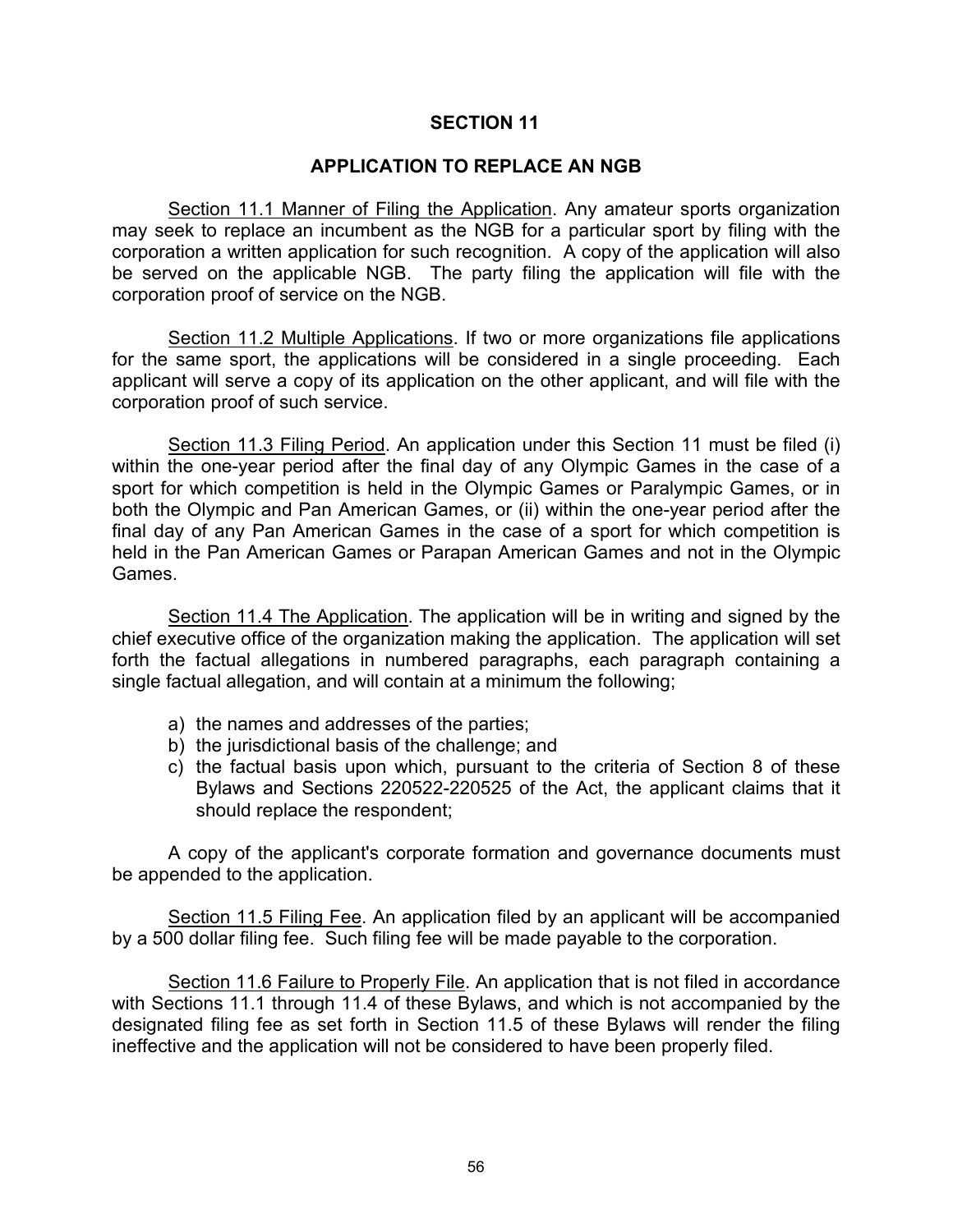# SECTION 11

## APPLICATION TO REPLACE AN NGB

Section 11.1 Manner of Filing the Application. Any amateur sports organization may seek to replace an incumbent as the NGB for a particular sport by filing with the corporation a written application for such recognition. A copy of the application will also be served on the applicable NGB. The party filing the application will file with the corporation proof of service on the NGB.

Section 11.2 Multiple Applications. If two or more organizations file applications for the same sport, the applications will be considered in a single proceeding. Each applicant will serve a copy of its application on the other applicant, and will file with the corporation proof of such service.

Section 11.3 Filing Period. An application under this Section 11 must be filed (i) within the one-year period after the final day of any Olympic Games in the case of a sport for which competition is held in the Olympic Games or Paralympic Games, or in both the Olympic and Pan American Games, or (ii) within the one-year period after the final day of any Pan American Games in the case of a sport for which competition is held in the Pan American Games or Parapan American Games and not in the Olympic Games.

Section 11.4 The Application. The application will be in writing and signed by the chief executive office of the organization making the application. The application will set forth the factual allegations in numbered paragraphs, each paragraph containing a single factual allegation, and will contain at a minimum the following;

a) the names and addresses of the parties;
b) the jurisdictional basis of the challenge; and
c) the factual basis upon which, pursuant to the criteria of Section 8 of these Bylaws and Sections 220522-220525 of the Act, the applicant claims that it should replace the respondent;

A copy of the applicant's corporate formation and governance documents must be appended to the application.

Section 11.5 Filing Fee. An application filed by an applicant will be accompanied by a 500 dollar filing fee. Such filing fee will be made payable to the corporation.

Section 11.6 Failure to Properly File. An application that is not filed in accordance with Sections 11.1 through 11.4 of these Bylaws, and which is not accompanied by the designated filing fee as set forth in Section 11.5 of these Bylaws will render the filing ineffective and the application will not be considered to have been properly filed.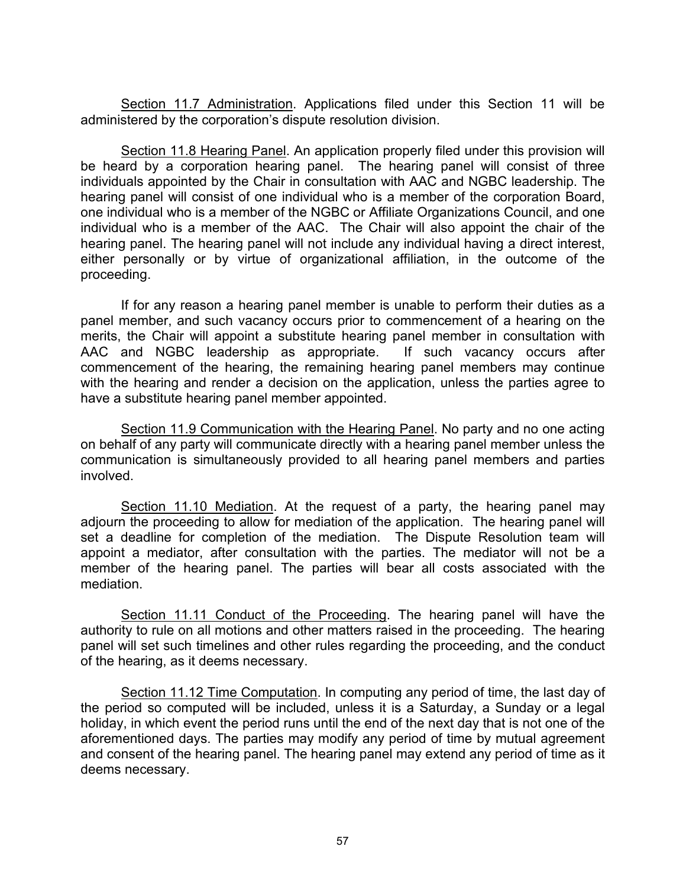<u>Section 11.7 Administration</u>. Applications filed under this Section 11 will be administered by the corporation's dispute resolution division.

<u>Section 11.8 Hearing Panel</u>. An application properly filed under this provision will be heard by a corporation hearing panel. The hearing panel will consist of three individuals appointed by the Chair in consultation with AAC and NGBC leadership. The hearing panel will consist of one individual who is a member of the corporation Board, one individual who is a member of the NGBC or Affiliate Organizations Council, and one individual who is a member of the AAC. The Chair will also appoint the chair of the hearing panel. The hearing panel will not include any individual having a direct interest, either personally or by virtue of organizational affiliation, in the outcome of the proceeding.

If for any reason a hearing panel member is unable to perform their duties as a panel member, and such vacancy occurs prior to commencement of a hearing on the merits, the Chair will appoint a substitute hearing panel member in consultation with AAC and NGBC leadership as appropriate. If such vacancy occurs after commencement of the hearing, the remaining hearing panel members may continue with the hearing and render a decision on the application, unless the parties agree to have a substitute hearing panel member appointed.

<u>Section 11.9 Communication with the Hearing Panel</u>. No party and no one acting on behalf of any party will communicate directly with a hearing panel member unless the communication is simultaneously provided to all hearing panel members and parties involved.

<u>Section 11.10 Mediation</u>. At the request of a party, the hearing panel may adjourn the proceeding to allow for mediation of the application. The hearing panel will set a deadline for completion of the mediation. The Dispute Resolution team will appoint a mediator, after consultation with the parties. The mediator will not be a member of the hearing panel. The parties will bear all costs associated with the mediation.

<u>Section 11.11 Conduct of the Proceeding</u>. The hearing panel will have the authority to rule on all motions and other matters raised in the proceeding. The hearing panel will set such timelines and other rules regarding the proceeding, and the conduct of the hearing, as it deems necessary.

<u>Section 11.12 Time Computation</u>. In computing any period of time, the last day of the period so computed will be included, unless it is a Saturday, a Sunday or a legal holiday, in which event the period runs until the end of the next day that is not one of the aforementioned days. The parties may modify any period of time by mutual agreement and consent of the hearing panel. The hearing panel may extend any period of time as it deems necessary.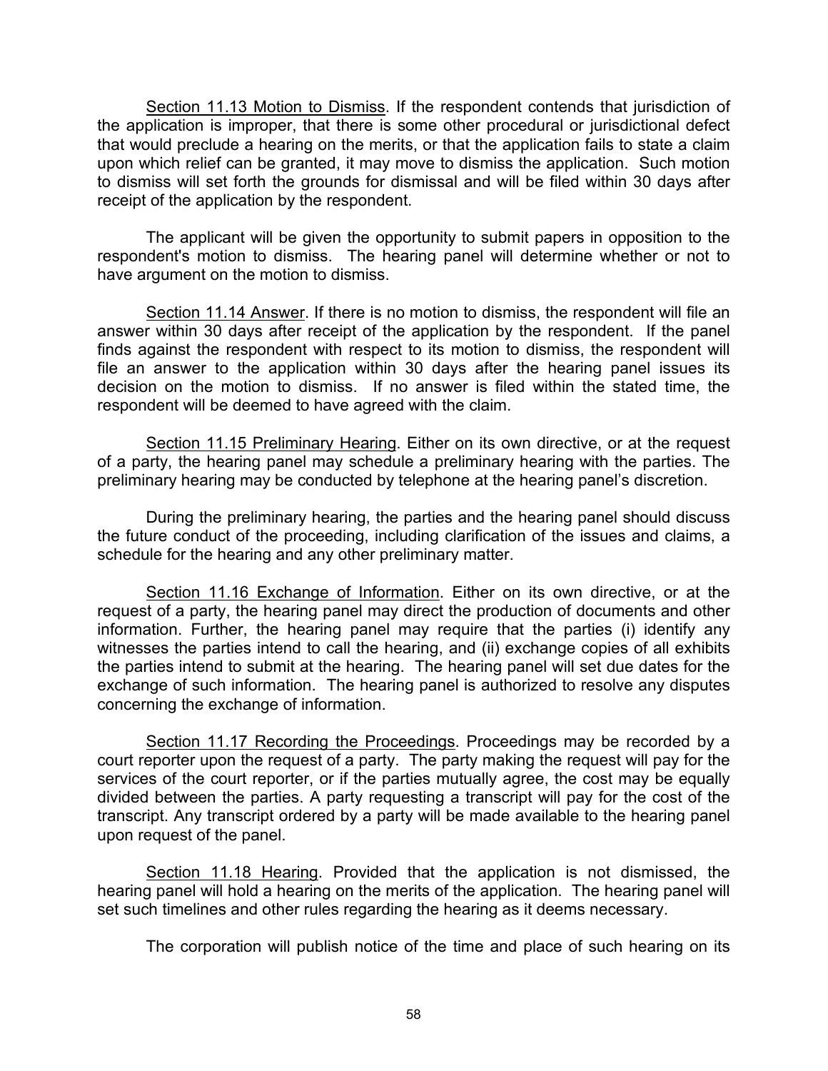<u>Section 11.13 Motion to Dismiss</u>. If the respondent contends that jurisdiction of the application is improper, that there is some other procedural or jurisdictional defect that would preclude a hearing on the merits, or that the application fails to state a claim upon which relief can be granted, it may move to dismiss the application. Such motion to dismiss will set forth the grounds for dismissal and will be filed within 30 days after receipt of the application by the respondent.

The applicant will be given the opportunity to submit papers in opposition to the respondent's motion to dismiss. The hearing panel will determine whether or not to have argument on the motion to dismiss.

<u>Section 11.14 Answer</u>. If there is no motion to dismiss, the respondent will file an answer within 30 days after receipt of the application by the respondent. If the panel finds against the respondent with respect to its motion to dismiss, the respondent will file an answer to the application within 30 days after the hearing panel issues its decision on the motion to dismiss. If no answer is filed within the stated time, the respondent will be deemed to have agreed with the claim.

<u>Section 11.15 Preliminary Hearing</u>. Either on its own directive, or at the request of a party, the hearing panel may schedule a preliminary hearing with the parties. The preliminary hearing may be conducted by telephone at the hearing panel's discretion.

During the preliminary hearing, the parties and the hearing panel should discuss the future conduct of the proceeding, including clarification of the issues and claims, a schedule for the hearing and any other preliminary matter.

<u>Section 11.16 Exchange of Information</u>. Either on its own directive, or at the request of a party, the hearing panel may direct the production of documents and other information. Further, the hearing panel may require that the parties (i) identify any witnesses the parties intend to call the hearing, and (ii) exchange copies of all exhibits the parties intend to submit at the hearing. The hearing panel will set due dates for the exchange of such information. The hearing panel is authorized to resolve any disputes concerning the exchange of information.

<u>Section 11.17 Recording the Proceedings</u>. Proceedings may be recorded by a court reporter upon the request of a party. The party making the request will pay for the services of the court reporter, or if the parties mutually agree, the cost may be equally divided between the parties. A party requesting a transcript will pay for the cost of the transcript. Any transcript ordered by a party will be made available to the hearing panel upon request of the panel.

<u>Section 11.18 Hearing</u>. Provided that the application is not dismissed, the hearing panel will hold a hearing on the merits of the application. The hearing panel will set such timelines and other rules regarding the hearing as it deems necessary.

The corporation will publish notice of the time and place of such hearing on its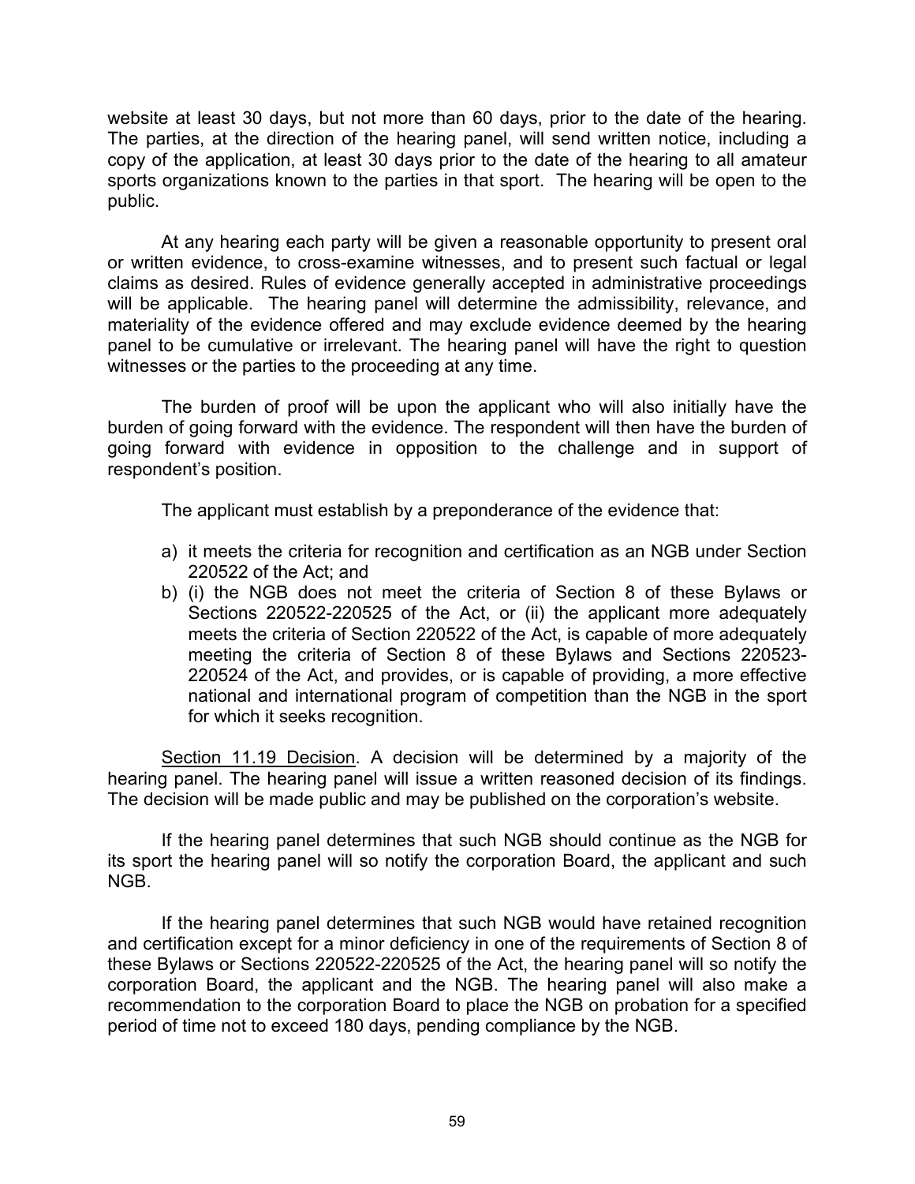website at least 30 days, but not more than 60 days, prior to the date of the hearing. The parties, at the direction of the hearing panel, will send written notice, including a copy of the application, at least 30 days prior to the date of the hearing to all amateur sports organizations known to the parties in that sport. The hearing will be open to the public.

At any hearing each party will be given a reasonable opportunity to present oral or written evidence, to cross-examine witnesses, and to present such factual or legal claims as desired. Rules of evidence generally accepted in administrative proceedings will be applicable. The hearing panel will determine the admissibility, relevance, and materiality of the evidence offered and may exclude evidence deemed by the hearing panel to be cumulative or irrelevant. The hearing panel will have the right to question witnesses or the parties to the proceeding at any time.

The burden of proof will be upon the applicant who will also initially have the burden of going forward with the evidence. The respondent will then have the burden of going forward with evidence in opposition to the challenge and in support of respondent's position.

The applicant must establish by a preponderance of the evidence that:

a) it meets the criteria for recognition and certification as an NGB under Section 220522 of the Act; and
b) (i) the NGB does not meet the criteria of Section 8 of these Bylaws or Sections 220522-220525 of the Act, or (ii) the applicant more adequately meets the criteria of Section 220522 of the Act, is capable of more adequately meeting the criteria of Section 8 of these Bylaws and Sections 220523-220524 of the Act, and provides, or is capable of providing, a more effective national and international program of competition than the NGB in the sport for which it seeks recognition.

Section 11.19 Decision. A decision will be determined by a majority of the hearing panel. The hearing panel will issue a written reasoned decision of its findings. The decision will be made public and may be published on the corporation's website.

If the hearing panel determines that such NGB should continue as the NGB for its sport the hearing panel will so notify the corporation Board, the applicant and such NGB.

If the hearing panel determines that such NGB would have retained recognition and certification except for a minor deficiency in one of the requirements of Section 8 of these Bylaws or Sections 220522-220525 of the Act, the hearing panel will so notify the corporation Board, the applicant and the NGB. The hearing panel will also make a recommendation to the corporation Board to place the NGB on probation for a specified period of time not to exceed 180 days, pending compliance by the NGB.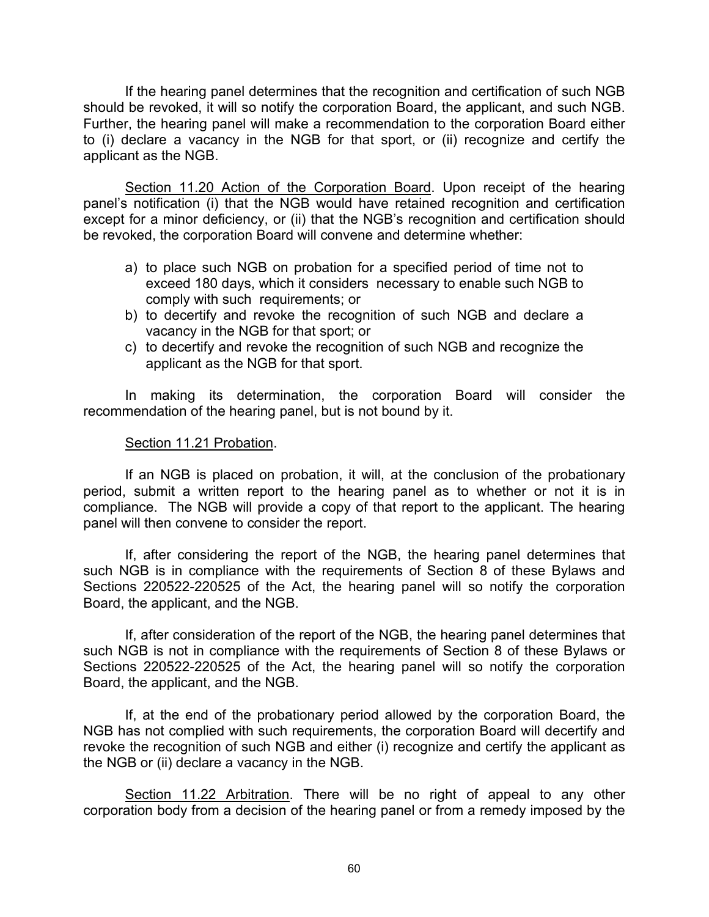If the hearing panel determines that the recognition and certification of such NGB should be revoked, it will so notify the corporation Board, the applicant, and such NGB. Further, the hearing panel will make a recommendation to the corporation Board either to (i) declare a vacancy in the NGB for that sport, or (ii) recognize and certify the applicant as the NGB.

<u>Section 11.20 Action of the Corporation Board</u>. Upon receipt of the hearing panel's notification (i) that the NGB would have retained recognition and certification except for a minor deficiency, or (ii) that the NGB's recognition and certification should be revoked, the corporation Board will convene and determine whether:

a) to place such NGB on probation for a specified period of time not to exceed 180 days, which it considers necessary to enable such NGB to comply with such requirements; or
b) to decertify and revoke the recognition of such NGB and declare a vacancy in the NGB for that sport; or
c) to decertify and revoke the recognition of such NGB and recognize the applicant as the NGB for that sport.

In making its determination, the corporation Board will consider the recommendation of the hearing panel, but is not bound by it.

<u>Section 11.21 Probation</u>.

If an NGB is placed on probation, it will, at the conclusion of the probationary period, submit a written report to the hearing panel as to whether or not it is in compliance. The NGB will provide a copy of that report to the applicant. The hearing panel will then convene to consider the report.

If, after considering the report of the NGB, the hearing panel determines that such NGB is in compliance with the requirements of Section 8 of these Bylaws and Sections 220522-220525 of the Act, the hearing panel will so notify the corporation Board, the applicant, and the NGB.

If, after consideration of the report of the NGB, the hearing panel determines that such NGB is not in compliance with the requirements of Section 8 of these Bylaws or Sections 220522-220525 of the Act, the hearing panel will so notify the corporation Board, the applicant, and the NGB.

If, at the end of the probationary period allowed by the corporation Board, the NGB has not complied with such requirements, the corporation Board will decertify and revoke the recognition of such NGB and either (i) recognize and certify the applicant as the NGB or (ii) declare a vacancy in the NGB.

<u>Section 11.22 Arbitration</u>. There will be no right of appeal to any other corporation body from a decision of the hearing panel or from a remedy imposed by the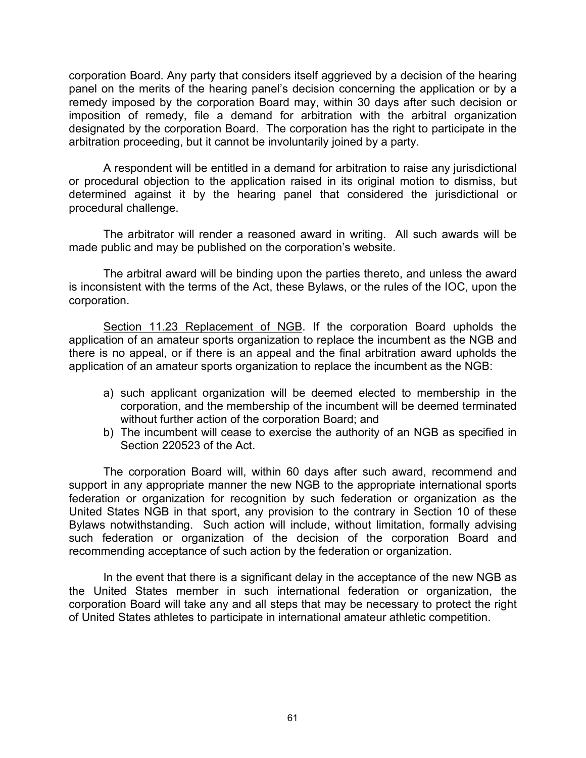corporation Board. Any party that considers itself aggrieved by a decision of the hearing panel on the merits of the hearing panel's decision concerning the application or by a remedy imposed by the corporation Board may, within 30 days after such decision or imposition of remedy, file a demand for arbitration with the arbitral organization designated by the corporation Board. The corporation has the right to participate in the arbitration proceeding, but it cannot be involuntarily joined by a party.

A respondent will be entitled in a demand for arbitration to raise any jurisdictional or procedural objection to the application raised in its original motion to dismiss, but determined against it by the hearing panel that considered the jurisdictional or procedural challenge.

The arbitrator will render a reasoned award in writing. All such awards will be made public and may be published on the corporation's website.

The arbitral award will be binding upon the parties thereto, and unless the award is inconsistent with the terms of the Act, these Bylaws, or the rules of the IOC, upon the corporation.

<u>Section 11.23 Replacement of NGB</u>. If the corporation Board upholds the application of an amateur sports organization to replace the incumbent as the NGB and there is no appeal, or if there is an appeal and the final arbitration award upholds the application of an amateur sports organization to replace the incumbent as the NGB:

a) such applicant organization will be deemed elected to membership in the corporation, and the membership of the incumbent will be deemed terminated without further action of the corporation Board; and
b) The incumbent will cease to exercise the authority of an NGB as specified in Section 220523 of the Act.

The corporation Board will, within 60 days after such award, recommend and support in any appropriate manner the new NGB to the appropriate international sports federation or organization for recognition by such federation or organization as the United States NGB in that sport, any provision to the contrary in Section 10 of these Bylaws notwithstanding. Such action will include, without limitation, formally advising such federation or organization of the decision of the corporation Board and recommending acceptance of such action by the federation or organization.

In the event that there is a significant delay in the acceptance of the new NGB as the United States member in such international federation or organization, the corporation Board will take any and all steps that may be necessary to protect the right of United States athletes to participate in international amateur athletic competition.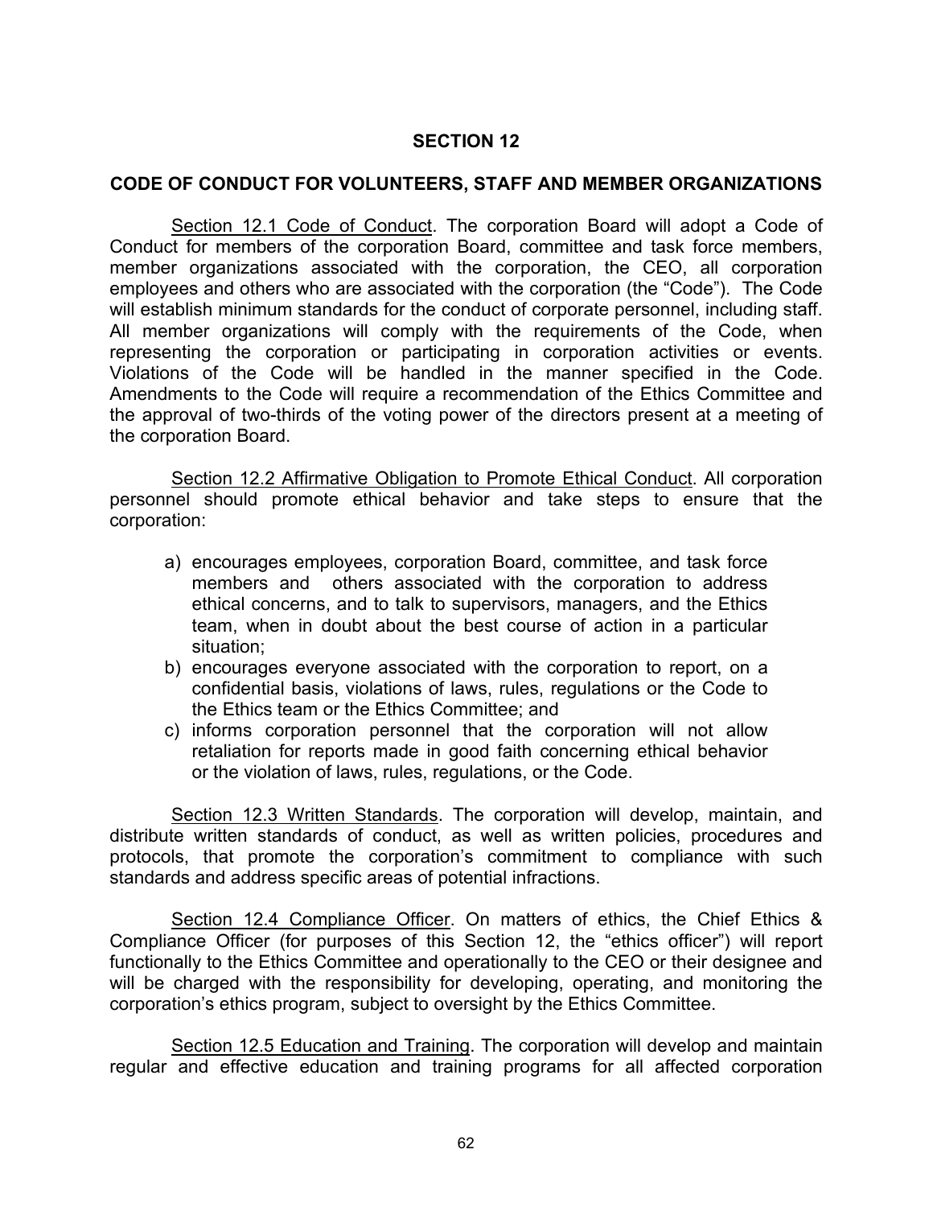## SECTION 12

### CODE OF CONDUCT FOR VOLUNTEERS, STAFF AND MEMBER ORGANIZATIONS

Section 12.1 Code of Conduct. The corporation Board will adopt a Code of Conduct for members of the corporation Board, committee and task force members, member organizations associated with the corporation, the CEO, all corporation employees and others who are associated with the corporation (the "Code"). The Code will establish minimum standards for the conduct of corporate personnel, including staff. All member organizations will comply with the requirements of the Code, when representing the corporation or participating in corporation activities or events. Violations of the Code will be handled in the manner specified in the Code. Amendments to the Code will require a recommendation of the Ethics Committee and the approval of two-thirds of the voting power of the directors present at a meeting of the corporation Board.

Section 12.2 Affirmative Obligation to Promote Ethical Conduct. All corporation personnel should promote ethical behavior and take steps to ensure that the corporation:

a) encourages employees, corporation Board, committee, and task force members and others associated with the corporation to address ethical concerns, and to talk to supervisors, managers, and the Ethics team, when in doubt about the best course of action in a particular situation;
b) encourages everyone associated with the corporation to report, on a confidential basis, violations of laws, rules, regulations or the Code to the Ethics team or the Ethics Committee; and
c) informs corporation personnel that the corporation will not allow retaliation for reports made in good faith concerning ethical behavior or the violation of laws, rules, regulations, or the Code.

Section 12.3 Written Standards. The corporation will develop, maintain, and distribute written standards of conduct, as well as written policies, procedures and protocols, that promote the corporation's commitment to compliance with such standards and address specific areas of potential infractions.

Section 12.4 Compliance Officer. On matters of ethics, the Chief Ethics & Compliance Officer (for purposes of this Section 12, the "ethics officer") will report functionally to the Ethics Committee and operationally to the CEO or their designee and will be charged with the responsibility for developing, operating, and monitoring the corporation's ethics program, subject to oversight by the Ethics Committee.

Section 12.5 Education and Training. The corporation will develop and maintain regular and effective education and training programs for all affected corporation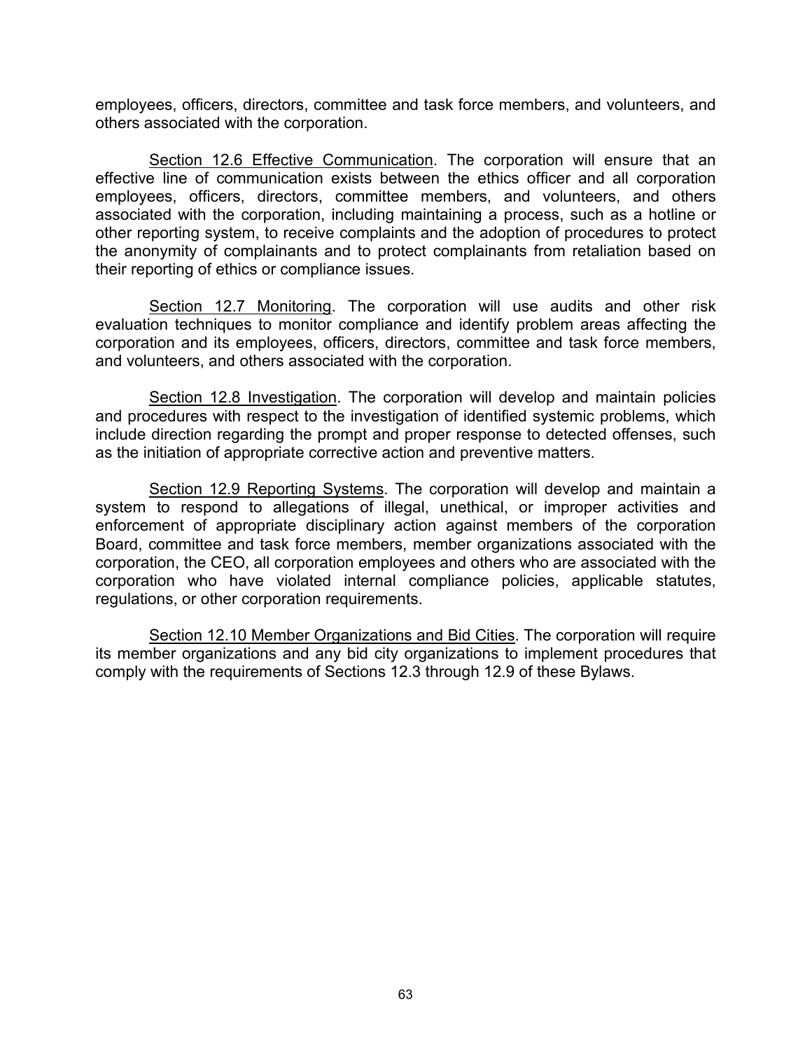employees, officers, directors, committee and task force members, and volunteers, and others associated with the corporation.

Section 12.6 Effective Communication. The corporation will ensure that an effective line of communication exists between the ethics officer and all corporation employees, officers, directors, committee members, and volunteers, and others associated with the corporation, including maintaining a process, such as a hotline or other reporting system, to receive complaints and the adoption of procedures to protect the anonymity of complainants and to protect complainants from retaliation based on their reporting of ethics or compliance issues.

Section 12.7 Monitoring. The corporation will use audits and other risk evaluation techniques to monitor compliance and identify problem areas affecting the corporation and its employees, officers, directors, committee and task force members, and volunteers, and others associated with the corporation.

Section 12.8 Investigation. The corporation will develop and maintain policies and procedures with respect to the investigation of identified systemic problems, which include direction regarding the prompt and proper response to detected offenses, such as the initiation of appropriate corrective action and preventive matters.

Section 12.9 Reporting Systems. The corporation will develop and maintain a system to respond to allegations of illegal, unethical, or improper activities and enforcement of appropriate disciplinary action against members of the corporation Board, committee and task force members, member organizations associated with the corporation, the CEO, all corporation employees and others who are associated with the corporation who have violated internal compliance policies, applicable statutes, regulations, or other corporation requirements.

Section 12.10 Member Organizations and Bid Cities. The corporation will require its member organizations and any bid city organizations to implement procedures that comply with the requirements of Sections 12.3 through 12.9 of these Bylaws.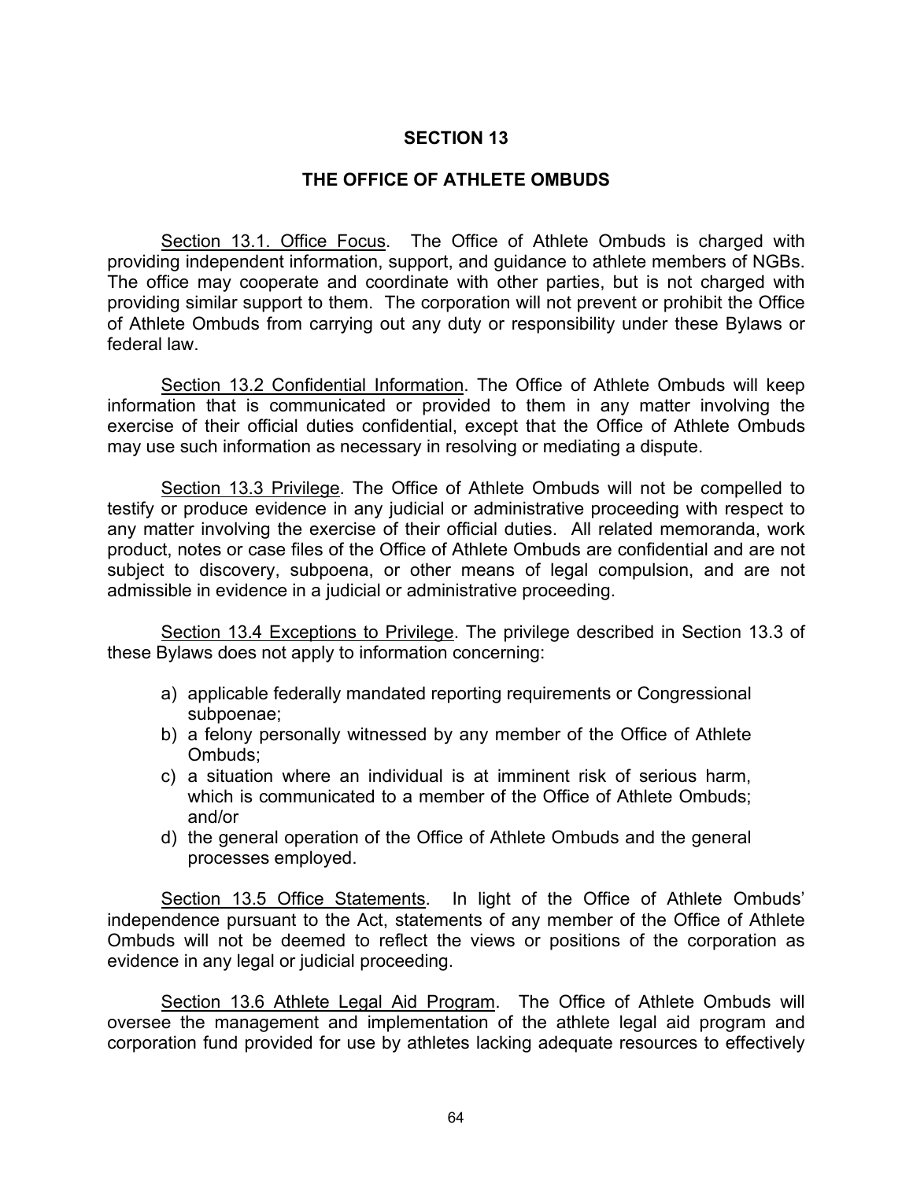# SECTION 13

## THE OFFICE OF ATHLETE OMBUDS

Section 13.1. Office Focus. The Office of Athlete Ombuds is charged with providing independent information, support, and guidance to athlete members of NGBs. The office may cooperate and coordinate with other parties, but is not charged with providing similar support to them. The corporation will not prevent or prohibit the Office of Athlete Ombuds from carrying out any duty or responsibility under these Bylaws or federal law.

Section 13.2 Confidential Information. The Office of Athlete Ombuds will keep information that is communicated or provided to them in any matter involving the exercise of their official duties confidential, except that the Office of Athlete Ombuds may use such information as necessary in resolving or mediating a dispute.

Section 13.3 Privilege. The Office of Athlete Ombuds will not be compelled to testify or produce evidence in any judicial or administrative proceeding with respect to any matter involving the exercise of their official duties. All related memoranda, work product, notes or case files of the Office of Athlete Ombuds are confidential and are not subject to discovery, subpoena, or other means of legal compulsion, and are not admissible in evidence in a judicial or administrative proceeding.

Section 13.4 Exceptions to Privilege. The privilege described in Section 13.3 of these Bylaws does not apply to information concerning:

a) applicable federally mandated reporting requirements or Congressional subpoenae;
b) a felony personally witnessed by any member of the Office of Athlete Ombuds;
c) a situation where an individual is at imminent risk of serious harm, which is communicated to a member of the Office of Athlete Ombuds; and/or
d) the general operation of the Office of Athlete Ombuds and the general processes employed.

Section 13.5 Office Statements. In light of the Office of Athlete Ombuds' independence pursuant to the Act, statements of any member of the Office of Athlete Ombuds will not be deemed to reflect the views or positions of the corporation as evidence in any legal or judicial proceeding.

Section 13.6 Athlete Legal Aid Program. The Office of Athlete Ombuds will oversee the management and implementation of the athlete legal aid program and corporation fund provided for use by athletes lacking adequate resources to effectively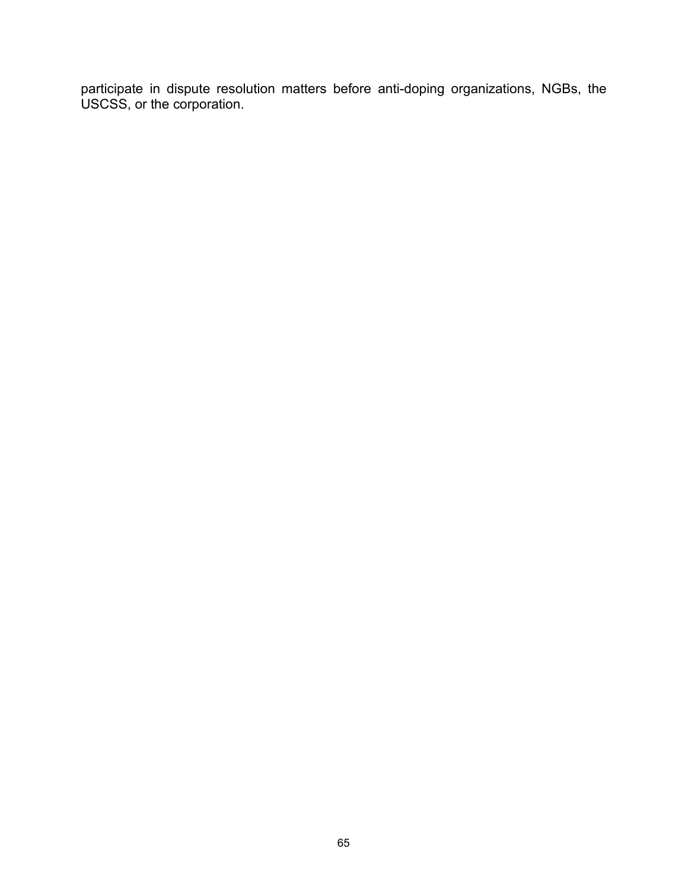participate in dispute resolution matters before anti-doping organizations, NGBs, the USCSS, or the corporation.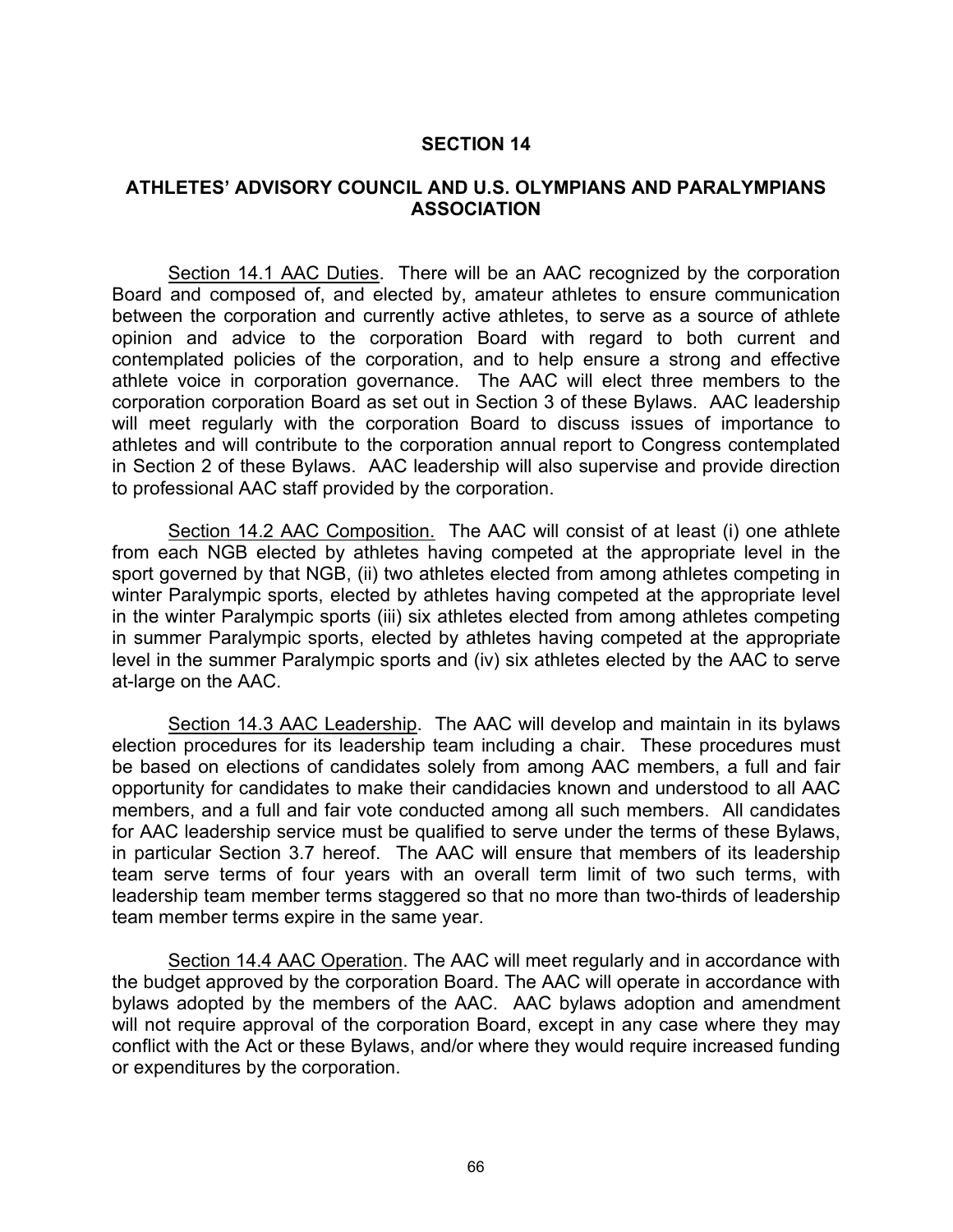# SECTION 14

## ATHLETES' ADVISORY COUNCIL AND U.S. OLYMPIANS AND PARALYMPIANS ASSOCIATION

Section 14.1 AAC Duties. There will be an AAC recognized by the corporation Board and composed of, and elected by, amateur athletes to ensure communication between the corporation and currently active athletes, to serve as a source of athlete opinion and advice to the corporation Board with regard to both current and contemplated policies of the corporation, and to help ensure a strong and effective athlete voice in corporation governance. The AAC will elect three members to the corporation corporation Board as set out in Section 3 of these Bylaws. AAC leadership will meet regularly with the corporation Board to discuss issues of importance to athletes and will contribute to the corporation annual report to Congress contemplated in Section 2 of these Bylaws. AAC leadership will also supervise and provide direction to professional AAC staff provided by the corporation.

Section 14.2 AAC Composition. The AAC will consist of at least (i) one athlete from each NGB elected by athletes having competed at the appropriate level in the sport governed by that NGB, (ii) two athletes elected from among athletes competing in winter Paralympic sports, elected by athletes having competed at the appropriate level in the winter Paralympic sports (iii) six athletes elected from among athletes competing in summer Paralympic sports, elected by athletes having competed at the appropriate level in the summer Paralympic sports and (iv) six athletes elected by the AAC to serve at-large on the AAC.

Section 14.3 AAC Leadership. The AAC will develop and maintain in its bylaws election procedures for its leadership team including a chair. These procedures must be based on elections of candidates solely from among AAC members, a full and fair opportunity for candidates to make their candidacies known and understood to all AAC members, and a full and fair vote conducted among all such members. All candidates for AAC leadership service must be qualified to serve under the terms of these Bylaws, in particular Section 3.7 hereof. The AAC will ensure that members of its leadership team serve terms of four years with an overall term limit of two such terms, with leadership team member terms staggered so that no more than two-thirds of leadership team member terms expire in the same year.

Section 14.4 AAC Operation. The AAC will meet regularly and in accordance with the budget approved by the corporation Board. The AAC will operate in accordance with bylaws adopted by the members of the AAC. AAC bylaws adoption and amendment will not require approval of the corporation Board, except in any case where they may conflict with the Act or these Bylaws, and/or where they would require increased funding or expenditures by the corporation.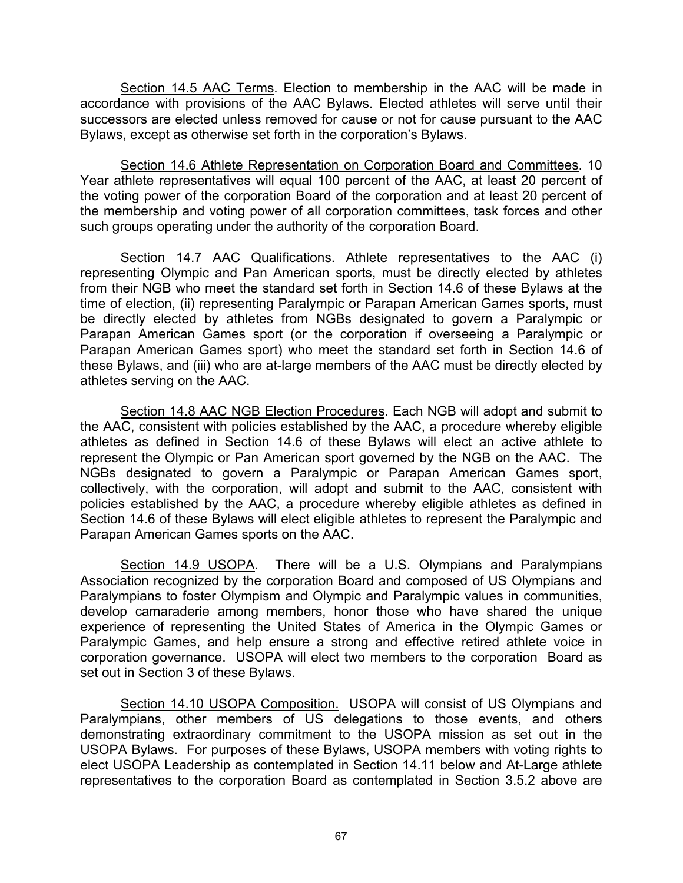<u>Section 14.5 AAC Terms</u>. Election to membership in the AAC will be made in accordance with provisions of the AAC Bylaws. Elected athletes will serve until their successors are elected unless removed for cause or not for cause pursuant to the AAC Bylaws, except as otherwise set forth in the corporation's Bylaws.

<u>Section 14.6 Athlete Representation on Corporation Board and Committees</u>. 10 Year athlete representatives will equal 100 percent of the AAC, at least 20 percent of the voting power of the corporation Board of the corporation and at least 20 percent of the membership and voting power of all corporation committees, task forces and other such groups operating under the authority of the corporation Board.

<u>Section 14.7 AAC Qualifications</u>. Athlete representatives to the AAC (i) representing Olympic and Pan American sports, must be directly elected by athletes from their NGB who meet the standard set forth in Section 14.6 of these Bylaws at the time of election, (ii) representing Paralympic or Parapan American Games sports, must be directly elected by athletes from NGBs designated to govern a Paralympic or Parapan American Games sport (or the corporation if overseeing a Paralympic or Parapan American Games sport) who meet the standard set forth in Section 14.6 of these Bylaws, and (iii) who are at-large members of the AAC must be directly elected by athletes serving on the AAC.

<u>Section 14.8 AAC NGB Election Procedures</u>. Each NGB will adopt and submit to the AAC, consistent with policies established by the AAC, a procedure whereby eligible athletes as defined in Section 14.6 of these Bylaws will elect an active athlete to represent the Olympic or Pan American sport governed by the NGB on the AAC. The NGBs designated to govern a Paralympic or Parapan American Games sport, collectively, with the corporation, will adopt and submit to the AAC, consistent with policies established by the AAC, a procedure whereby eligible athletes as defined in Section 14.6 of these Bylaws will elect eligible athletes to represent the Paralympic and Parapan American Games sports on the AAC.

<u>Section 14.9 USOPA</u>. There will be a U.S. Olympians and Paralympians Association recognized by the corporation Board and composed of US Olympians and Paralympians to foster Olympism and Olympic and Paralympic values in communities, develop camaraderie among members, honor those who have shared the unique experience of representing the United States of America in the Olympic Games or Paralympic Games, and help ensure a strong and effective retired athlete voice in corporation governance. USOPA will elect two members to the corporation Board as set out in Section 3 of these Bylaws.

<u>Section 14.10 USOPA Composition.</u> USOPA will consist of US Olympians and Paralympians, other members of US delegations to those events, and others demonstrating extraordinary commitment to the USOPA mission as set out in the USOPA Bylaws. For purposes of these Bylaws, USOPA members with voting rights to elect USOPA Leadership as contemplated in Section 14.11 below and At-Large athlete representatives to the corporation Board as contemplated in Section 3.5.2 above are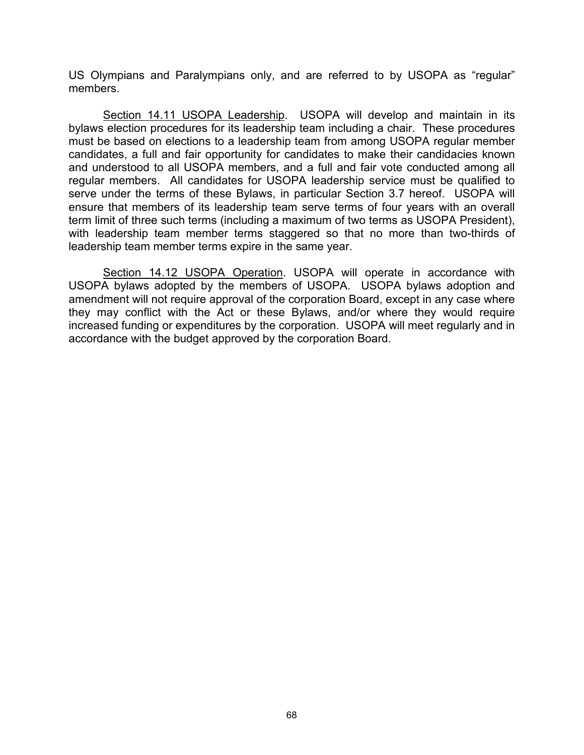US Olympians and Paralympians only, and are referred to by USOPA as “regular” members.

Section 14.11 USOPA Leadership. USOPA will develop and maintain in its bylaws election procedures for its leadership team including a chair. These procedures must be based on elections to a leadership team from among USOPA regular member candidates, a full and fair opportunity for candidates to make their candidacies known and understood to all USOPA members, and a full and fair vote conducted among all regular members. All candidates for USOPA leadership service must be qualified to serve under the terms of these Bylaws, in particular Section 3.7 hereof. USOPA will ensure that members of its leadership team serve terms of four years with an overall term limit of three such terms (including a maximum of two terms as USOPA President), with leadership team member terms staggered so that no more than two-thirds of leadership team member terms expire in the same year.

Section 14.12 USOPA Operation. USOPA will operate in accordance with USOPA bylaws adopted by the members of USOPA. USOPA bylaws adoption and amendment will not require approval of the corporation Board, except in any case where they may conflict with the Act or these Bylaws, and/or where they would require increased funding or expenditures by the corporation. USOPA will meet regularly and in accordance with the budget approved by the corporation Board.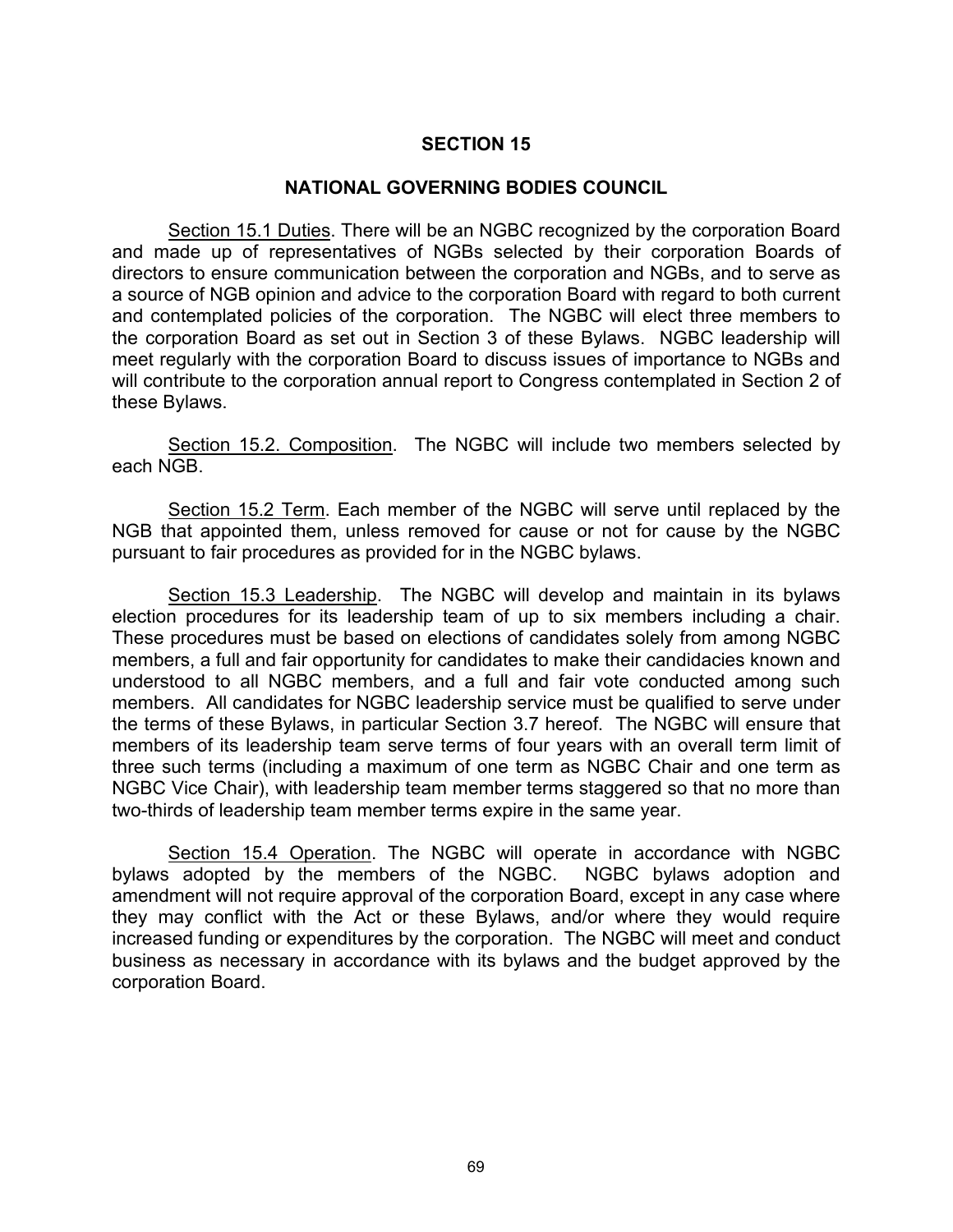# SECTION 15

## NATIONAL GOVERNING BODIES COUNCIL

Section 15.1 Duties. There will be an NGBC recognized by the corporation Board and made up of representatives of NGBs selected by their corporation Boards of directors to ensure communication between the corporation and NGBs, and to serve as a source of NGB opinion and advice to the corporation Board with regard to both current and contemplated policies of the corporation. The NGBC will elect three members to the corporation Board as set out in Section 3 of these Bylaws. NGBC leadership will meet regularly with the corporation Board to discuss issues of importance to NGBs and will contribute to the corporation annual report to Congress contemplated in Section 2 of these Bylaws.

Section 15.2. Composition. The NGBC will include two members selected by each NGB.

Section 15.2 Term. Each member of the NGBC will serve until replaced by the NGB that appointed them, unless removed for cause or not for cause by the NGBC pursuant to fair procedures as provided for in the NGBC bylaws.

Section 15.3 Leadership. The NGBC will develop and maintain in its bylaws election procedures for its leadership team of up to six members including a chair. These procedures must be based on elections of candidates solely from among NGBC members, a full and fair opportunity for candidates to make their candidacies known and understood to all NGBC members, and a full and fair vote conducted among such members. All candidates for NGBC leadership service must be qualified to serve under the terms of these Bylaws, in particular Section 3.7 hereof. The NGBC will ensure that members of its leadership team serve terms of four years with an overall term limit of three such terms (including a maximum of one term as NGBC Chair and one term as NGBC Vice Chair), with leadership team member terms staggered so that no more than two-thirds of leadership team member terms expire in the same year.

Section 15.4 Operation. The NGBC will operate in accordance with NGBC bylaws adopted by the members of the NGBC. NGBC bylaws adoption and amendment will not require approval of the corporation Board, except in any case where they may conflict with the Act or these Bylaws, and/or where they would require increased funding or expenditures by the corporation. The NGBC will meet and conduct business as necessary in accordance with its bylaws and the budget approved by the corporation Board.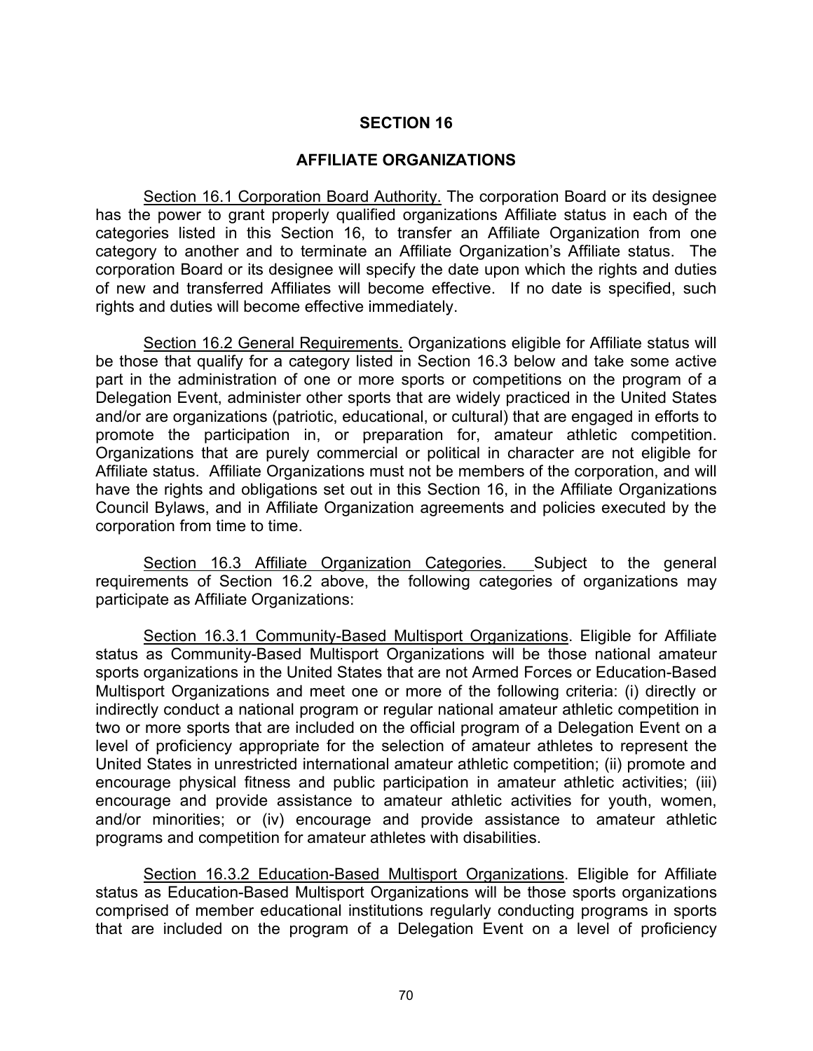## SECTION 16

## AFFILIATE ORGANIZATIONS

Section 16.1 Corporation Board Authority. The corporation Board or its designee has the power to grant properly qualified organizations Affiliate status in each of the categories listed in this Section 16, to transfer an Affiliate Organization from one category to another and to terminate an Affiliate Organization's Affiliate status. The corporation Board or its designee will specify the date upon which the rights and duties of new and transferred Affiliates will become effective. If no date is specified, such rights and duties will become effective immediately.

Section 16.2 General Requirements. Organizations eligible for Affiliate status will be those that qualify for a category listed in Section 16.3 below and take some active part in the administration of one or more sports or competitions on the program of a Delegation Event, administer other sports that are widely practiced in the United States and/or are organizations (patriotic, educational, or cultural) that are engaged in efforts to promote the participation in, or preparation for, amateur athletic competition. Organizations that are purely commercial or political in character are not eligible for Affiliate status. Affiliate Organizations must not be members of the corporation, and will have the rights and obligations set out in this Section 16, in the Affiliate Organizations Council Bylaws, and in Affiliate Organization agreements and policies executed by the corporation from time to time.

Section 16.3 Affiliate Organization Categories. Subject to the general requirements of Section 16.2 above, the following categories of organizations may participate as Affiliate Organizations:

Section 16.3.1 Community-Based Multisport Organizations. Eligible for Affiliate status as Community-Based Multisport Organizations will be those national amateur sports organizations in the United States that are not Armed Forces or Education-Based Multisport Organizations and meet one or more of the following criteria: (i) directly or indirectly conduct a national program or regular national amateur athletic competition in two or more sports that are included on the official program of a Delegation Event on a level of proficiency appropriate for the selection of amateur athletes to represent the United States in unrestricted international amateur athletic competition; (ii) promote and encourage physical fitness and public participation in amateur athletic activities; (iii) encourage and provide assistance to amateur athletic activities for youth, women, and/or minorities; or (iv) encourage and provide assistance to amateur athletic programs and competition for amateur athletes with disabilities.

Section 16.3.2 Education-Based Multisport Organizations. Eligible for Affiliate status as Education-Based Multisport Organizations will be those sports organizations comprised of member educational institutions regularly conducting programs in sports that are included on the program of a Delegation Event on a level of proficiency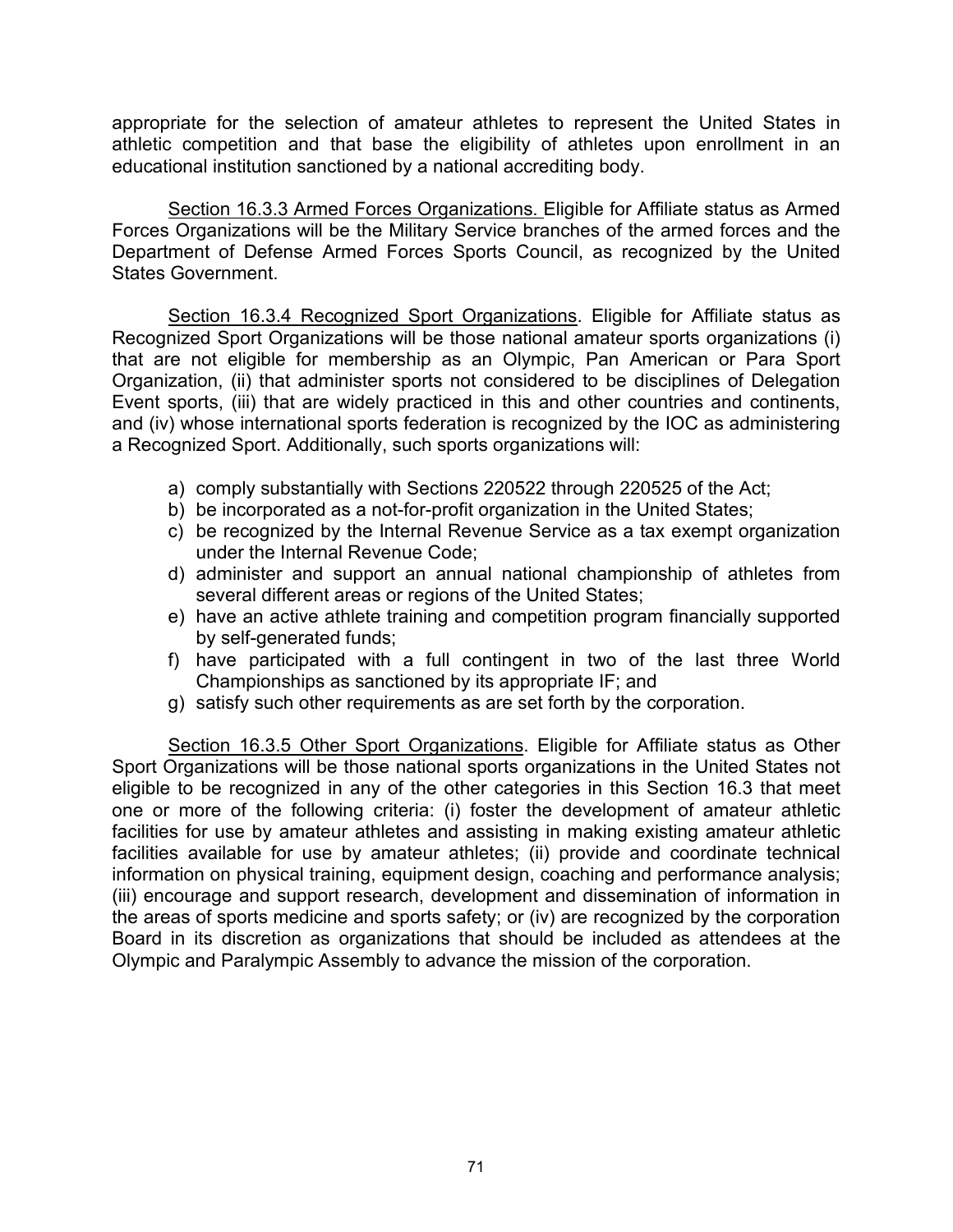appropriate for the selection of amateur athletes to represent the United States in athletic competition and that base the eligibility of athletes upon enrollment in an educational institution sanctioned by a national accrediting body.

Section 16.3.3 Armed Forces Organizations. Eligible for Affiliate status as Armed Forces Organizations will be the Military Service branches of the armed forces and the Department of Defense Armed Forces Sports Council, as recognized by the United States Government.

Section 16.3.4 Recognized Sport Organizations. Eligible for Affiliate status as Recognized Sport Organizations will be those national amateur sports organizations (i) that are not eligible for membership as an Olympic, Pan American or Para Sport Organization, (ii) that administer sports not considered to be disciplines of Delegation Event sports, (iii) that are widely practiced in this and other countries and continents, and (iv) whose international sports federation is recognized by the IOC as administering a Recognized Sport. Additionally, such sports organizations will:

a) comply substantially with Sections 220522 through 220525 of the Act;
b) be incorporated as a not-for-profit organization in the United States;
c) be recognized by the Internal Revenue Service as a tax exempt organization under the Internal Revenue Code;
d) administer and support an annual national championship of athletes from several different areas or regions of the United States;
e) have an active athlete training and competition program financially supported by self-generated funds;
f) have participated with a full contingent in two of the last three World Championships as sanctioned by its appropriate IF; and
g) satisfy such other requirements as are set forth by the corporation.

Section 16.3.5 Other Sport Organizations. Eligible for Affiliate status as Other Sport Organizations will be those national sports organizations in the United States not eligible to be recognized in any of the other categories in this Section 16.3 that meet one or more of the following criteria: (i) foster the development of amateur athletic facilities for use by amateur athletes and assisting in making existing amateur athletic facilities available for use by amateur athletes; (ii) provide and coordinate technical information on physical training, equipment design, coaching and performance analysis; (iii) encourage and support research, development and dissemination of information in the areas of sports medicine and sports safety; or (iv) are recognized by the corporation Board in its discretion as organizations that should be included as attendees at the Olympic and Paralympic Assembly to advance the mission of the corporation.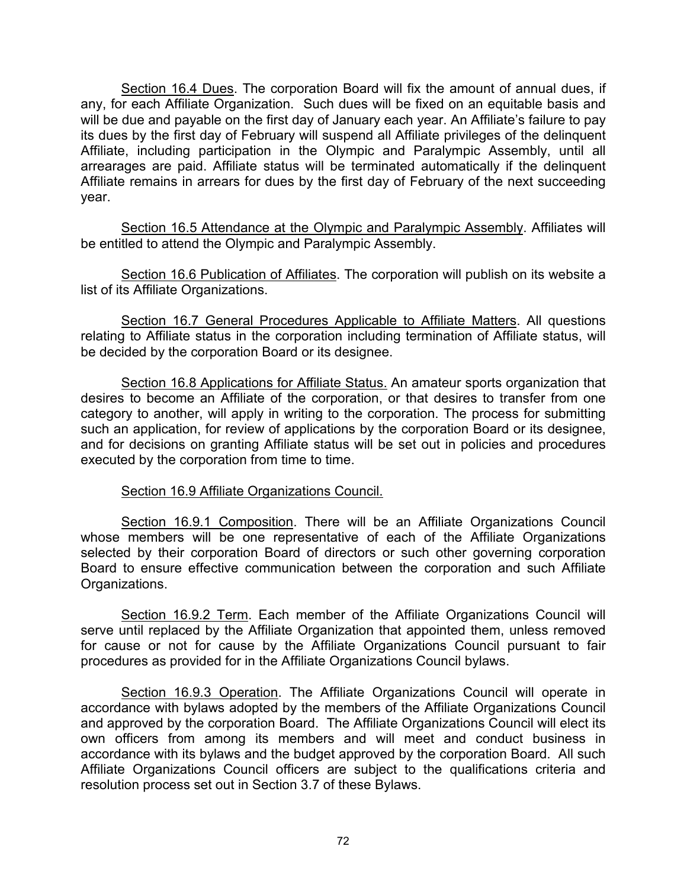<u>Section 16.4 Dues</u>. The corporation Board will fix the amount of annual dues, if any, for each Affiliate Organization. Such dues will be fixed on an equitable basis and will be due and payable on the first day of January each year. An Affiliate's failure to pay its dues by the first day of February will suspend all Affiliate privileges of the delinquent Affiliate, including participation in the Olympic and Paralympic Assembly, until all arrearages are paid. Affiliate status will be terminated automatically if the delinquent Affiliate remains in arrears for dues by the first day of February of the next succeeding year.

<u>Section 16.5 Attendance at the Olympic and Paralympic Assembly</u>. Affiliates will be entitled to attend the Olympic and Paralympic Assembly.

<u>Section 16.6 Publication of Affiliates</u>. The corporation will publish on its website a list of its Affiliate Organizations.

<u>Section 16.7 General Procedures Applicable to Affiliate Matters</u>. All questions relating to Affiliate status in the corporation including termination of Affiliate status, will be decided by the corporation Board or its designee.

<u>Section 16.8 Applications for Affiliate Status.</u> An amateur sports organization that desires to become an Affiliate of the corporation, or that desires to transfer from one category to another, will apply in writing to the corporation. The process for submitting such an application, for review of applications by the corporation Board or its designee, and for decisions on granting Affiliate status will be set out in policies and procedures executed by the corporation from time to time.

<u>Section 16.9 Affiliate Organizations Council.</u>

<u>Section 16.9.1 Composition</u>. There will be an Affiliate Organizations Council whose members will be one representative of each of the Affiliate Organizations selected by their corporation Board of directors or such other governing corporation Board to ensure effective communication between the corporation and such Affiliate Organizations.

<u>Section 16.9.2 Term</u>. Each member of the Affiliate Organizations Council will serve until replaced by the Affiliate Organization that appointed them, unless removed for cause or not for cause by the Affiliate Organizations Council pursuant to fair procedures as provided for in the Affiliate Organizations Council bylaws.

<u>Section 16.9.3 Operation</u>. The Affiliate Organizations Council will operate in accordance with bylaws adopted by the members of the Affiliate Organizations Council and approved by the corporation Board. The Affiliate Organizations Council will elect its own officers from among its members and will meet and conduct business in accordance with its bylaws and the budget approved by the corporation Board. All such Affiliate Organizations Council officers are subject to the qualifications criteria and resolution process set out in Section 3.7 of these Bylaws.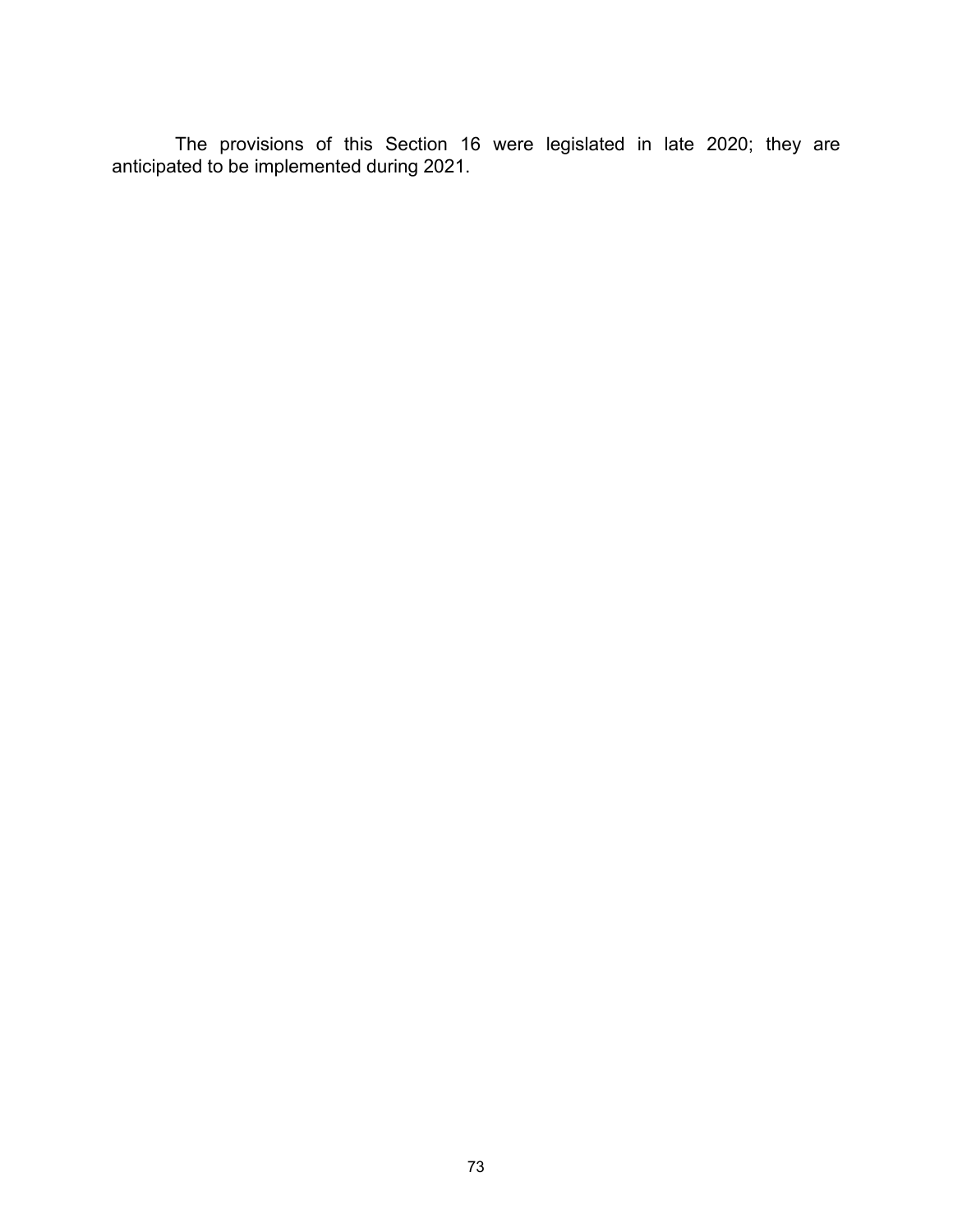The provisions of this Section 16 were legislated in late 2020; they are anticipated to be implemented during 2021.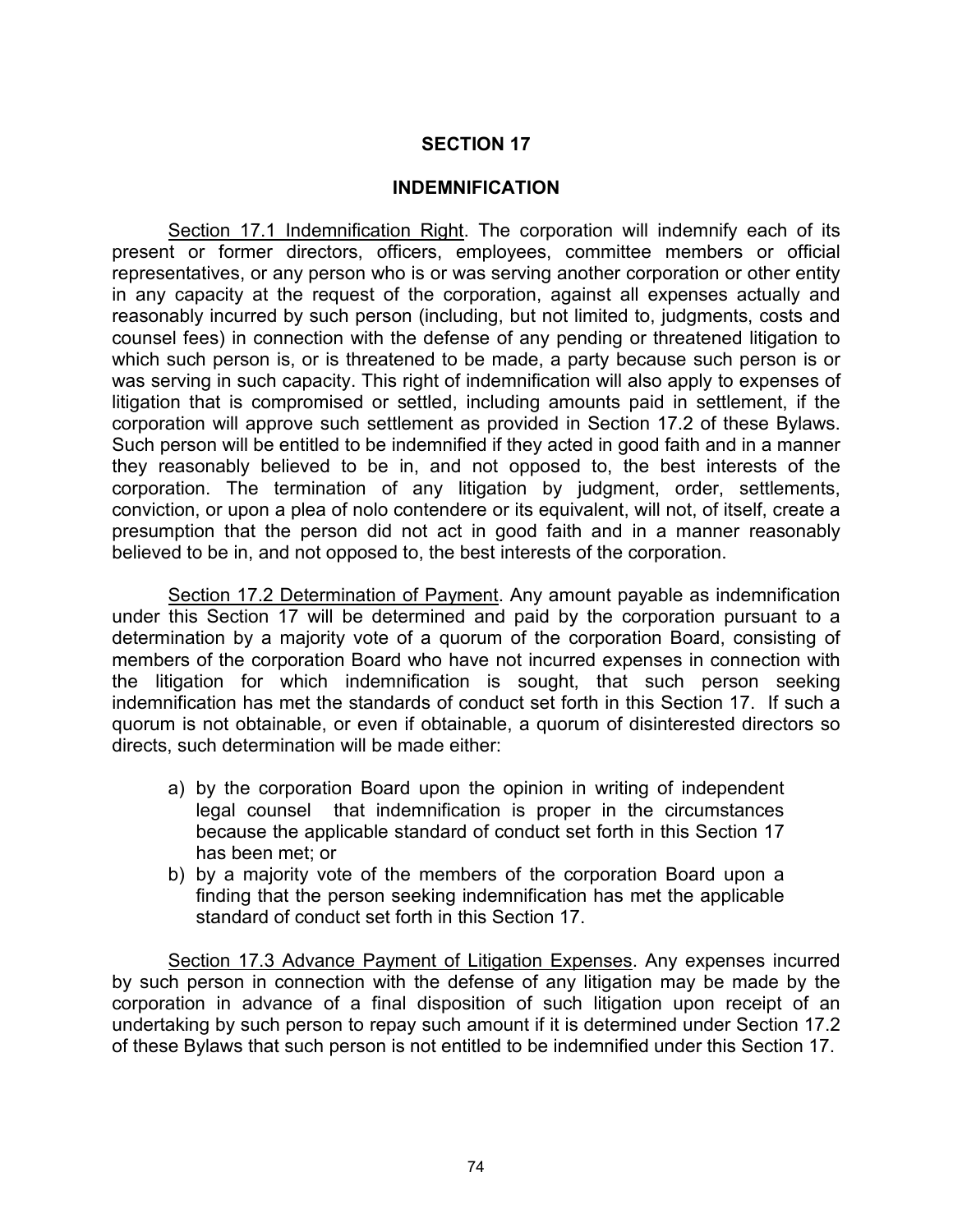## SECTION 17

## INDEMNIFICATION

Section 17.1 Indemnification Right. The corporation will indemnify each of its present or former directors, officers, employees, committee members or official representatives, or any person who is or was serving another corporation or other entity in any capacity at the request of the corporation, against all expenses actually and reasonably incurred by such person (including, but not limited to, judgments, costs and counsel fees) in connection with the defense of any pending or threatened litigation to which such person is, or is threatened to be made, a party because such person is or was serving in such capacity. This right of indemnification will also apply to expenses of litigation that is compromised or settled, including amounts paid in settlement, if the corporation will approve such settlement as provided in Section 17.2 of these Bylaws. Such person will be entitled to be indemnified if they acted in good faith and in a manner they reasonably believed to be in, and not opposed to, the best interests of the corporation. The termination of any litigation by judgment, order, settlements, conviction, or upon a plea of nolo contendere or its equivalent, will not, of itself, create a presumption that the person did not act in good faith and in a manner reasonably believed to be in, and not opposed to, the best interests of the corporation.

Section 17.2 Determination of Payment. Any amount payable as indemnification under this Section 17 will be determined and paid by the corporation pursuant to a determination by a majority vote of a quorum of the corporation Board, consisting of members of the corporation Board who have not incurred expenses in connection with the litigation for which indemnification is sought, that such person seeking indemnification has met the standards of conduct set forth in this Section 17. If such a quorum is not obtainable, or even if obtainable, a quorum of disinterested directors so directs, such determination will be made either:

a) by the corporation Board upon the opinion in writing of independent legal counsel that indemnification is proper in the circumstances because the applicable standard of conduct set forth in this Section 17 has been met; or
b) by a majority vote of the members of the corporation Board upon a finding that the person seeking indemnification has met the applicable standard of conduct set forth in this Section 17.

Section 17.3 Advance Payment of Litigation Expenses. Any expenses incurred by such person in connection with the defense of any litigation may be made by the corporation in advance of a final disposition of such litigation upon receipt of an undertaking by such person to repay such amount if it is determined under Section 17.2 of these Bylaws that such person is not entitled to be indemnified under this Section 17.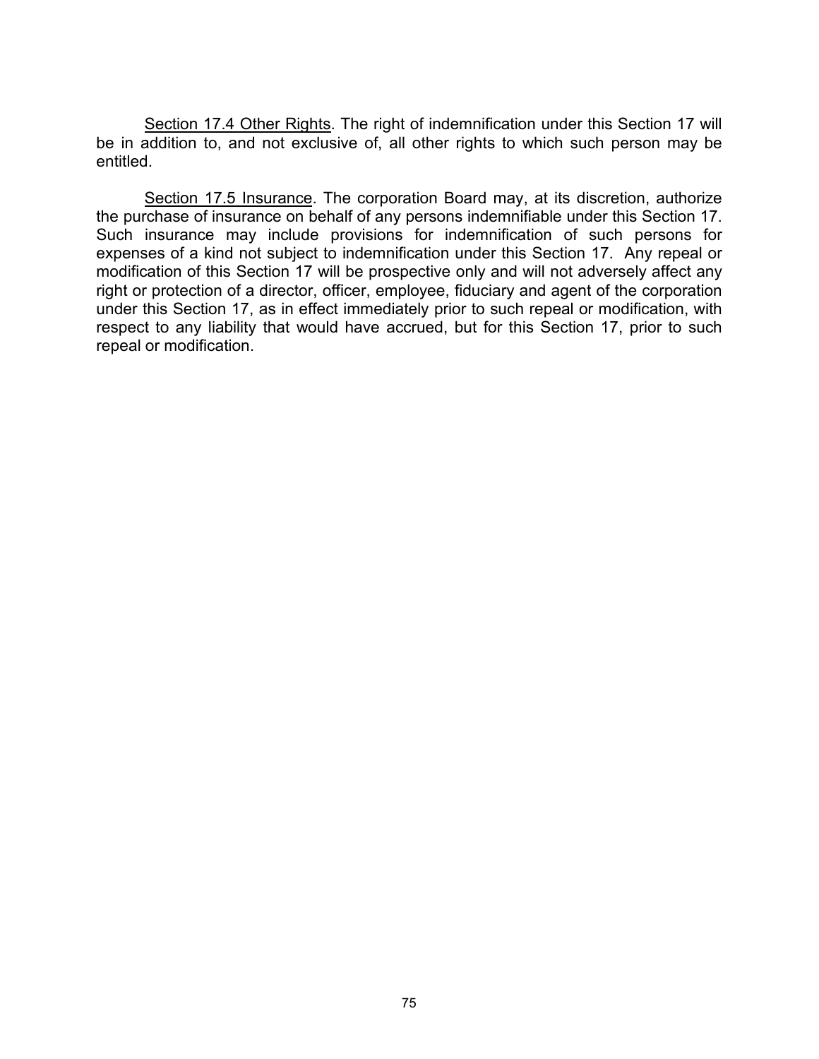<u>Section 17.4 Other Rights</u>. The right of indemnification under this Section 17 will be in addition to, and not exclusive of, all other rights to which such person may be entitled.

<u>Section 17.5 Insurance</u>. The corporation Board may, at its discretion, authorize the purchase of insurance on behalf of any persons indemnifiable under this Section 17. Such insurance may include provisions for indemnification of such persons for expenses of a kind not subject to indemnification under this Section 17. Any repeal or modification of this Section 17 will be prospective only and will not adversely affect any right or protection of a director, officer, employee, fiduciary and agent of the corporation under this Section 17, as in effect immediately prior to such repeal or modification, with respect to any liability that would have accrued, but for this Section 17, prior to such repeal or modification.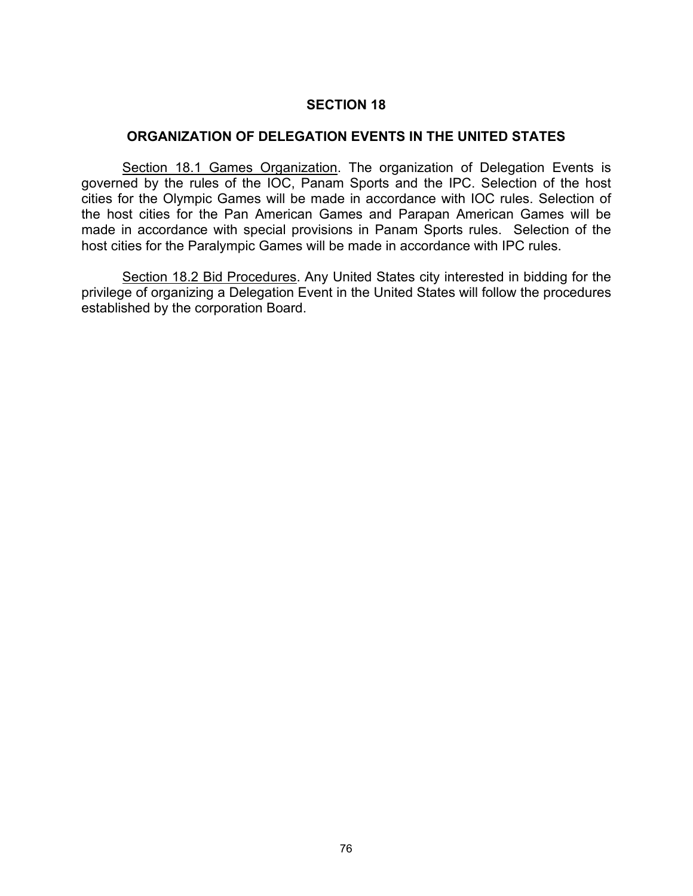## SECTION 18

## ORGANIZATION OF DELEGATION EVENTS IN THE UNITED STATES

Section 18.1 Games Organization. The organization of Delegation Events is governed by the rules of the IOC, Panam Sports and the IPC. Selection of the host cities for the Olympic Games will be made in accordance with IOC rules. Selection of the host cities for the Pan American Games and Parapan American Games will be made in accordance with special provisions in Panam Sports rules. Selection of the host cities for the Paralympic Games will be made in accordance with IPC rules.

Section 18.2 Bid Procedures. Any United States city interested in bidding for the privilege of organizing a Delegation Event in the United States will follow the procedures established by the corporation Board.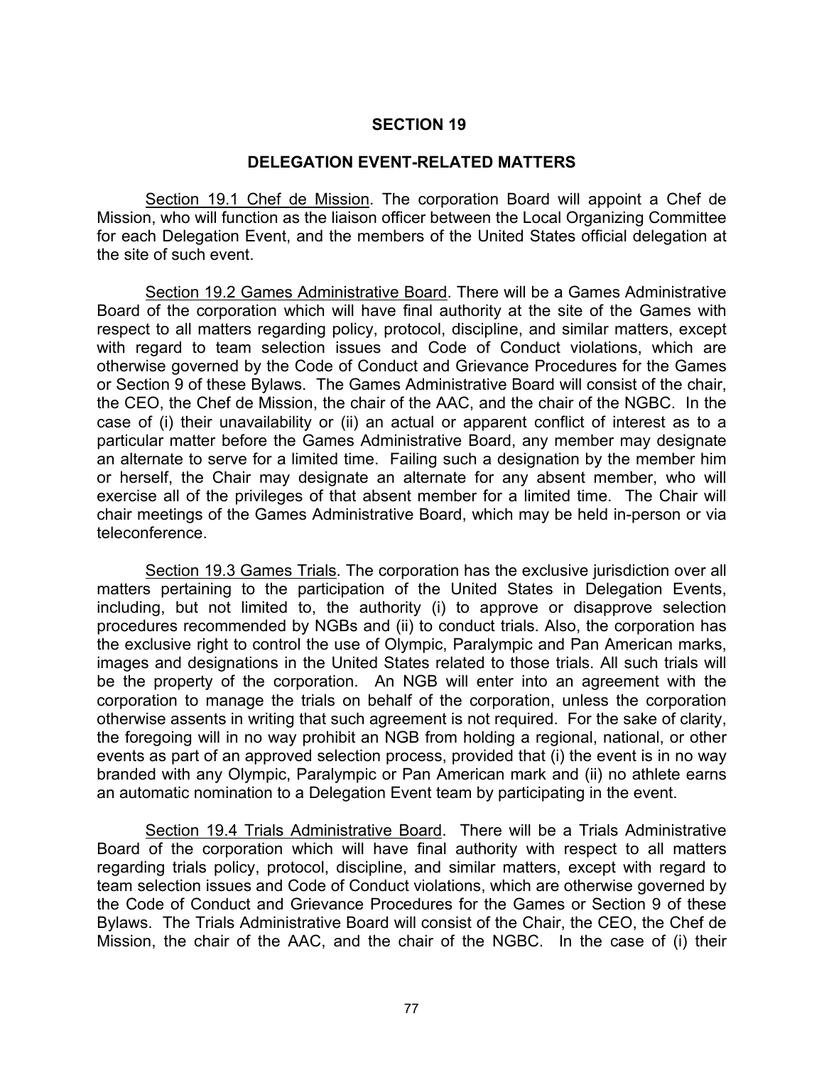## SECTION 19

## DELEGATION EVENT-RELATED MATTERS

Section 19.1 Chef de Mission. The corporation Board will appoint a Chef de Mission, who will function as the liaison officer between the Local Organizing Committee for each Delegation Event, and the members of the United States official delegation at the site of such event.

Section 19.2 Games Administrative Board. There will be a Games Administrative Board of the corporation which will have final authority at the site of the Games with respect to all matters regarding policy, protocol, discipline, and similar matters, except with regard to team selection issues and Code of Conduct violations, which are otherwise governed by the Code of Conduct and Grievance Procedures for the Games or Section 9 of these Bylaws. The Games Administrative Board will consist of the chair, the CEO, the Chef de Mission, the chair of the AAC, and the chair of the NGBC. In the case of (i) their unavailability or (ii) an actual or apparent conflict of interest as to a particular matter before the Games Administrative Board, any member may designate an alternate to serve for a limited time. Failing such a designation by the member him or herself, the Chair may designate an alternate for any absent member, who will exercise all of the privileges of that absent member for a limited time. The Chair will chair meetings of the Games Administrative Board, which may be held in-person or via teleconference.

Section 19.3 Games Trials. The corporation has the exclusive jurisdiction over all matters pertaining to the participation of the United States in Delegation Events, including, but not limited to, the authority (i) to approve or disapprove selection procedures recommended by NGBs and (ii) to conduct trials. Also, the corporation has the exclusive right to control the use of Olympic, Paralympic and Pan American marks, images and designations in the United States related to those trials. All such trials will be the property of the corporation. An NGB will enter into an agreement with the corporation to manage the trials on behalf of the corporation, unless the corporation otherwise assents in writing that such agreement is not required. For the sake of clarity, the foregoing will in no way prohibit an NGB from holding a regional, national, or other events as part of an approved selection process, provided that (i) the event is in no way branded with any Olympic, Paralympic or Pan American mark and (ii) no athlete earns an automatic nomination to a Delegation Event team by participating in the event.

Section 19.4 Trials Administrative Board. There will be a Trials Administrative Board of the corporation which will have final authority with respect to all matters regarding trials policy, protocol, discipline, and similar matters, except with regard to team selection issues and Code of Conduct violations, which are otherwise governed by the Code of Conduct and Grievance Procedures for the Games or Section 9 of these Bylaws. The Trials Administrative Board will consist of the Chair, the CEO, the Chef de Mission, the chair of the AAC, and the chair of the NGBC. In the case of (i) their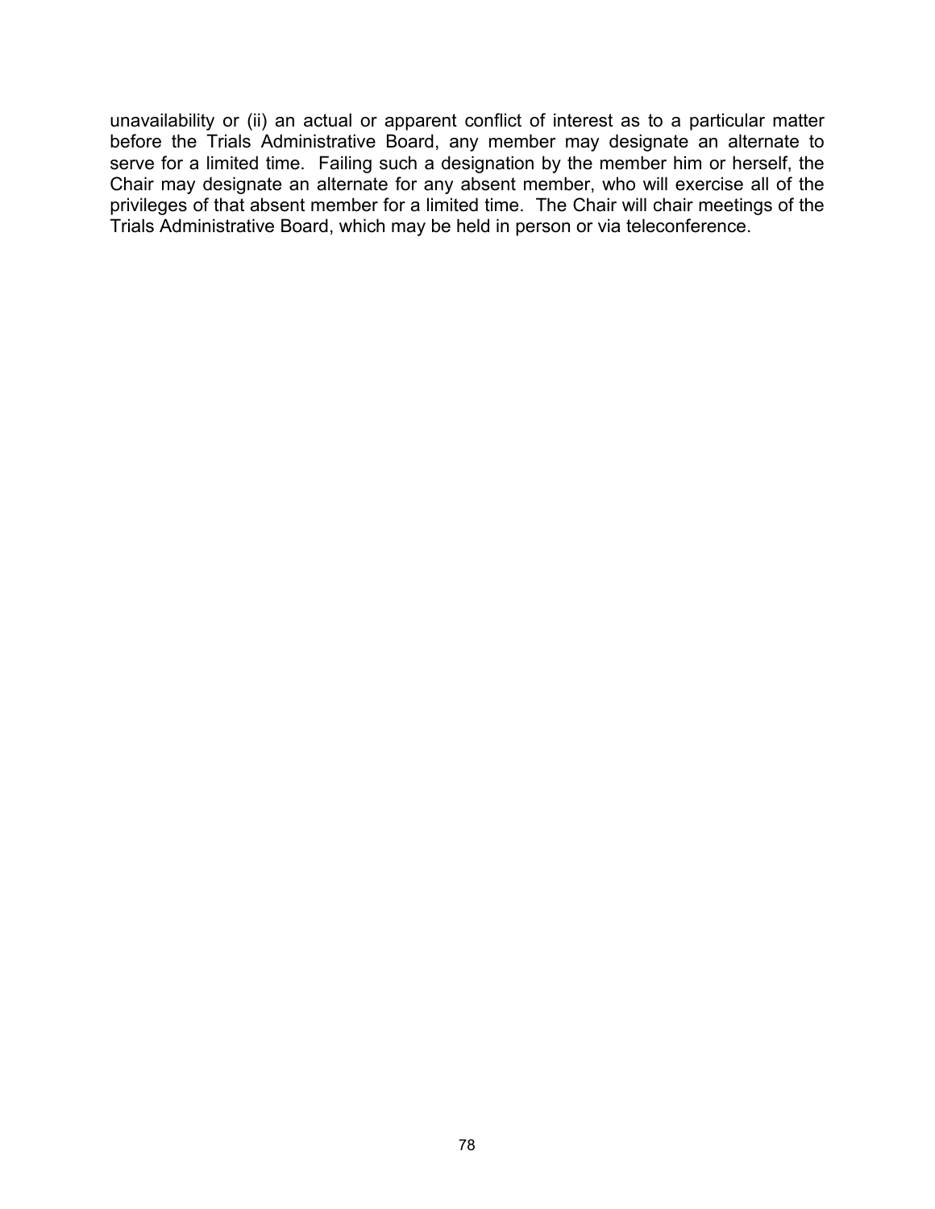unavailability or (ii) an actual or apparent conflict of interest as to a particular matter before the Trials Administrative Board, any member may designate an alternate to serve for a limited time. Failing such a designation by the member him or herself, the Chair may designate an alternate for any absent member, who will exercise all of the privileges of that absent member for a limited time. The Chair will chair meetings of the Trials Administrative Board, which may be held in person or via teleconference.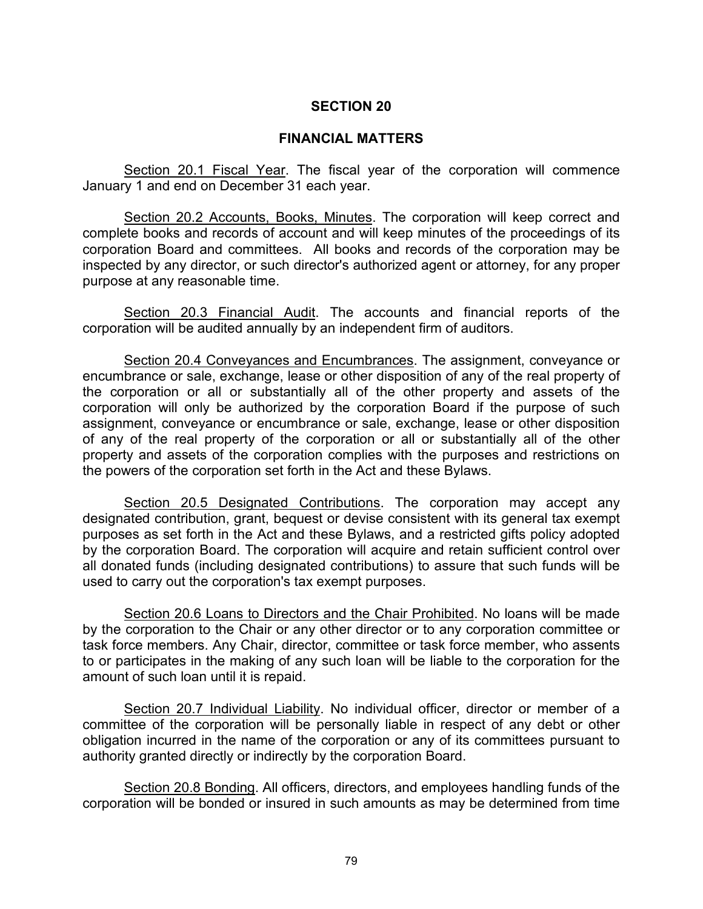## SECTION 20

## FINANCIAL MATTERS

Section 20.1 Fiscal Year. The fiscal year of the corporation will commence January 1 and end on December 31 each year.

Section 20.2 Accounts, Books, Minutes. The corporation will keep correct and complete books and records of account and will keep minutes of the proceedings of its corporation Board and committees. All books and records of the corporation may be inspected by any director, or such director's authorized agent or attorney, for any proper purpose at any reasonable time.

Section 20.3 Financial Audit. The accounts and financial reports of the corporation will be audited annually by an independent firm of auditors.

Section 20.4 Conveyances and Encumbrances. The assignment, conveyance or encumbrance or sale, exchange, lease or other disposition of any of the real property of the corporation or all or substantially all of the other property and assets of the corporation will only be authorized by the corporation Board if the purpose of such assignment, conveyance or encumbrance or sale, exchange, lease or other disposition of any of the real property of the corporation or all or substantially all of the other property and assets of the corporation complies with the purposes and restrictions on the powers of the corporation set forth in the Act and these Bylaws.

Section 20.5 Designated Contributions. The corporation may accept any designated contribution, grant, bequest or devise consistent with its general tax exempt purposes as set forth in the Act and these Bylaws, and a restricted gifts policy adopted by the corporation Board. The corporation will acquire and retain sufficient control over all donated funds (including designated contributions) to assure that such funds will be used to carry out the corporation's tax exempt purposes.

Section 20.6 Loans to Directors and the Chair Prohibited. No loans will be made by the corporation to the Chair or any other director or to any corporation committee or task force members. Any Chair, director, committee or task force member, who assents to or participates in the making of any such loan will be liable to the corporation for the amount of such loan until it is repaid.

Section 20.7 Individual Liability. No individual officer, director or member of a committee of the corporation will be personally liable in respect of any debt or other obligation incurred in the name of the corporation or any of its committees pursuant to authority granted directly or indirectly by the corporation Board.

Section 20.8 Bonding. All officers, directors, and employees handling funds of the corporation will be bonded or insured in such amounts as may be determined from time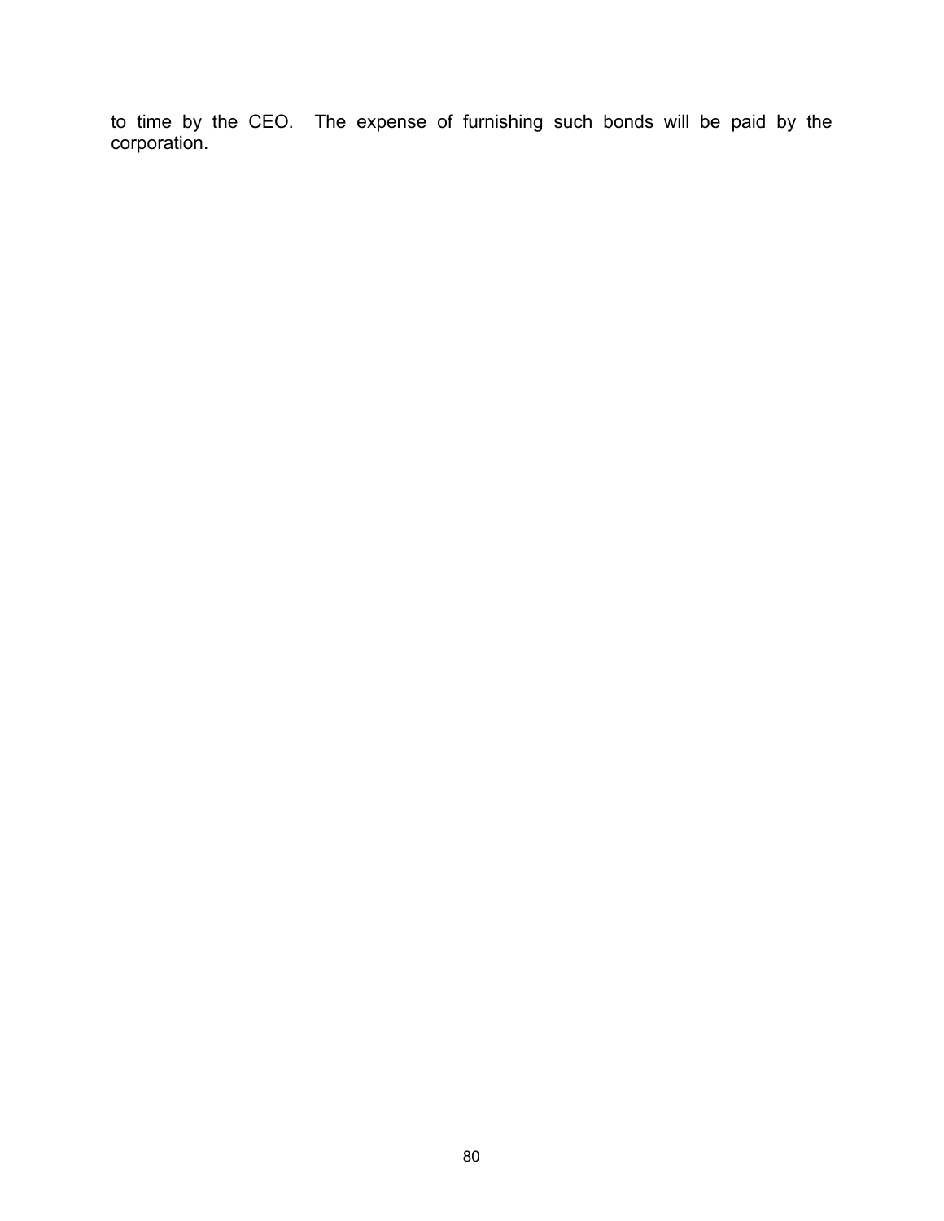to time by the CEO. The expense of furnishing such bonds will be paid by the corporation.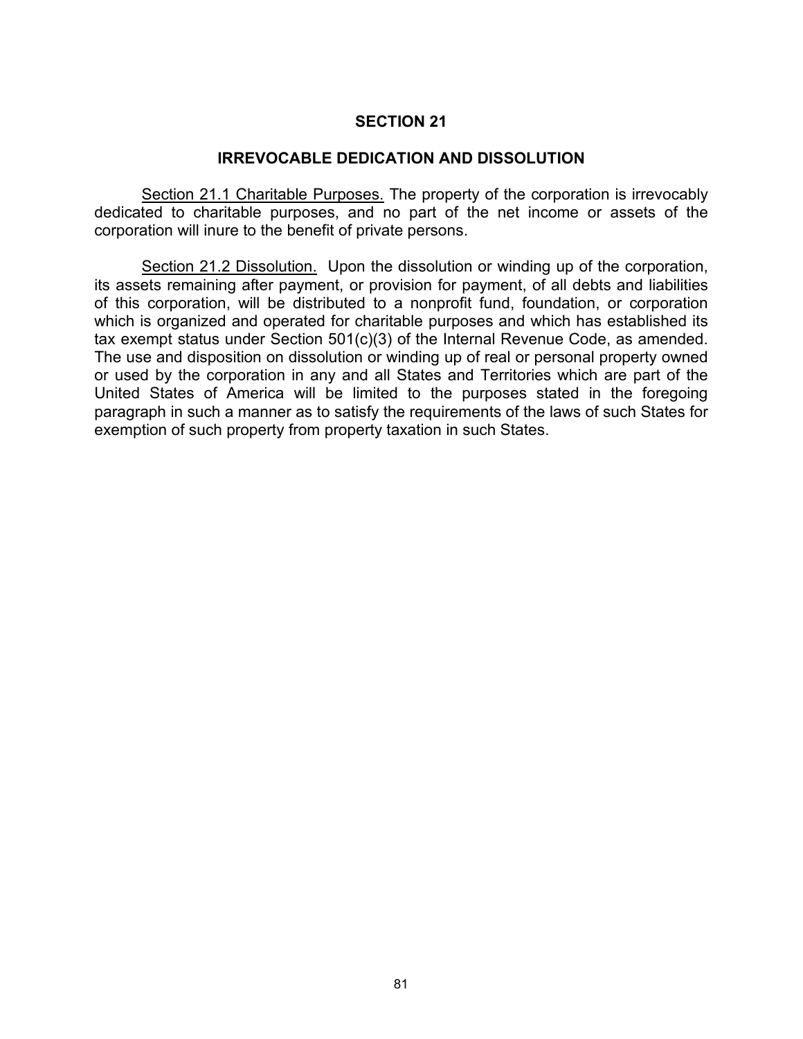## SECTION 21

## IRREVOCABLE DEDICATION AND DISSOLUTION

Section 21.1 Charitable Purposes. The property of the corporation is irrevocably dedicated to charitable purposes, and no part of the net income or assets of the corporation will inure to the benefit of private persons.

Section 21.2 Dissolution. Upon the dissolution or winding up of the corporation, its assets remaining after payment, or provision for payment, of all debts and liabilities of this corporation, will be distributed to a nonprofit fund, foundation, or corporation which is organized and operated for charitable purposes and which has established its tax exempt status under Section 501(c)(3) of the Internal Revenue Code, as amended. The use and disposition on dissolution or winding up of real or personal property owned or used by the corporation in any and all States and Territories which are part of the United States of America will be limited to the purposes stated in the foregoing paragraph in such a manner as to satisfy the requirements of the laws of such States for exemption of such property from property taxation in such States.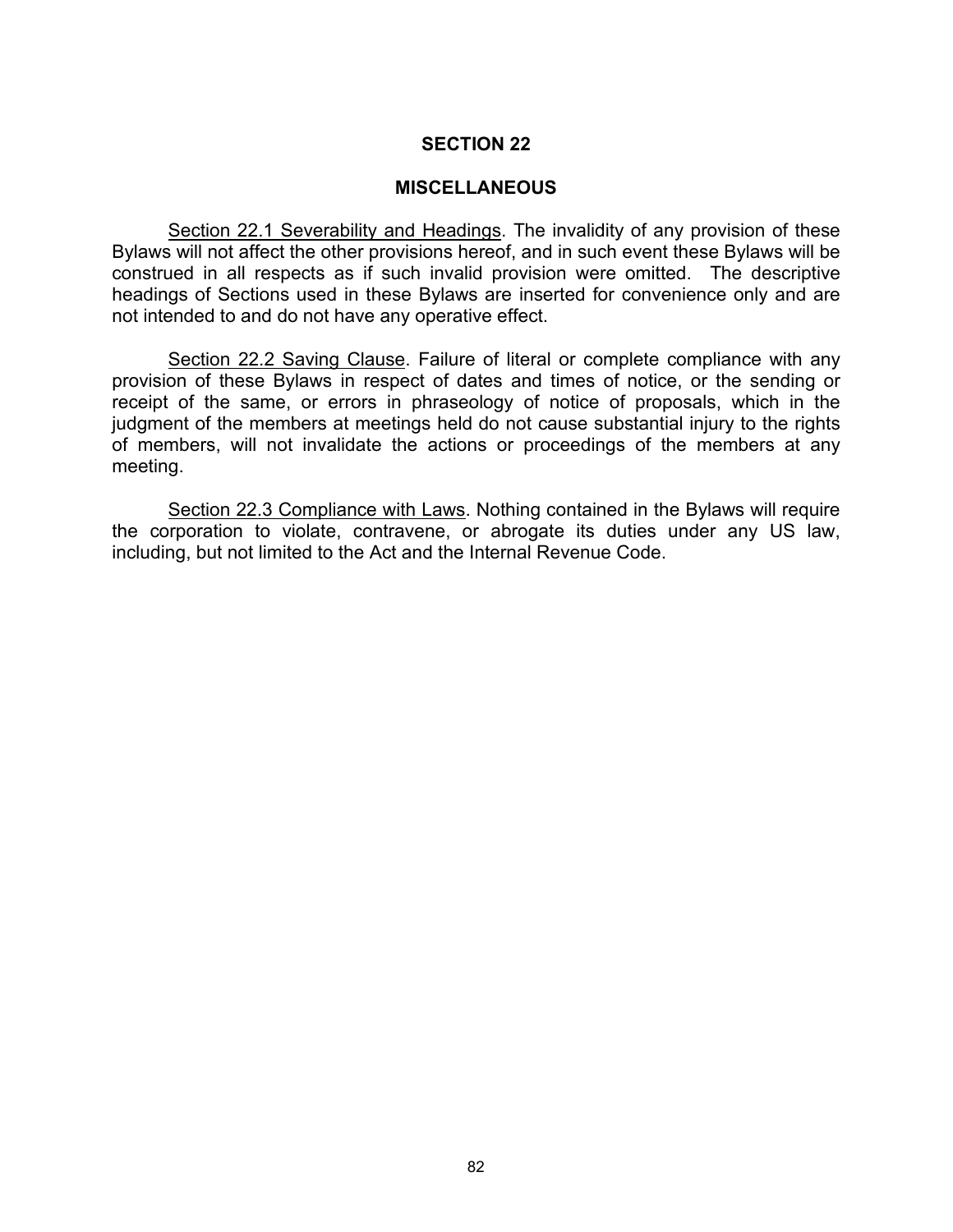## SECTION 22

## MISCELLANEOUS

Section 22.1 Severability and Headings. The invalidity of any provision of these Bylaws will not affect the other provisions hereof, and in such event these Bylaws will be construed in all respects as if such invalid provision were omitted. The descriptive headings of Sections used in these Bylaws are inserted for convenience only and are not intended to and do not have any operative effect.

Section 22.2 Saving Clause. Failure of literal or complete compliance with any provision of these Bylaws in respect of dates and times of notice, or the sending or receipt of the same, or errors in phraseology of notice of proposals, which in the judgment of the members at meetings held do not cause substantial injury to the rights of members, will not invalidate the actions or proceedings of the members at any meeting.

Section 22.3 Compliance with Laws. Nothing contained in the Bylaws will require the corporation to violate, contravene, or abrogate its duties under any US law, including, but not limited to the Act and the Internal Revenue Code.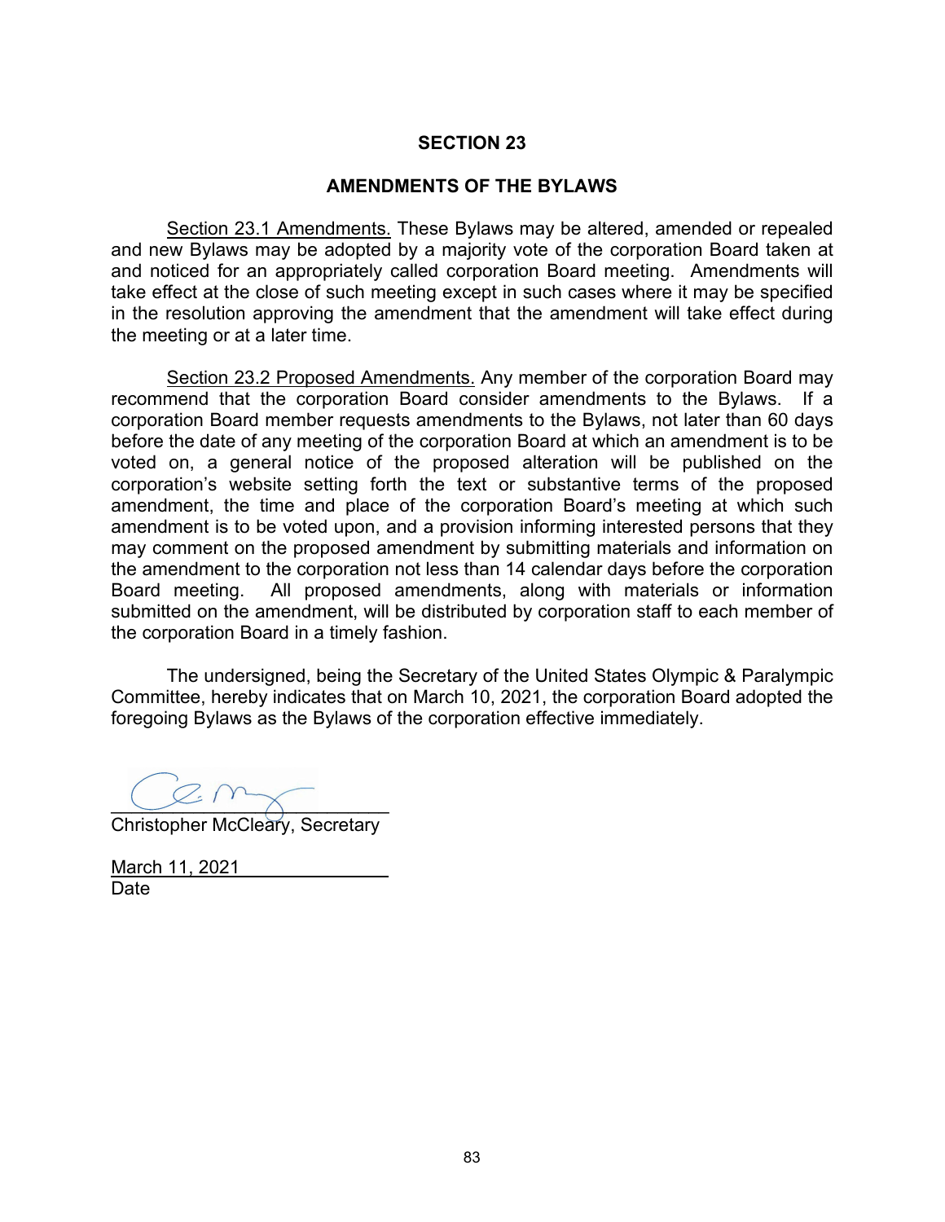## SECTION 23

## AMENDMENTS OF THE BYLAWS

Section 23.1 Amendments. These Bylaws may be altered, amended or repealed and new Bylaws may be adopted by a majority vote of the corporation Board taken at and noticed for an appropriately called corporation Board meeting. Amendments will take effect at the close of such meeting except in such cases where it may be specified in the resolution approving the amendment that the amendment will take effect during the meeting or at a later time.

Section 23.2 Proposed Amendments. Any member of the corporation Board may recommend that the corporation Board consider amendments to the Bylaws. If a corporation Board member requests amendments to the Bylaws, not later than 60 days before the date of any meeting of the corporation Board at which an amendment is to be voted on, a general notice of the proposed alteration will be published on the corporation's website setting forth the text or substantive terms of the proposed amendment, the time and place of the corporation Board's meeting at which such amendment is to be voted upon, and a provision informing interested persons that they may comment on the proposed amendment by submitting materials and information on the amendment to the corporation not less than 14 calendar days before the corporation Board meeting. All proposed amendments, along with materials or information submitted on the amendment, will be distributed by corporation staff to each member of the corporation Board in a timely fashion.

The undersigned, being the Secretary of the United States Olympic & Paralympic Committee, hereby indicates that on March 10, 2021, the corporation Board adopted the foregoing Bylaws as the Bylaws of the corporation effective immediately.

Christopher McCleary, Secretary

March 11, 2021
Date